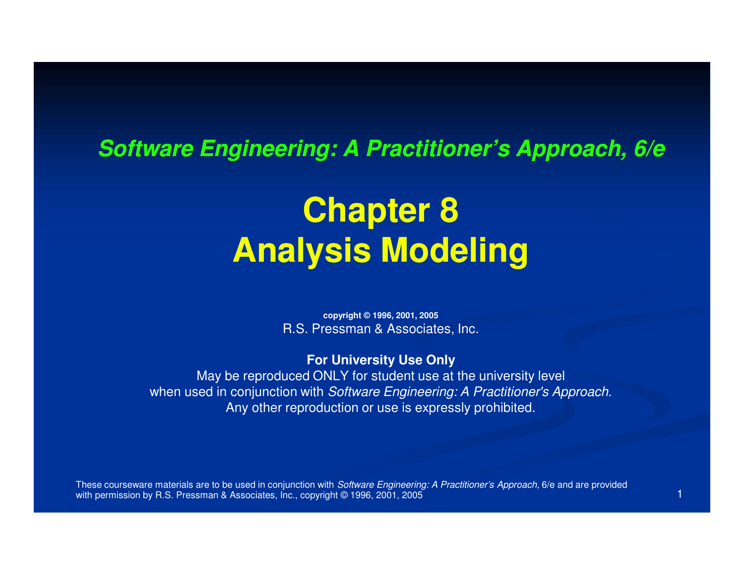***Software Engineering: A Practitioner's Approach, 6/e***

# Chapter 8
# Analysis Modeling

**copyright © 1996, 2001, 2005**
R.S. Pressman & Associates, Inc.

**For University Use Only**
May be reproduced ONLY for student use at the university level
when used in conjunction with *Software Engineering: A Practitioner's Approach.*
Any other reproduction or use is expressly prohibited.

These courseware materials are to be used in conjunction with *Software Engineering: A Practitioner's Approach,* 6/e and are provided with permission by R.S. Pressman & Associates, Inc., copyright © 1996, 2001, 2005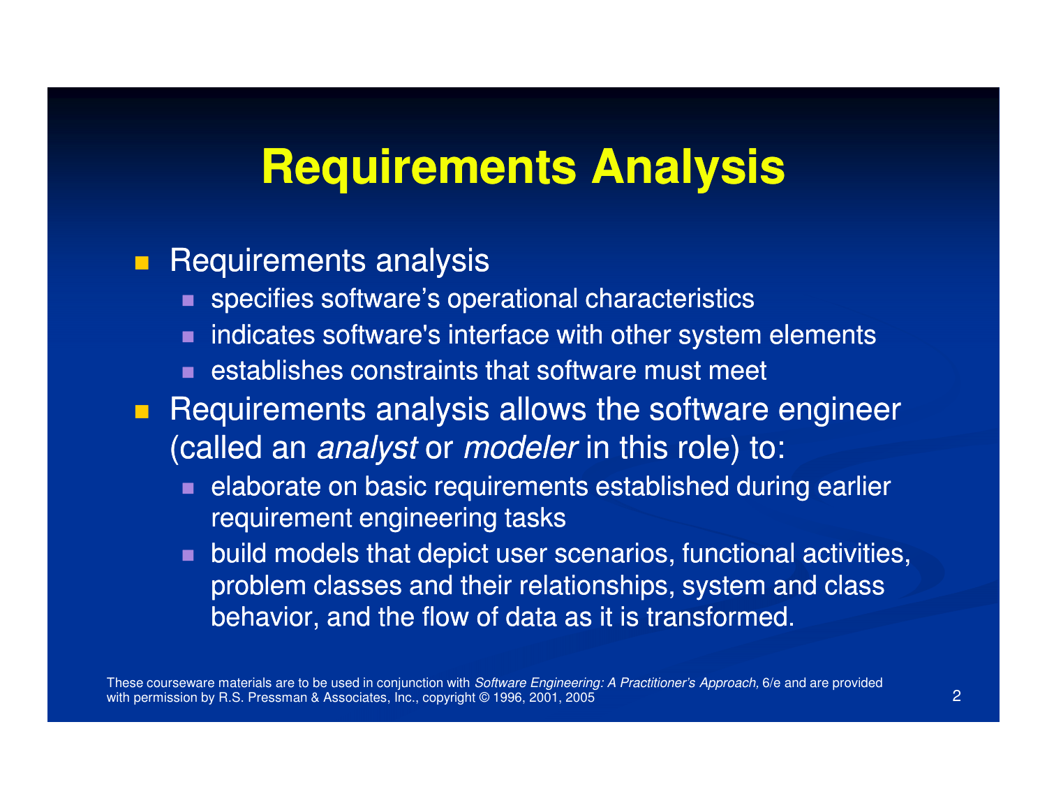# Requirements Analysis

- Requirements analysis
  - specifies software's operational characteristics
  - indicates software's interface with other system elements
  - establishes constraints that software must meet
- Requirements analysis allows the software engineer (called an *analyst* or *modeler* in this role) to:
  - elaborate on basic requirements established during earlier requirement engineering tasks
  - build models that depict user scenarios, functional activities, problem classes and their relationships, system and class behavior, and the flow of data as it is transformed.

These courseware materials are to be used in conjunction with *Software Engineering: A Practitioner's Approach,* 6/e and are provided with permission by R.S. Pressman & Associates, Inc., copyright © 1996, 2001, 2005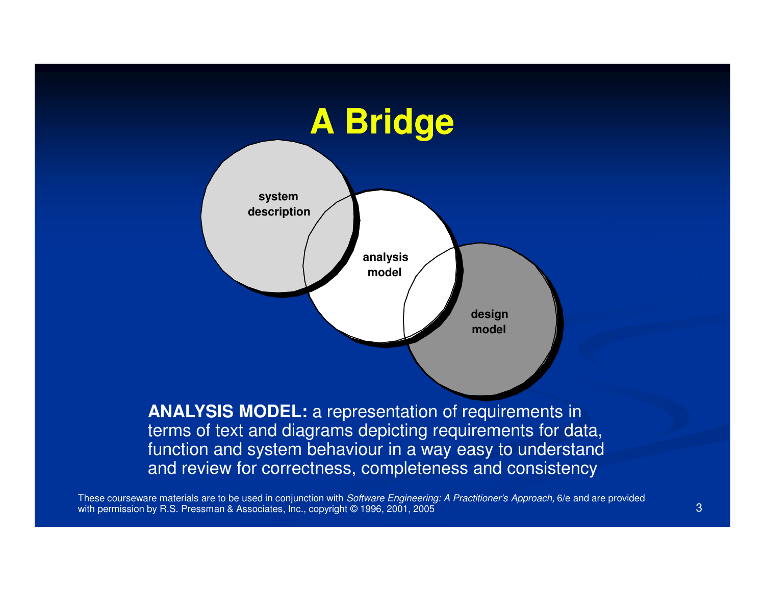# A Bridge

system description

analysis model

design model

**ANALYSIS MODEL:** a representation of requirements in terms of text and diagrams depicting requirements for data, function and system behaviour in a way easy to understand and review for correctness, completeness and consistency

These courseware materials are to be used in conjunction with *Software Engineering: A Practitioner's Approach,* 6/e and are provided with permission by R.S. Pressman & Associates, Inc., copyright © 1996, 2001, 2005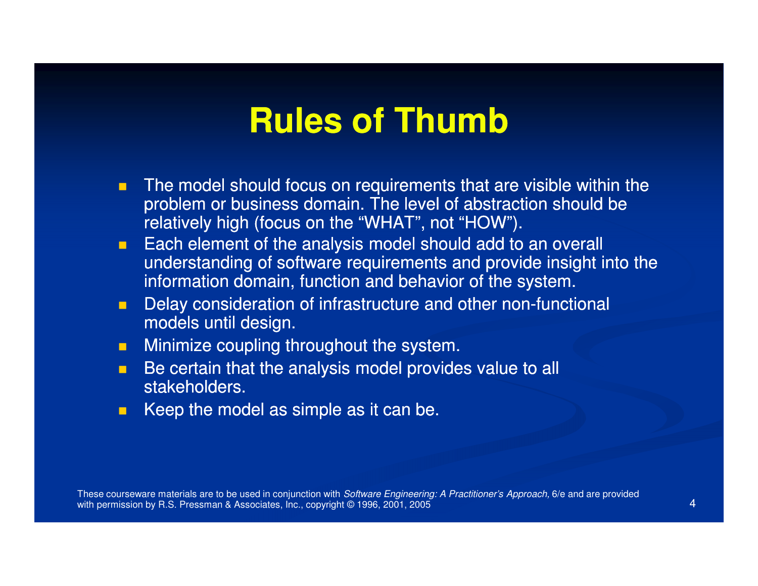# Rules of Thumb

- The model should focus on requirements that are visible within the problem or business domain. The level of abstraction should be relatively high (focus on the "WHAT", not "HOW").
- Each element of the analysis model should add to an overall understanding of software requirements and provide insight into the information domain, function and behavior of the system.
- Delay consideration of infrastructure and other non-functional models until design.
- Minimize coupling throughout the system.
- Be certain that the analysis model provides value to all stakeholders.
- Keep the model as simple as it can be.

These courseware materials are to be used in conjunction with *Software Engineering: A Practitioner's Approach,* 6/e and are provided with permission by R.S. Pressman & Associates, Inc., copyright © 1996, 2001, 2005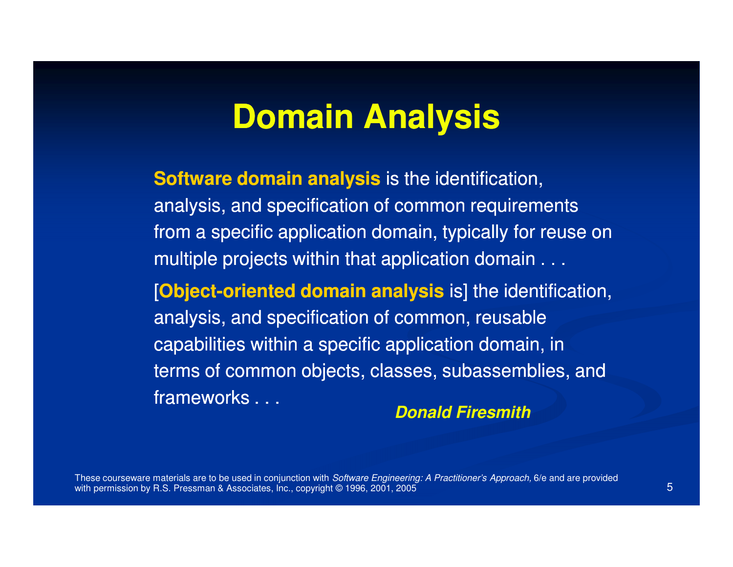# Domain Analysis

**Software domain analysis** is the identification, analysis, and specification of common requirements from a specific application domain, typically for reuse on multiple projects within that application domain . . .

[**Object-oriented domain analysis** is] the identification, analysis, and specification of common, reusable capabilities within a specific application domain, in terms of common objects, classes, subassemblies, and frameworks . . .

***Donald Firesmith***

These courseware materials are to be used in conjunction with *Software Engineering: A Practitioner's Approach,* 6/e and are provided with permission by R.S. Pressman & Associates, Inc., copyright © 1996, 2001, 2005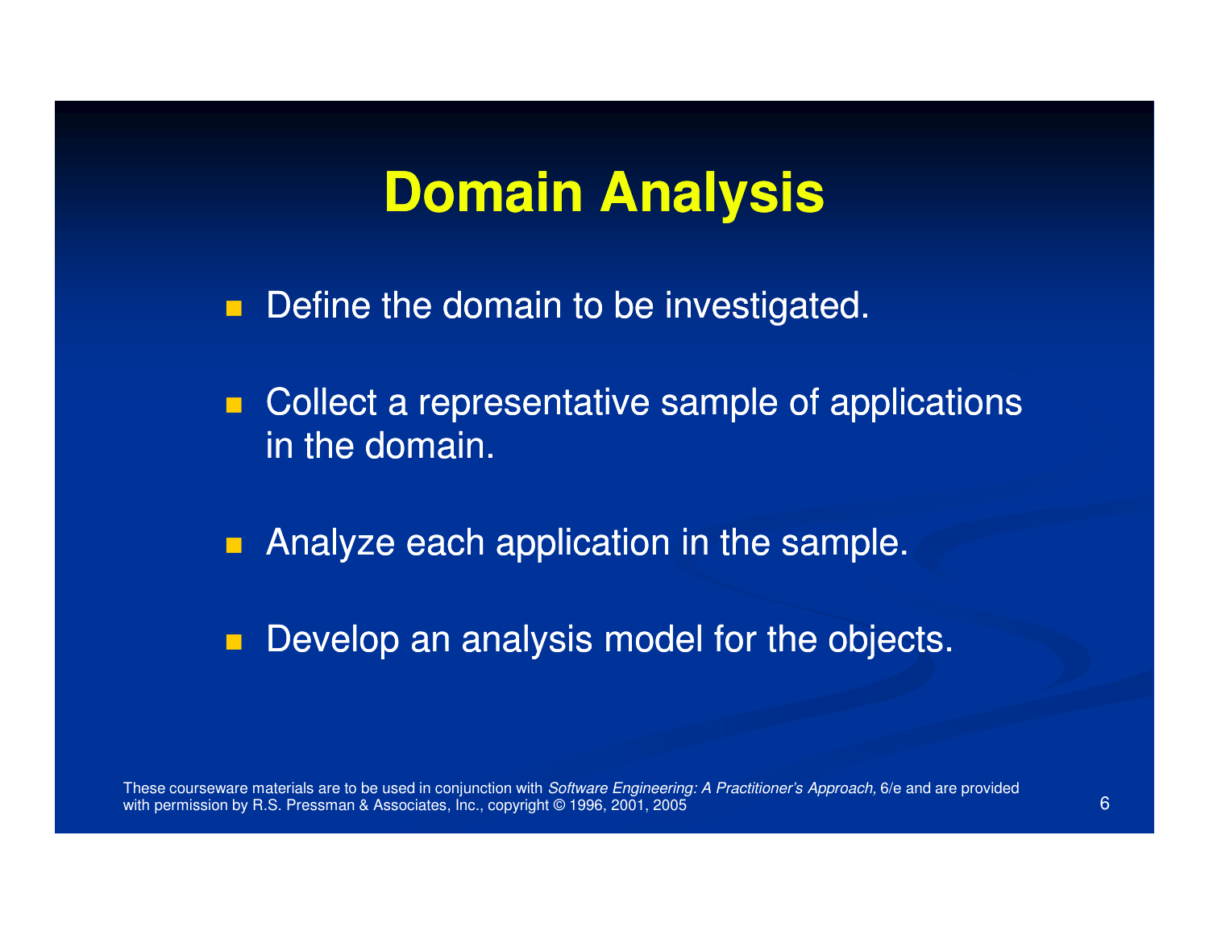# Domain Analysis

- Define the domain to be investigated.
- Collect a representative sample of applications in the domain.
- Analyze each application in the sample.
- Develop an analysis model for the objects.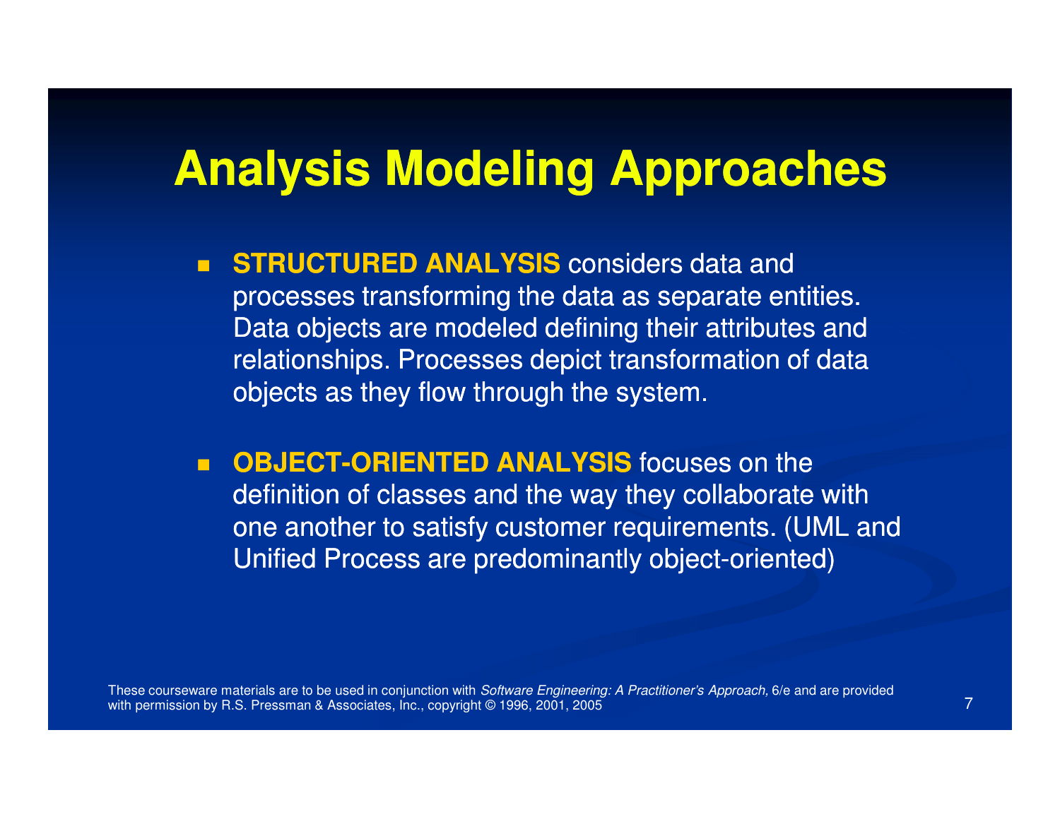# Analysis Modeling Approaches

- **STRUCTURED ANALYSIS** considers data and processes transforming the data as separate entities. Data objects are modeled defining their attributes and relationships. Processes depict transformation of data objects as they flow through the system.

- **OBJECT-ORIENTED ANALYSIS** focuses on the definition of classes and the way they collaborate with one another to satisfy customer requirements. (UML and Unified Process are predominantly object-oriented)

These courseware materials are to be used in conjunction with *Software Engineering: A Practitioner's Approach,* 6/e and are provided with permission by R.S. Pressman & Associates, Inc., copyright © 1996, 2001, 2005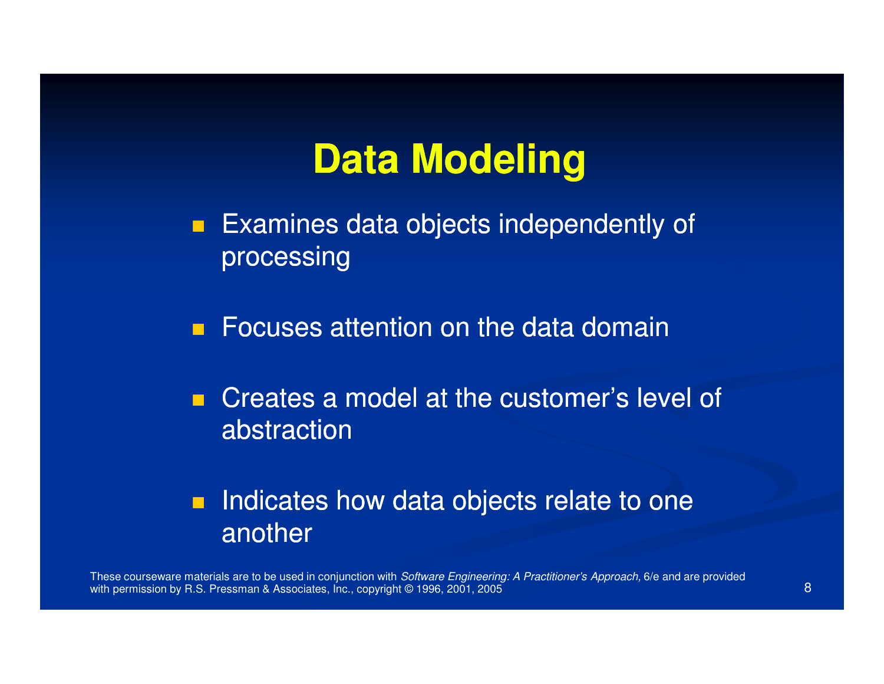# Data Modeling

- Examines data objects independently of processing
- Focuses attention on the data domain
- Creates a model at the customer's level of abstraction
- Indicates how data objects relate to one another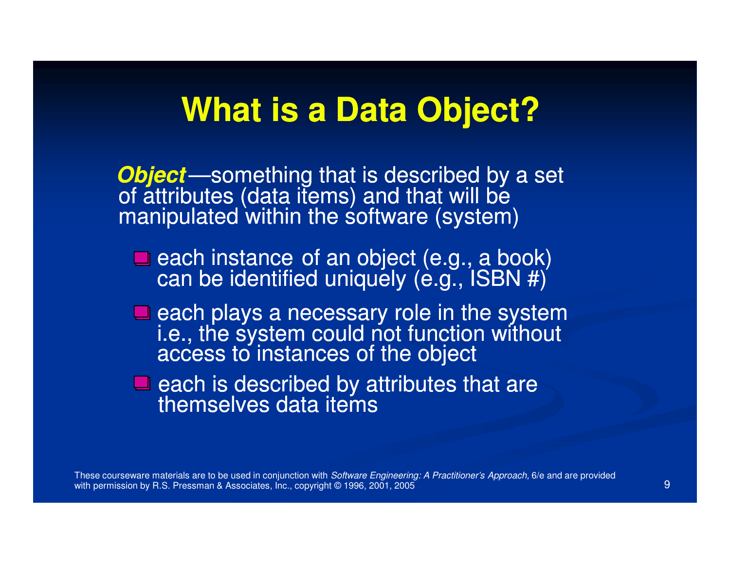# What is a Data Object?

***Object***—something that is described by a set of attributes (data items) and that will be manipulated within the software (system)

- each instance of an object (e.g., a book) can be identified uniquely (e.g., ISBN #)
- each plays a necessary role in the system i.e., the system could not function without access to instances of the object
- each is described by attributes that are themselves data items

These courseware materials are to be used in conjunction with *Software Engineering: A Practitioner's Approach,* 6/e and are provided with permission by R.S. Pressman & Associates, Inc., copyright © 1996, 2001, 2005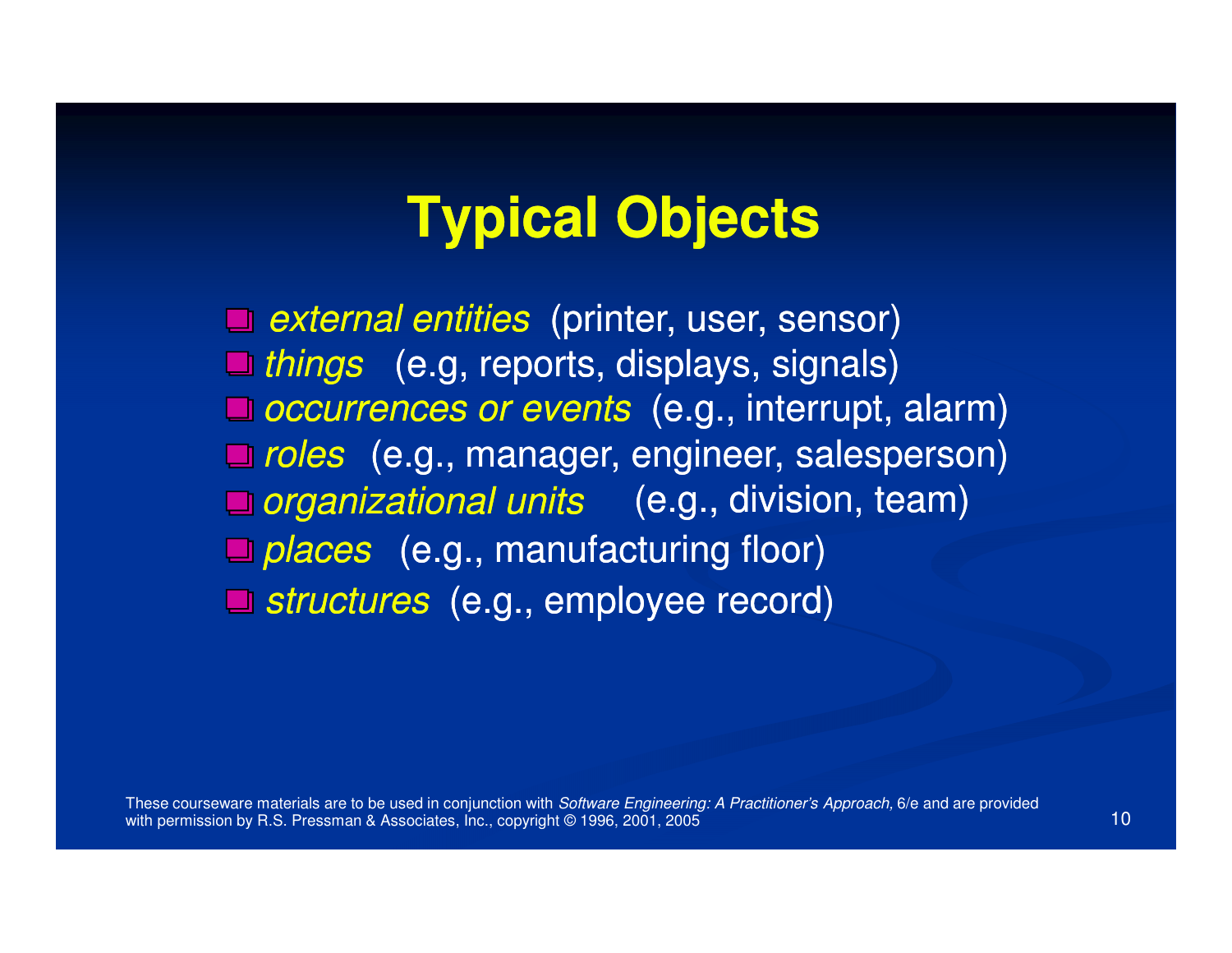# Typical Objects

- *external entities* (printer, user, sensor)
- *things* (e.g, reports, displays, signals)
- *occurrences or events* (e.g., interrupt, alarm)
- *roles* (e.g., manager, engineer, salesperson)
- *organizational units* (e.g., division, team)
- *places* (e.g., manufacturing floor)
- *structures* (e.g., employee record)

These courseware materials are to be used in conjunction with *Software Engineering: A Practitioner's Approach,* 6/e and are provided with permission by R.S. Pressman & Associates, Inc., copyright © 1996, 2001, 2005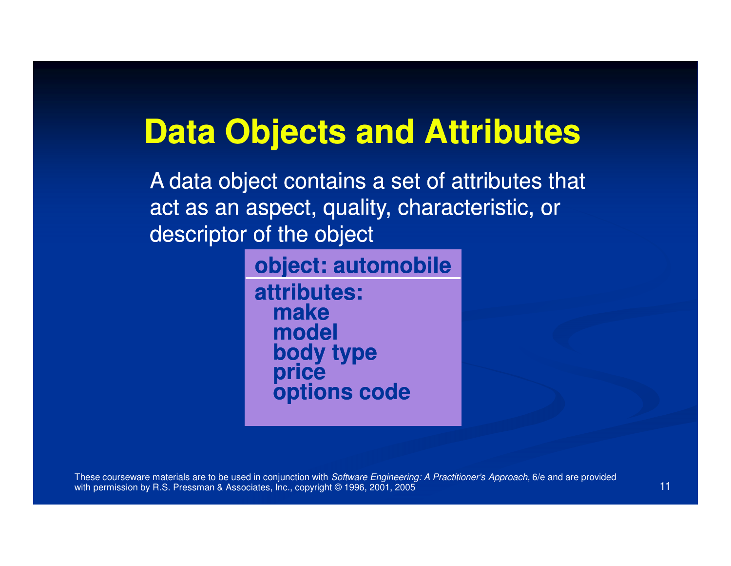# Data Objects and Attributes

A data object contains a set of attributes that act as an aspect, quality, characteristic, or descriptor of the object

**object: automobile**

**attributes:**
- **make**
- **model**
- **body type**
- **price**
- **options code**

These courseware materials are to be used in conjunction with *Software Engineering: A Practitioner's Approach,* 6/e and are provided with permission by R.S. Pressman & Associates, Inc., copyright © 1996, 2001, 2005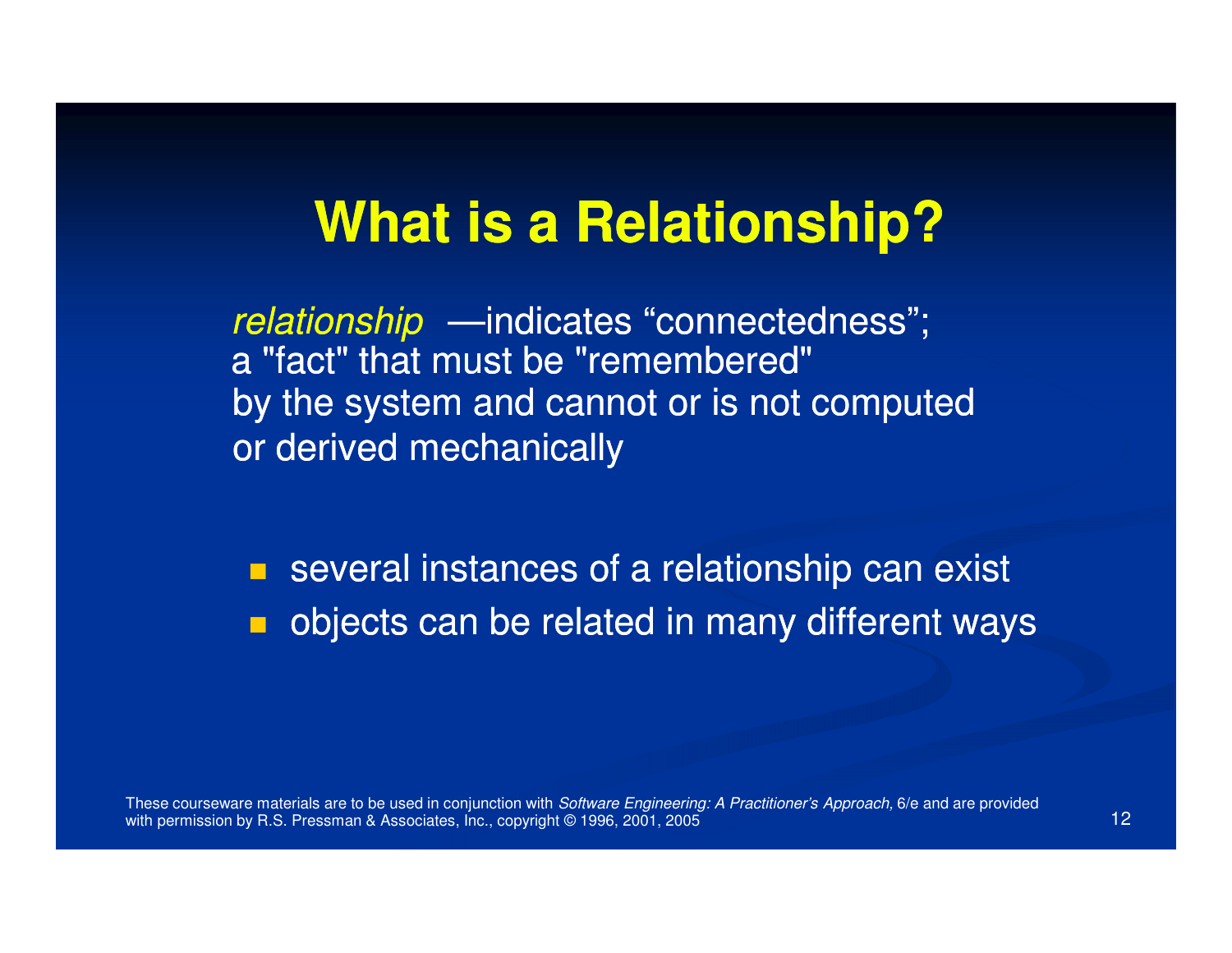# What is a Relationship?

*relationship* —indicates "connectedness"; a "fact" that must be "remembered" by the system and cannot or is not computed or derived mechanically

- several instances of a relationship can exist
- objects can be related in many different ways

These courseware materials are to be used in conjunction with *Software Engineering: A Practitioner's Approach,* 6/e and are provided with permission by R.S. Pressman & Associates, Inc., copyright © 1996, 2001, 2005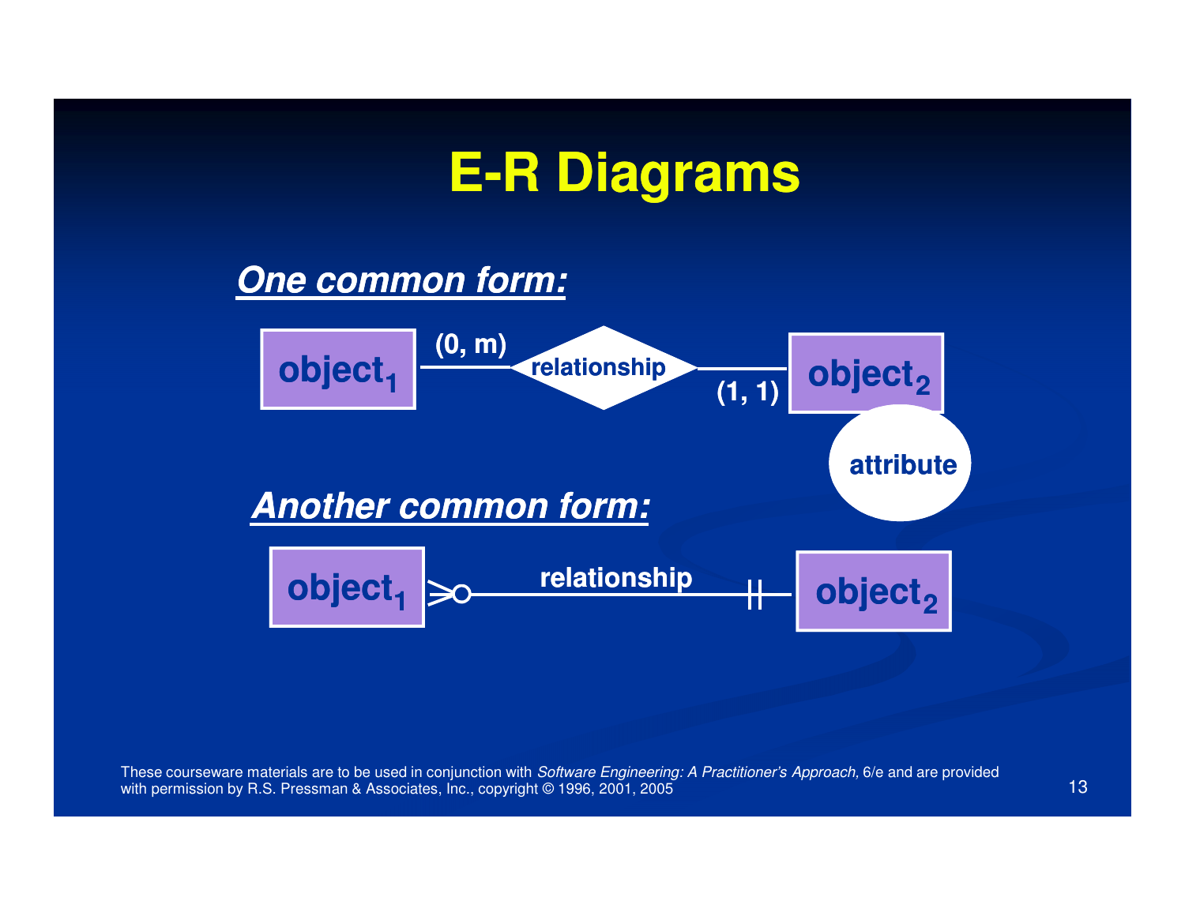# E-R Diagrams

***One common form:***

$object_1$ —(0, m)— relationship —(1, 1)— $object_2$

attribute

***Another common form:***

$object_1$ >o—— relationship ——|| $object_2$

These courseware materials are to be used in conjunction with *Software Engineering: A Practitioner's Approach,* 6/e and are provided with permission by R.S. Pressman & Associates, Inc., copyright © 1996, 2001, 2005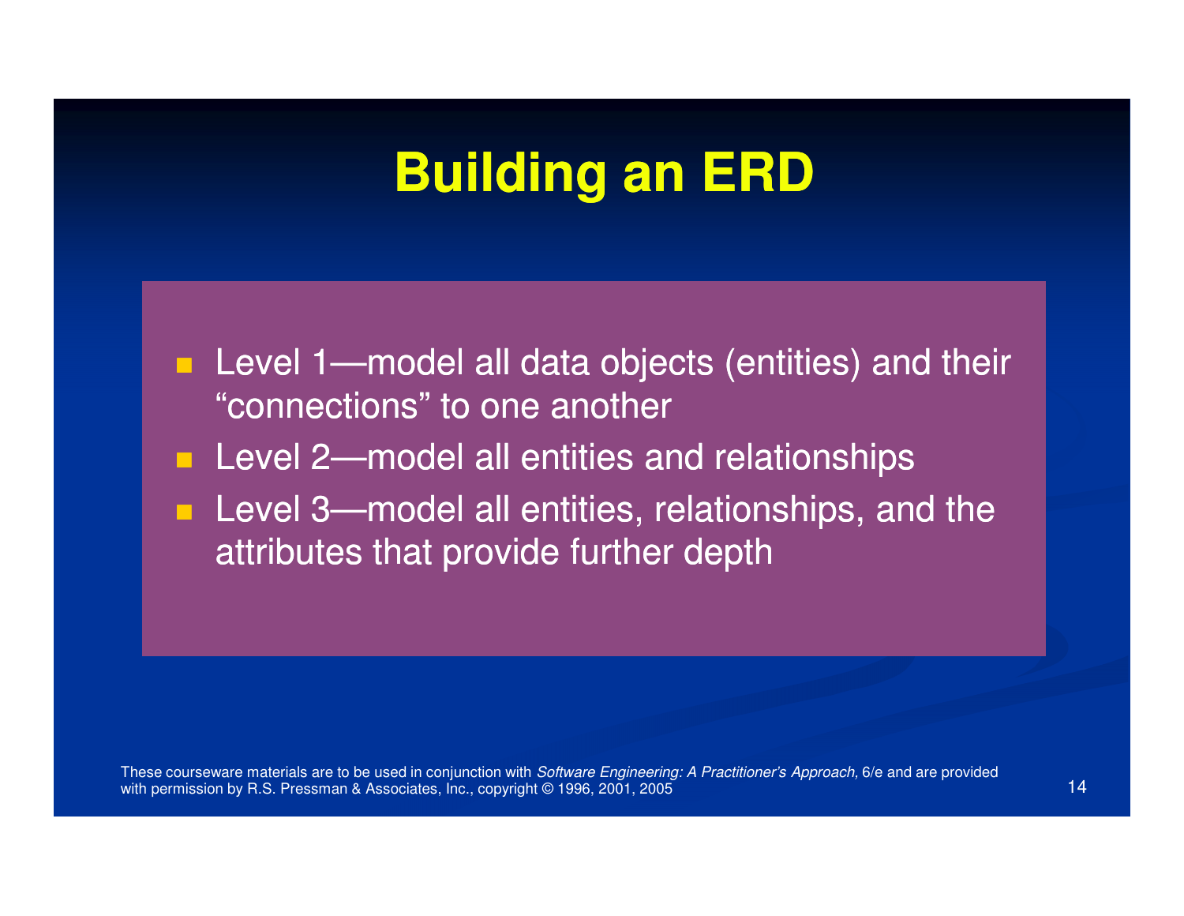# Building an ERD

- Level 1—model all data objects (entities) and their "connections" to one another
- Level 2—model all entities and relationships
- Level 3—model all entities, relationships, and the attributes that provide further depth

These courseware materials are to be used in conjunction with *Software Engineering: A Practitioner's Approach,* 6/e and are provided with permission by R.S. Pressman & Associates, Inc., copyright © 1996, 2001, 2005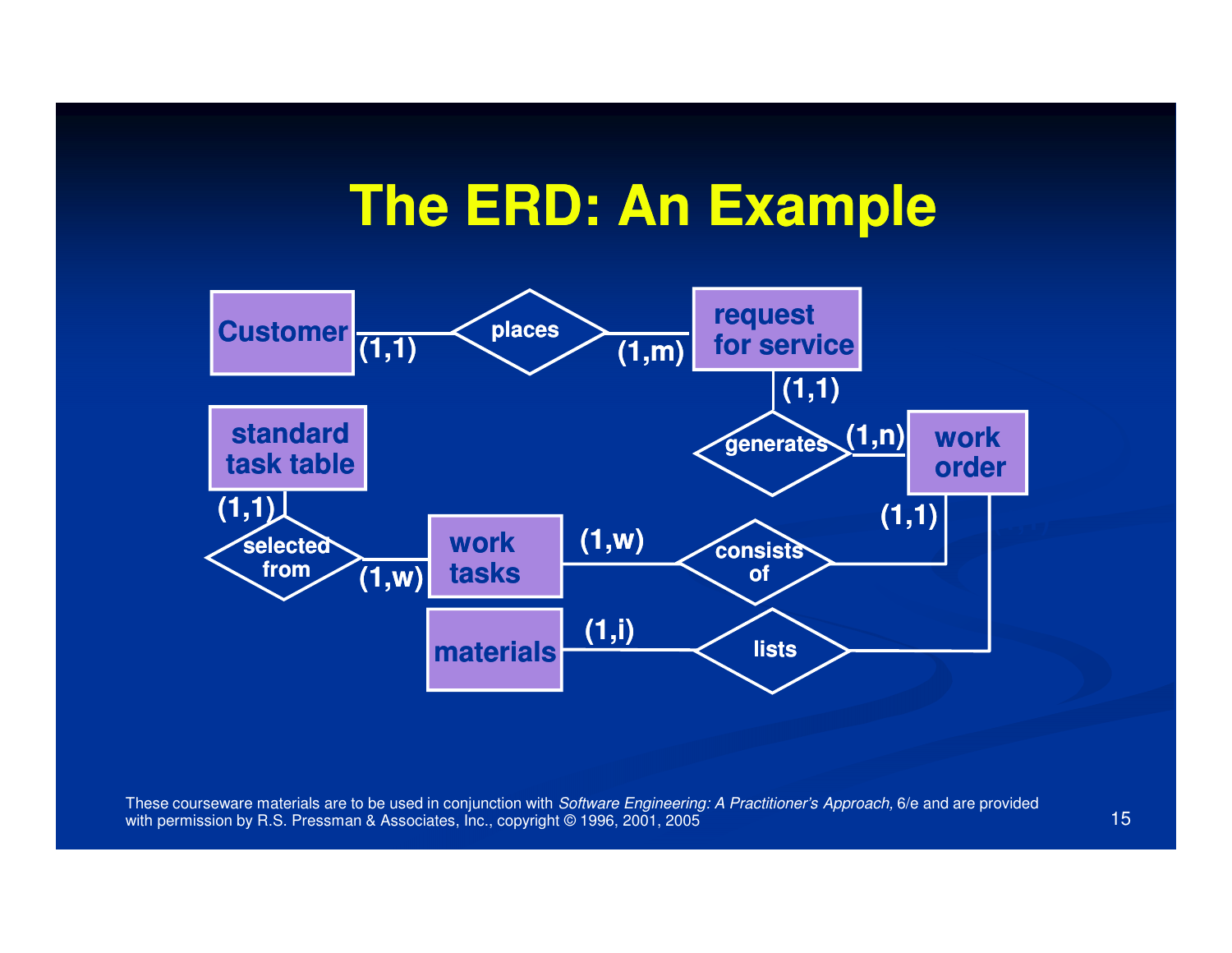# The ERD: An Example

Customer (1,1) — places — (1,m) request for service

request for service (1,1) — generates — (1,n) work order

standard task table (1,1) — selected from — (1,w) work tasks

work tasks (1,w) — consists of — (1,1) work order

materials (1,i) — lists — work order

These courseware materials are to be used in conjunction with *Software Engineering: A Practitioner's Approach,* 6/e and are provided with permission by R.S. Pressman & Associates, Inc., copyright © 1996, 2001, 2005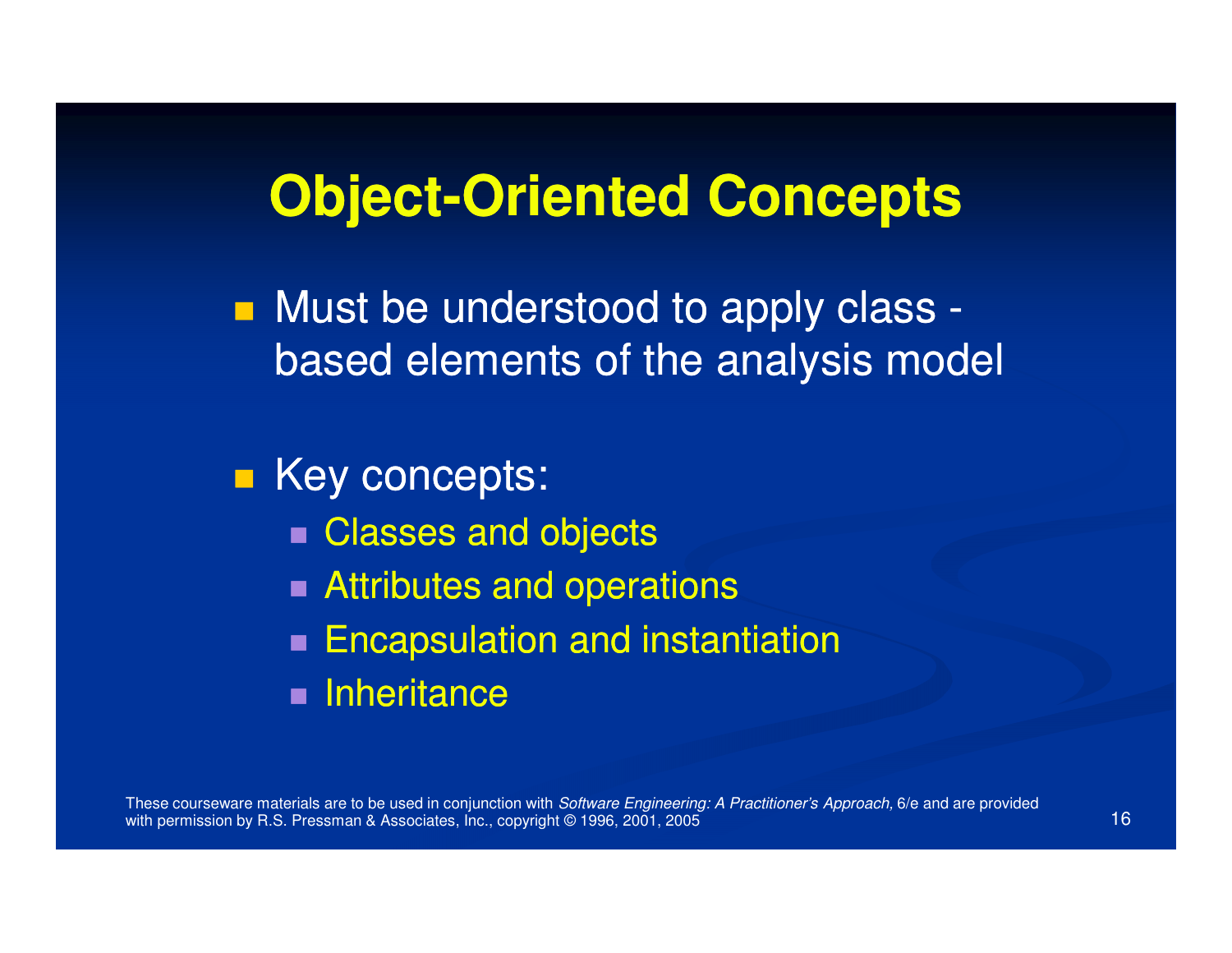# Object-Oriented Concepts

- Must be understood to apply class - based elements of the analysis model

- Key concepts:
  - Classes and objects
  - Attributes and operations
  - Encapsulation and instantiation
  - Inheritance

These courseware materials are to be used in conjunction with *Software Engineering: A Practitioner's Approach,* 6/e and are provided with permission by R.S. Pressman & Associates, Inc., copyright © 1996, 2001, 2005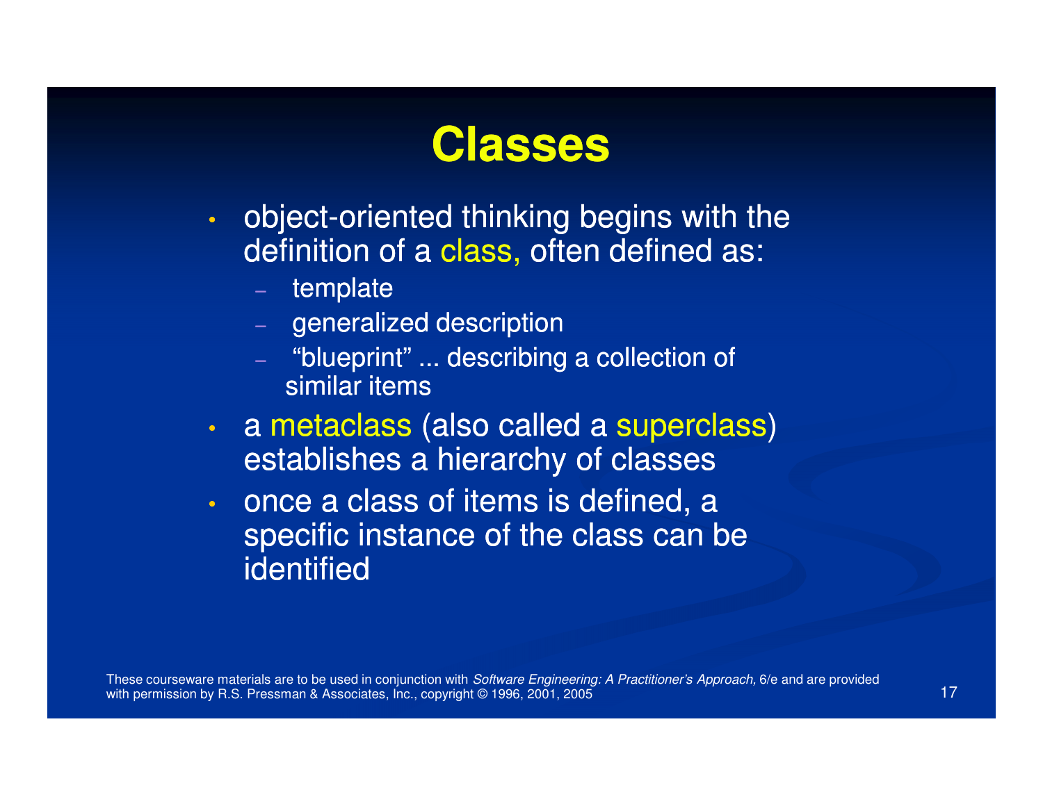# Classes

- object-oriented thinking begins with the definition of a class, often defined as:
  - template
  - generalized description
  - "blueprint" ... describing a collection of similar items
- a metaclass (also called a superclass) establishes a hierarchy of classes
- once a class of items is defined, a specific instance of the class can be identified

These courseware materials are to be used in conjunction with *Software Engineering: A Practitioner's Approach,* 6/e and are provided with permission by R.S. Pressman & Associates, Inc., copyright © 1996, 2001, 2005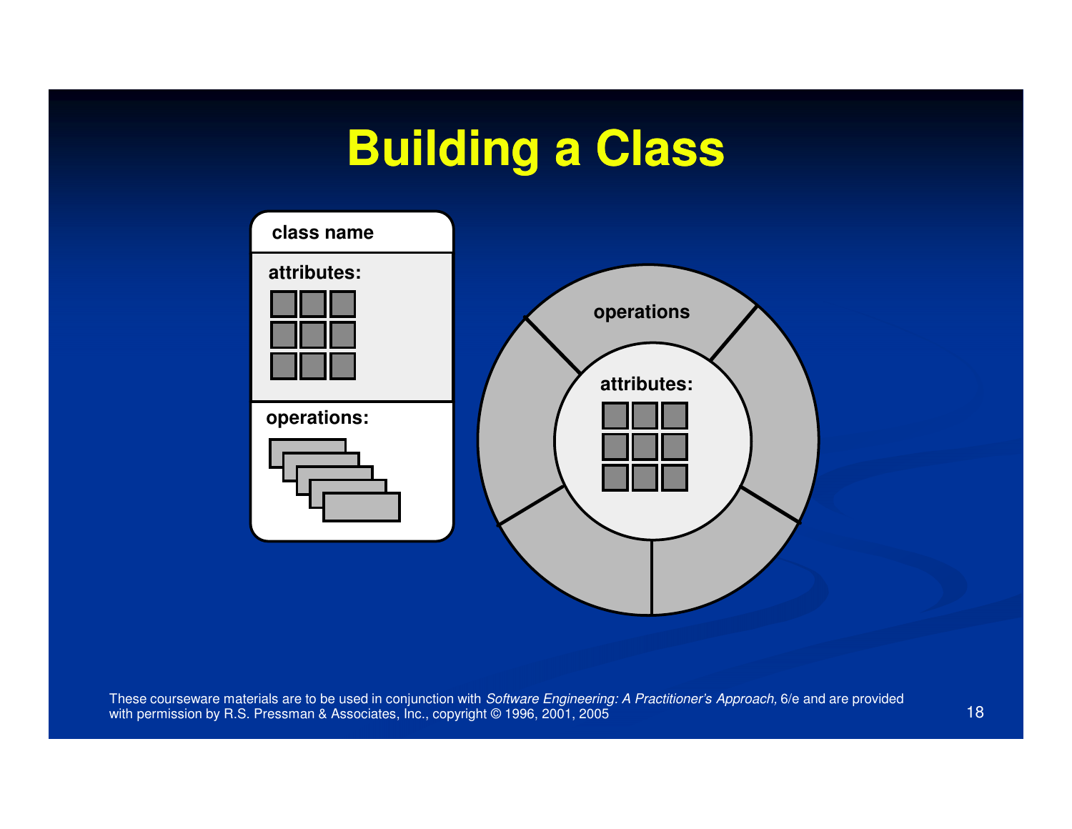# Building a Class

class name

attributes:

operations:

operations

attributes: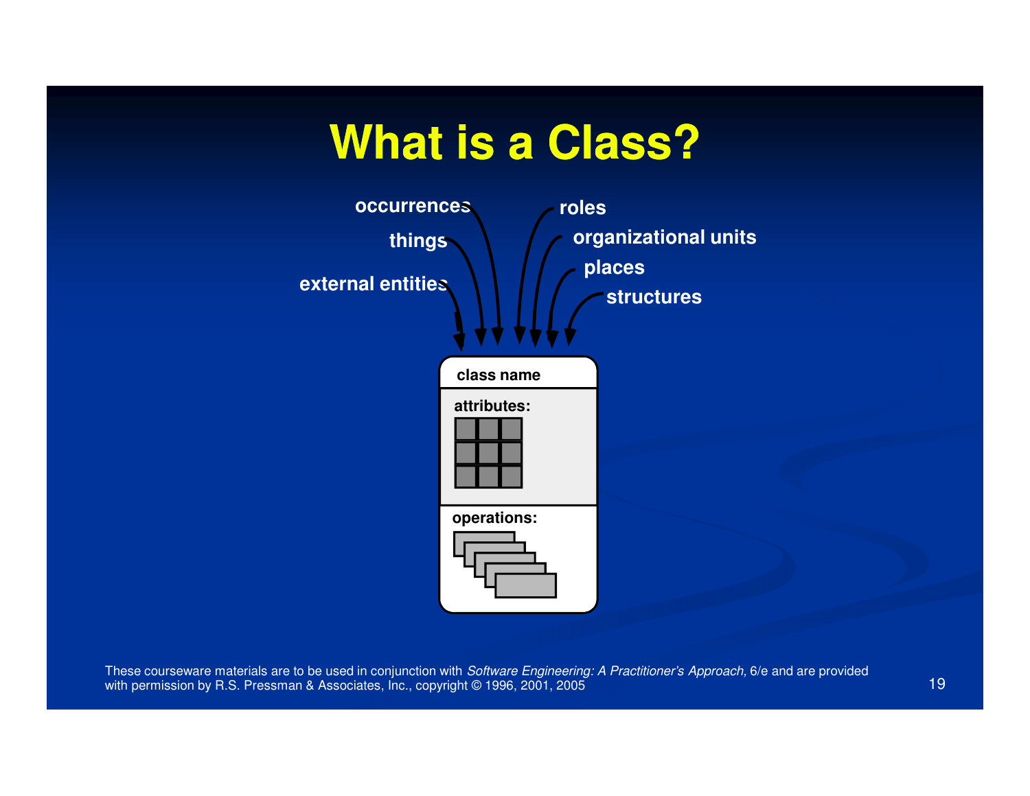# What is a Class?

occurrences

things

external entities

roles

organizational units

places

structures

class name

attributes:

operations: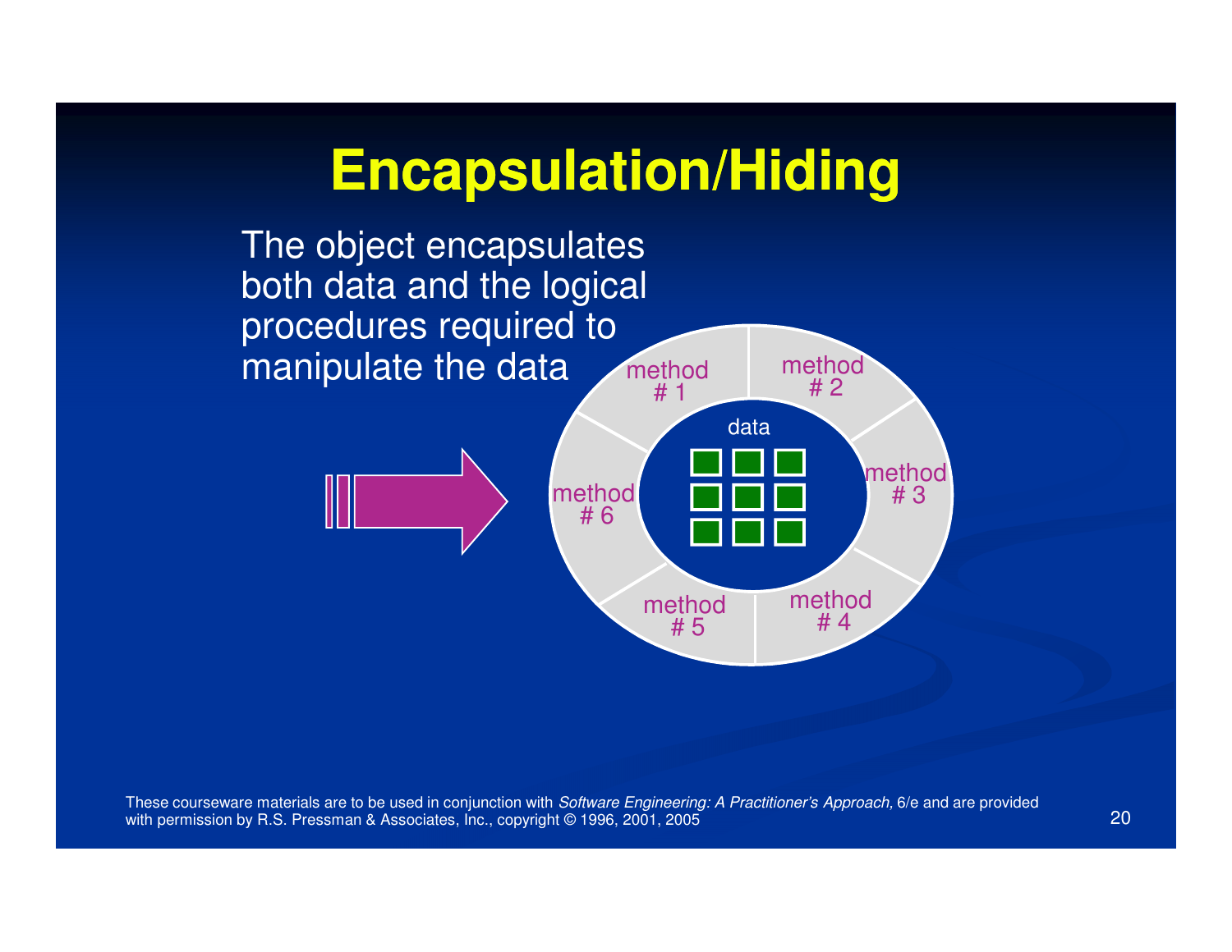# Encapsulation/Hiding

The object encapsulates both data and the logical procedures required to manipulate the data

method # 1
method # 2
method # 3
method # 4
method # 5
method # 6
data

These courseware materials are to be used in conjunction with *Software Engineering: A Practitioner's Approach,* 6/e and are provided with permission by R.S. Pressman & Associates, Inc., copyright © 1996, 2001, 2005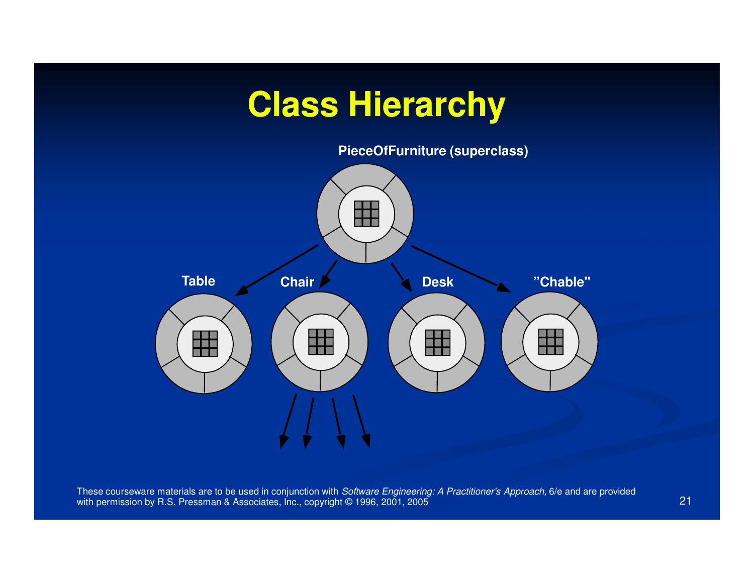# Class Hierarchy

PieceOfFurniture (superclass)

Table

Chair

Desk

"Chable"

These courseware materials are to be used in conjunction with *Software Engineering: A Practitioner's Approach,* 6/e and are provided with permission by R.S. Pressman & Associates, Inc., copyright © 1996, 2001, 2005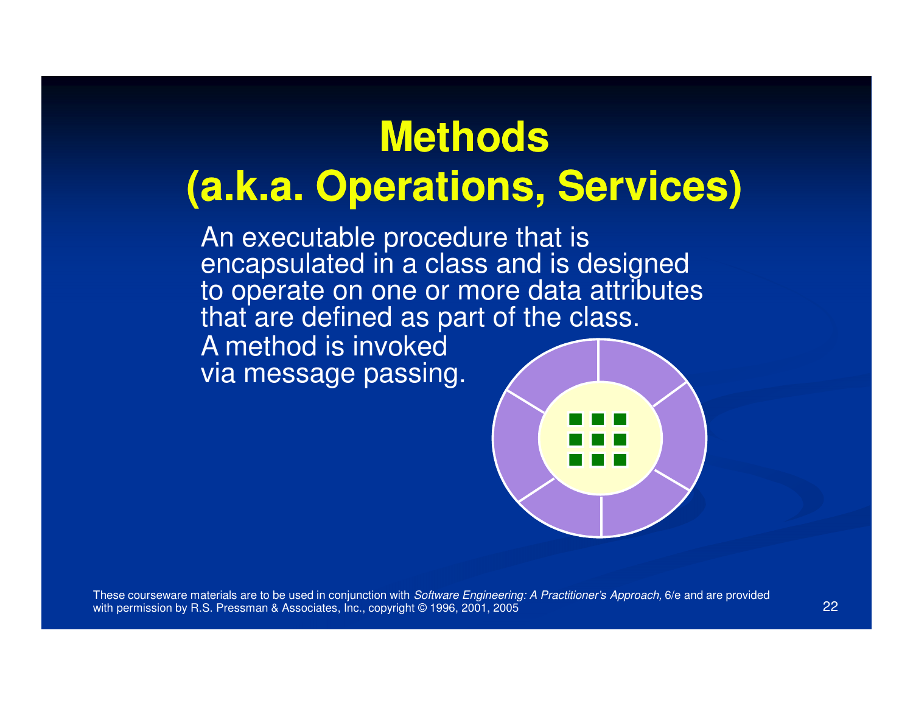# Methods (a.k.a. Operations, Services)

An executable procedure that is encapsulated in a class and is designed to operate on one or more data attributes that are defined as part of the class.

A method is invoked via message passing.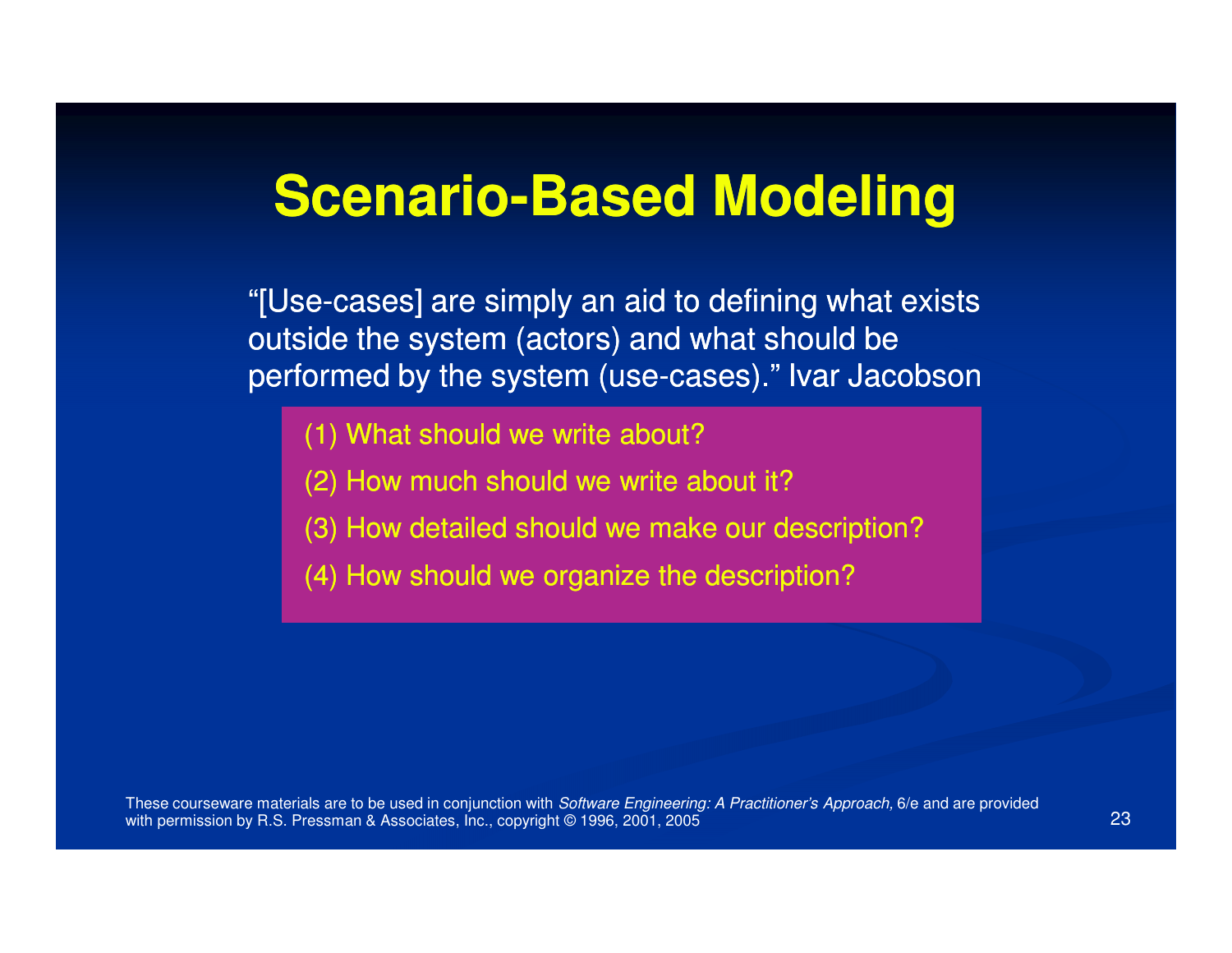# Scenario-Based Modeling

"[Use-cases] are simply an aid to defining what exists outside the system (actors) and what should be performed by the system (use-cases)." Ivar Jacobson

(1) What should we write about?

(2) How much should we write about it?

(3) How detailed should we make our description?

(4) How should we organize the description?

These courseware materials are to be used in conjunction with *Software Engineering: A Practitioner's Approach,* 6/e and are provided with permission by R.S. Pressman & Associates, Inc., copyright © 1996, 2001, 2005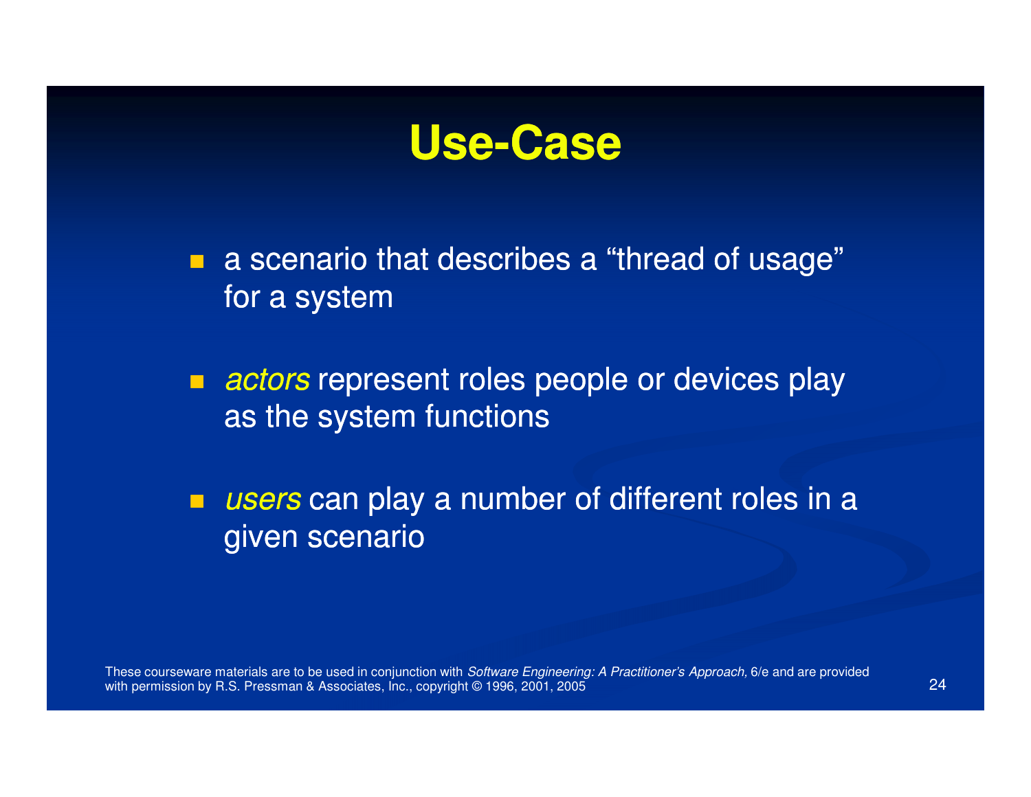# Use-Case

- a scenario that describes a “thread of usage” for a system
- *actors* represent roles people or devices play as the system functions
- *users* can play a number of different roles in a given scenario

These courseware materials are to be used in conjunction with *Software Engineering: A Practitioner's Approach,* 6/e and are provided with permission by R.S. Pressman & Associates, Inc., copyright © 1996, 2001, 2005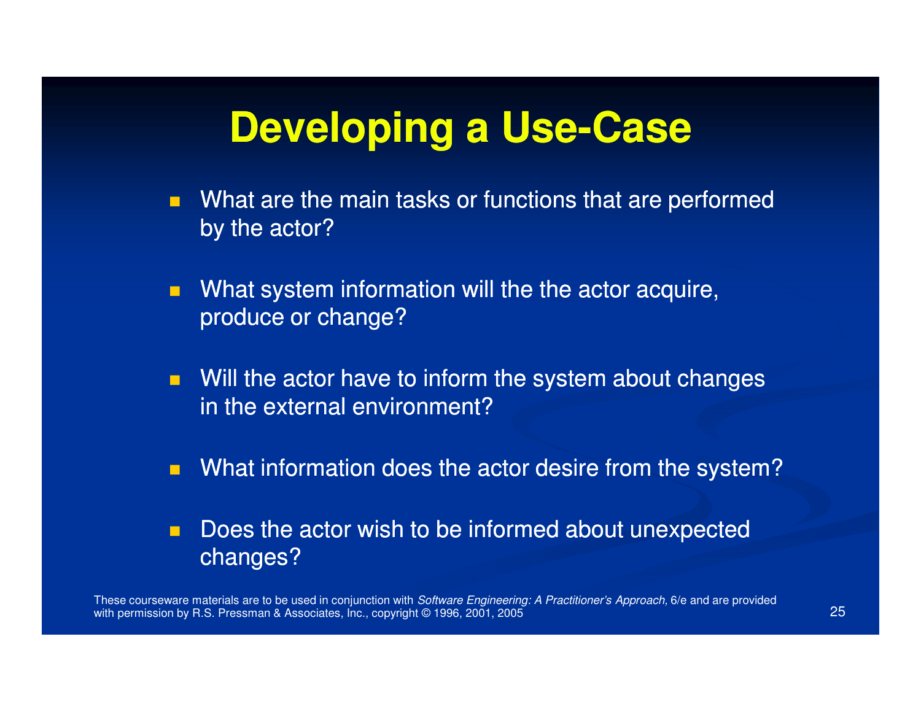# Developing a Use-Case

- What are the main tasks or functions that are performed by the actor?
- What system information will the the actor acquire, produce or change?
- Will the actor have to inform the system about changes in the external environment?
- What information does the actor desire from the system?
- Does the actor wish to be informed about unexpected changes?

These courseware materials are to be used in conjunction with *Software Engineering: A Practitioner's Approach,* 6/e and are provided with permission by R.S. Pressman & Associates, Inc., copyright © 1996, 2001, 2005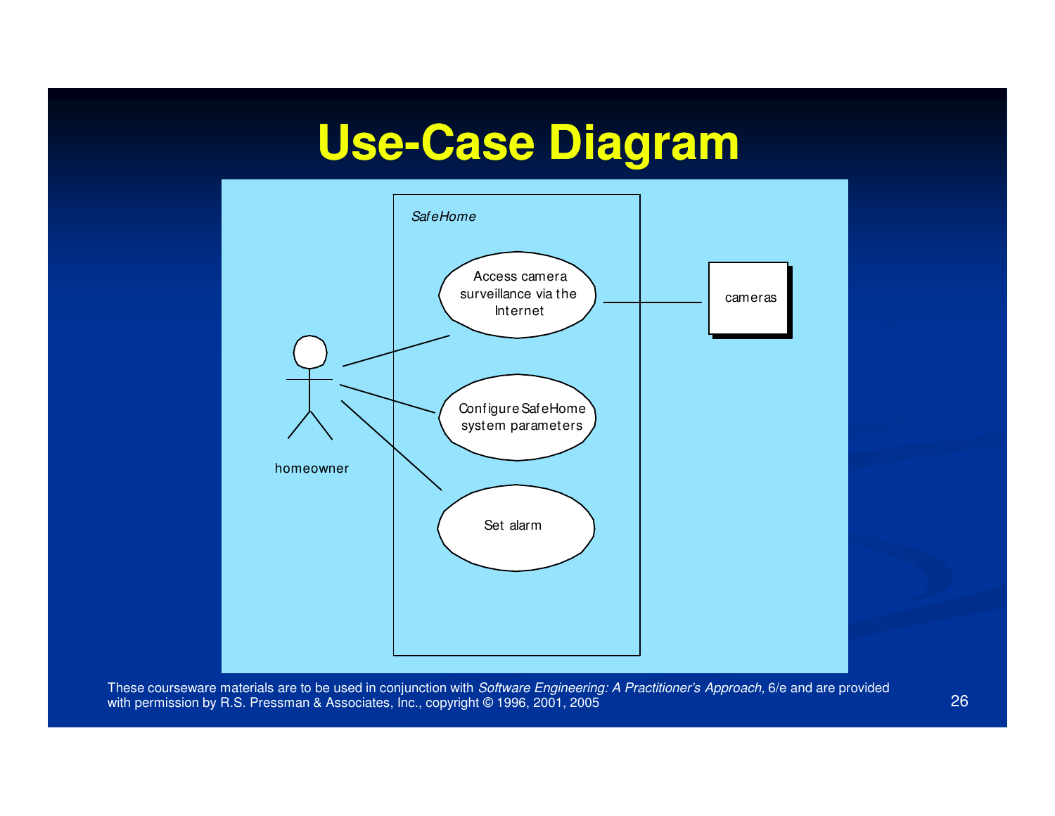# Use-Case Diagram

*SafeHome*

Access camera surveillance via the Internet

Configure SafeHome system parameters

Set alarm

homeowner

cameras

These courseware materials are to be used in conjunction with *Software Engineering: A Practitioner's Approach,* 6/e and are provided with permission by R.S. Pressman & Associates, Inc., copyright © 1996, 2001, 2005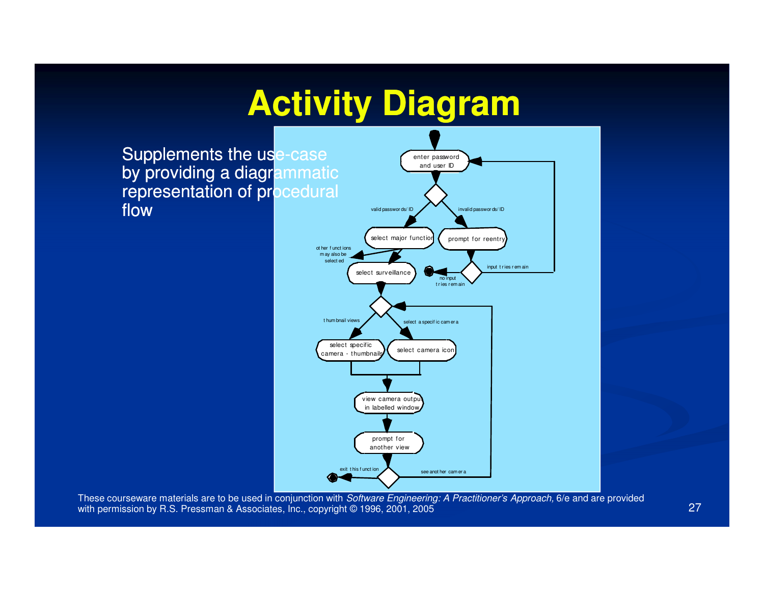# Activity Diagram

Supplements the use-case by providing a diagrammatic representation of procedural flow

These courseware materials are to be used in conjunction with *Software Engineering: A Practitioner's Approach,* 6/e and are provided with permission by R.S. Pressman & Associates, Inc., copyright © 1996, 2001, 2005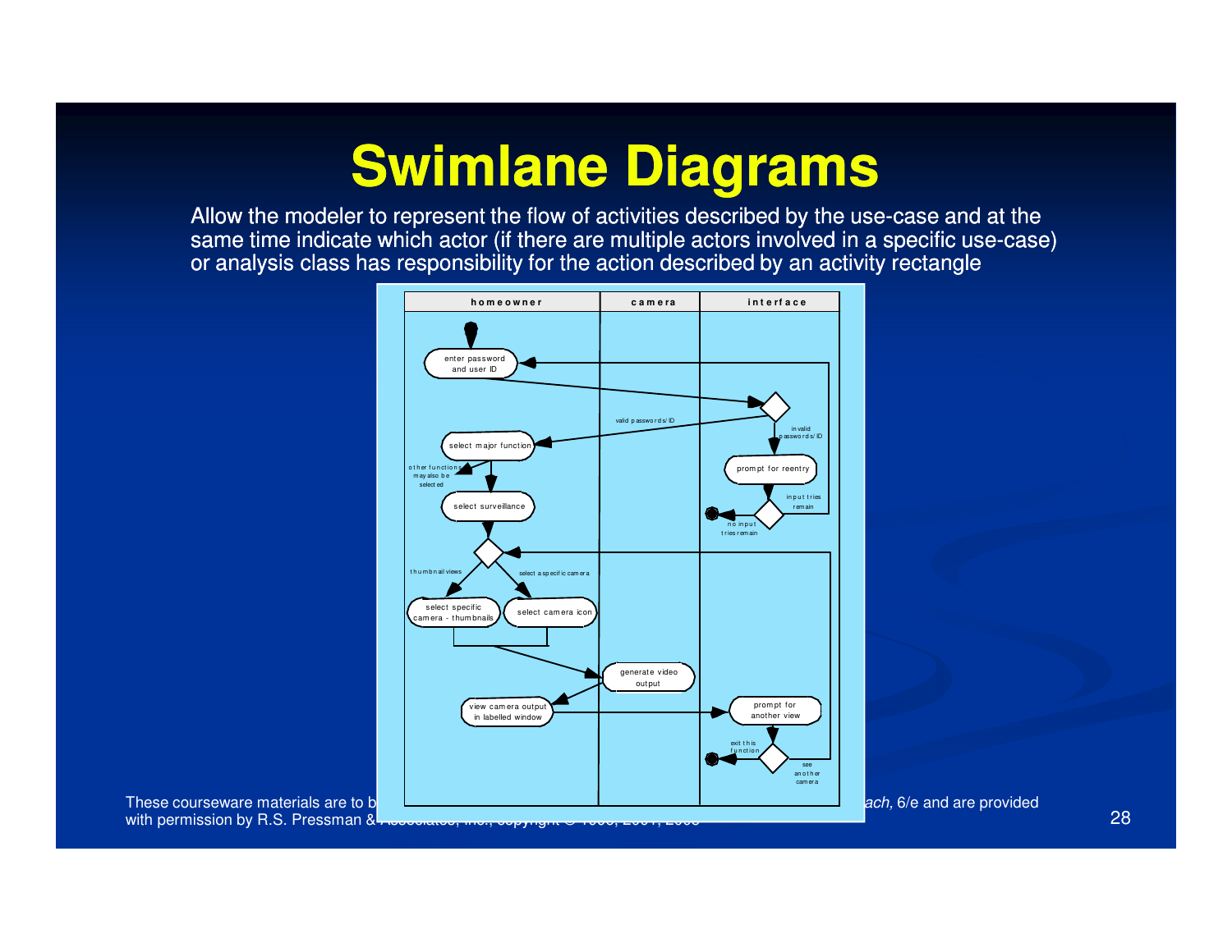# Swimlane Diagrams

Allow the modeler to represent the flow of activities described by the use-case and at the same time indicate which actor (if there are multiple actors involved in a specific use-case) or analysis class has responsibility for the action described by an activity rectangle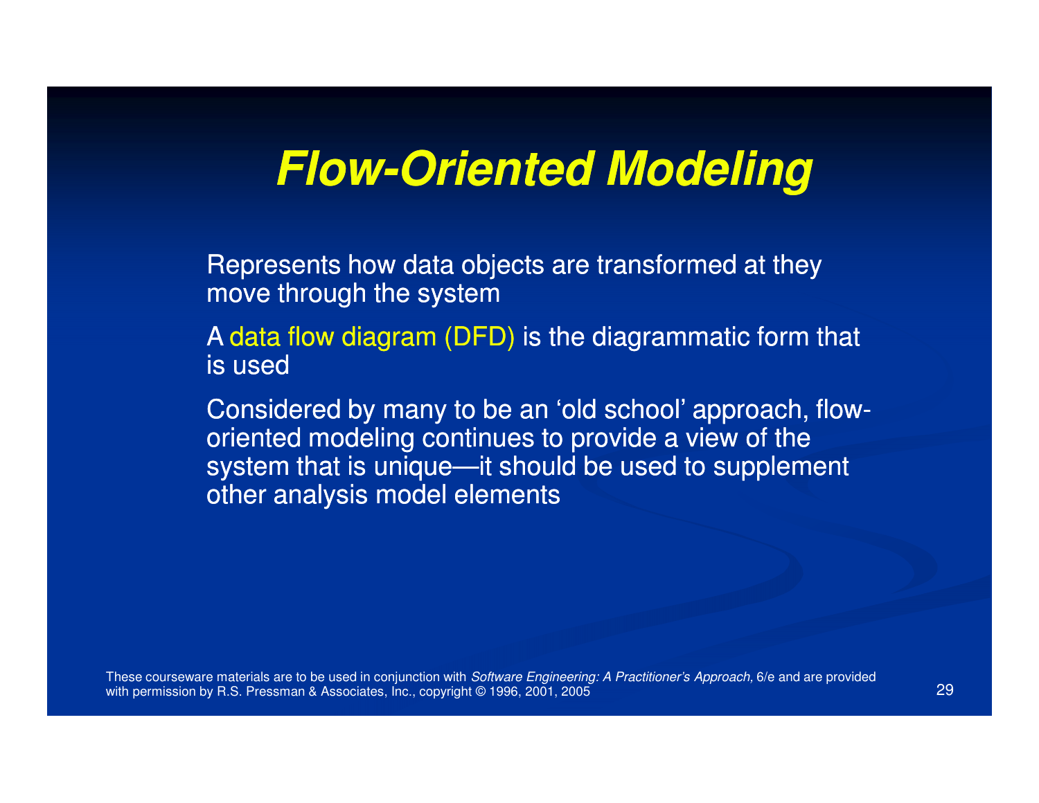# Flow-Oriented Modeling

- Represents how data objects are transformed at they move through the system
- A data flow diagram (DFD) is the diagrammatic form that is used
- Considered by many to be an 'old school' approach, flow-oriented modeling continues to provide a view of the system that is unique—it should be used to supplement other analysis model elements

These courseware materials are to be used in conjunction with *Software Engineering: A Practitioner's Approach,* 6/e and are provided with permission by R.S. Pressman & Associates, Inc., copyright © 1996, 2001, 2005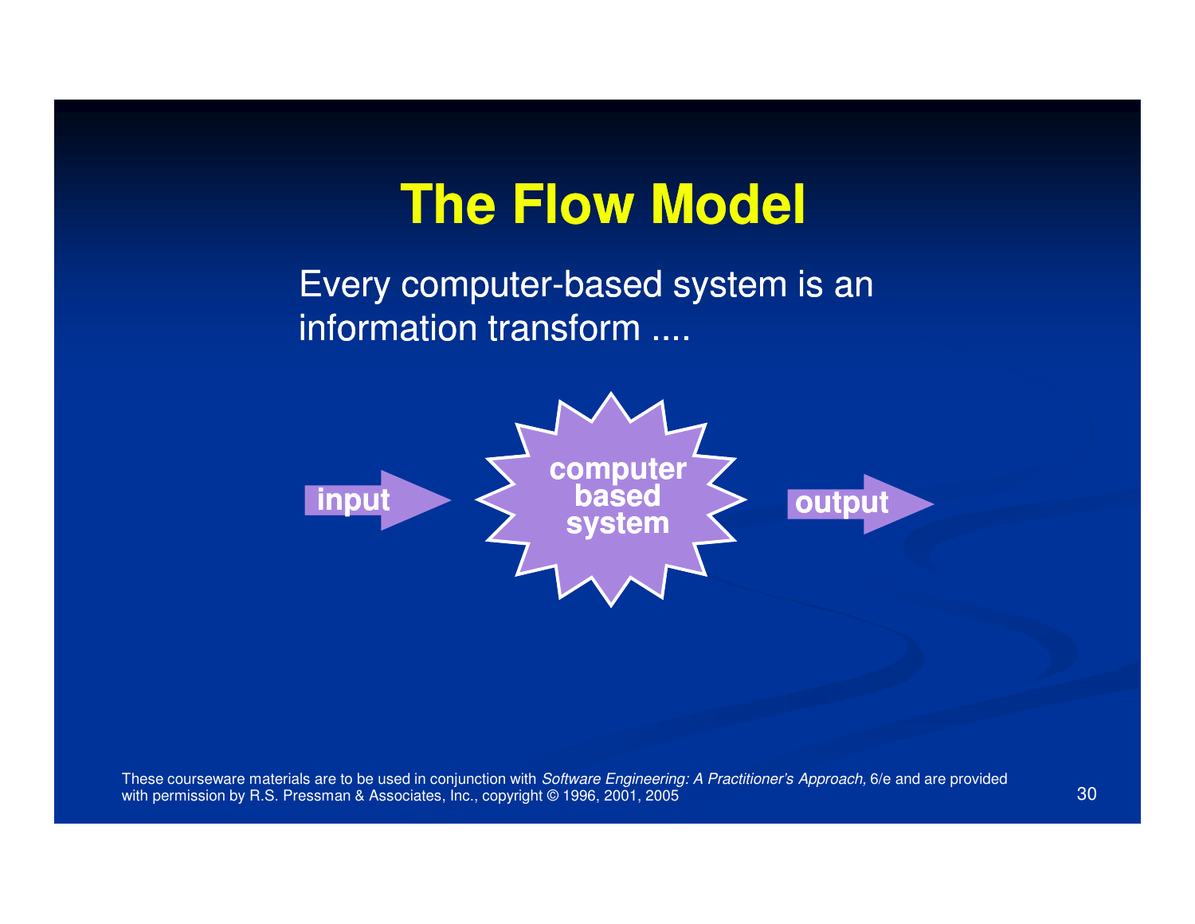# The Flow Model

Every computer-based system is an information transform ....

input → computer based system → output

These courseware materials are to be used in conjunction with *Software Engineering: A Practitioner's Approach,* 6/e and are provided with permission by R.S. Pressman & Associates, Inc., copyright © 1996, 2001, 2005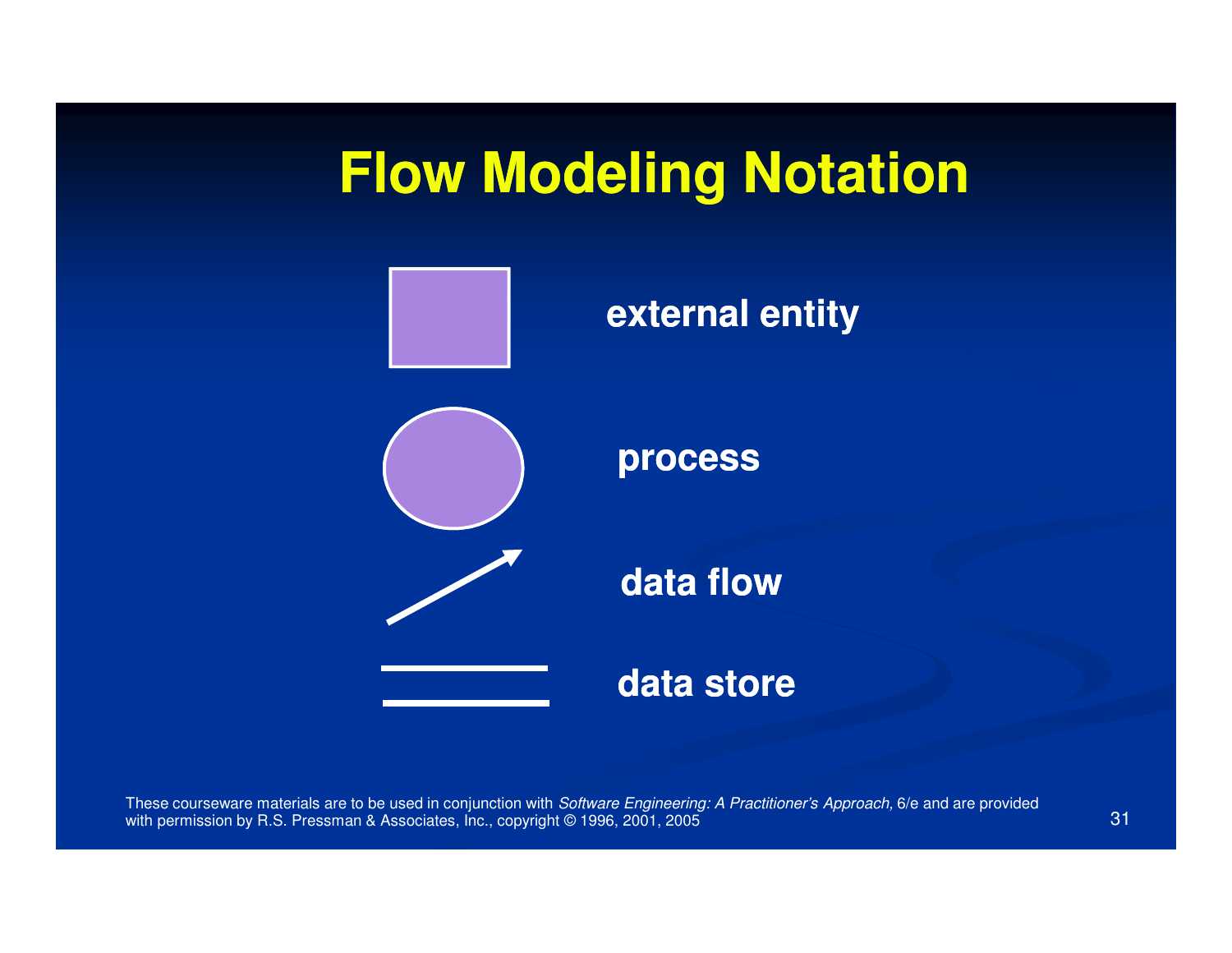# Flow Modeling Notation

external entity

process

data flow

data store

These courseware materials are to be used in conjunction with *Software Engineering: A Practitioner's Approach,* 6/e and are provided with permission by R.S. Pressman & Associates, Inc., copyright © 1996, 2001, 2005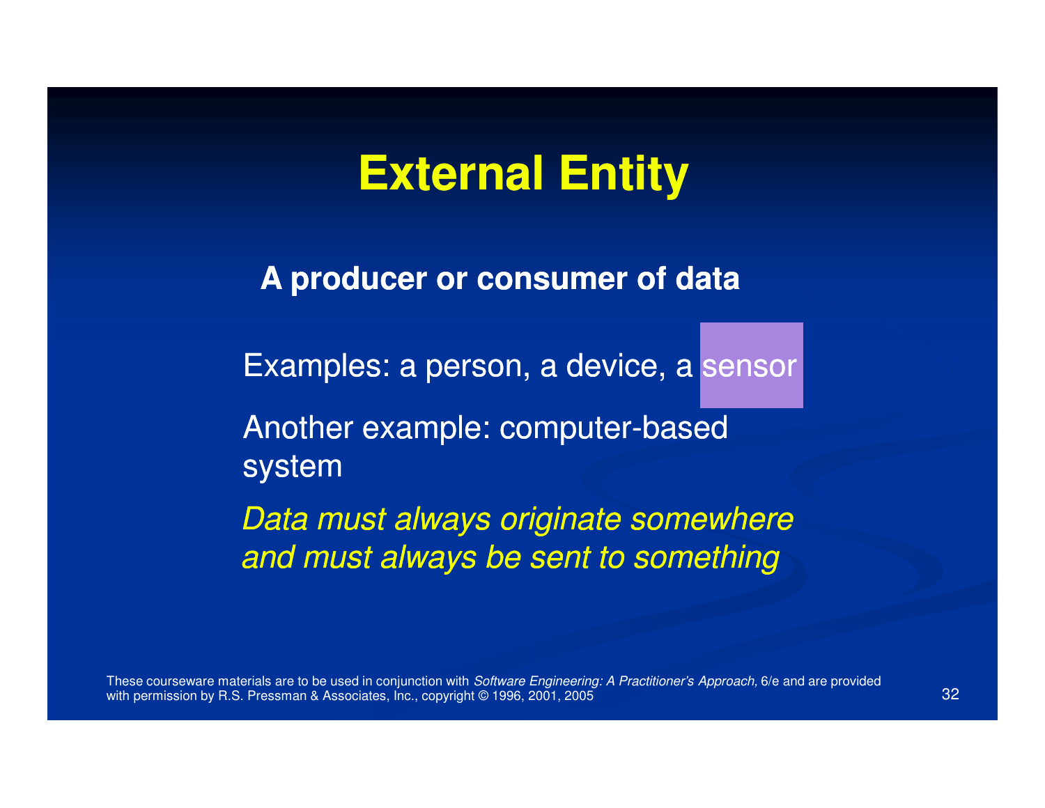# External Entity

**A producer or consumer of data**

Examples: a person, a device, a sensor

Another example: computer-based system

*Data must always originate somewhere and must always be sent to something*

These courseware materials are to be used in conjunction with *Software Engineering: A Practitioner's Approach,* 6/e and are provided with permission by R.S. Pressman & Associates, Inc., copyright © 1996, 2001, 2005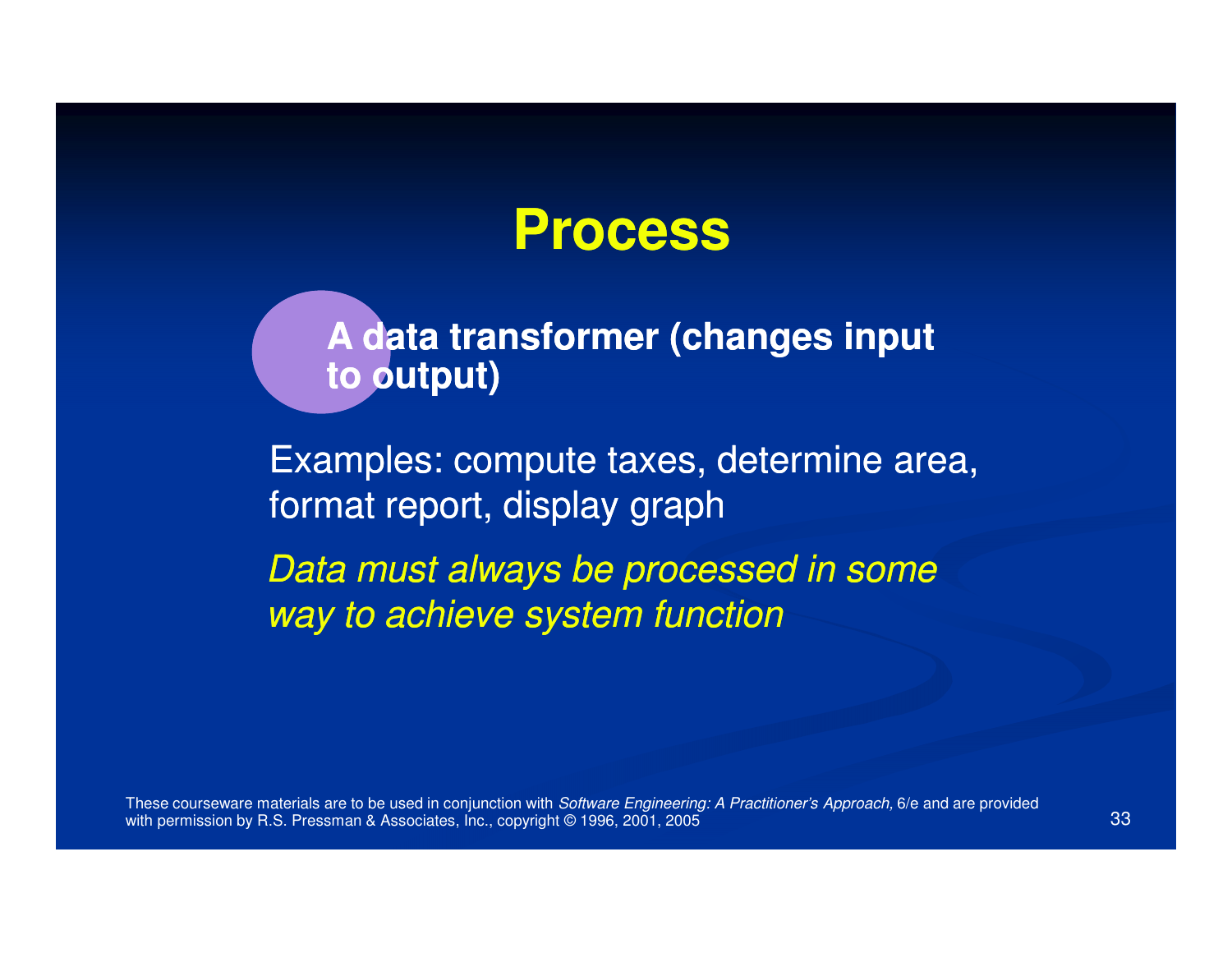# Process

**A data transformer (changes input to output)**

Examples: compute taxes, determine area, format report, display graph

*Data must always be processed in some way to achieve system function*

These courseware materials are to be used in conjunction with *Software Engineering: A Practitioner's Approach,* 6/e and are provided with permission by R.S. Pressman & Associates, Inc., copyright © 1996, 2001, 2005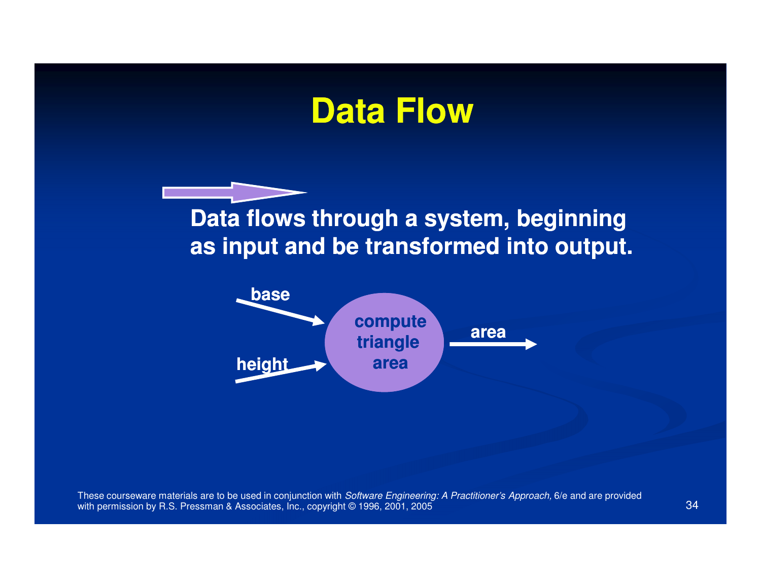# Data Flow

**Data flows through a system, beginning as input and be transformed into output.**

base

height

compute triangle area

area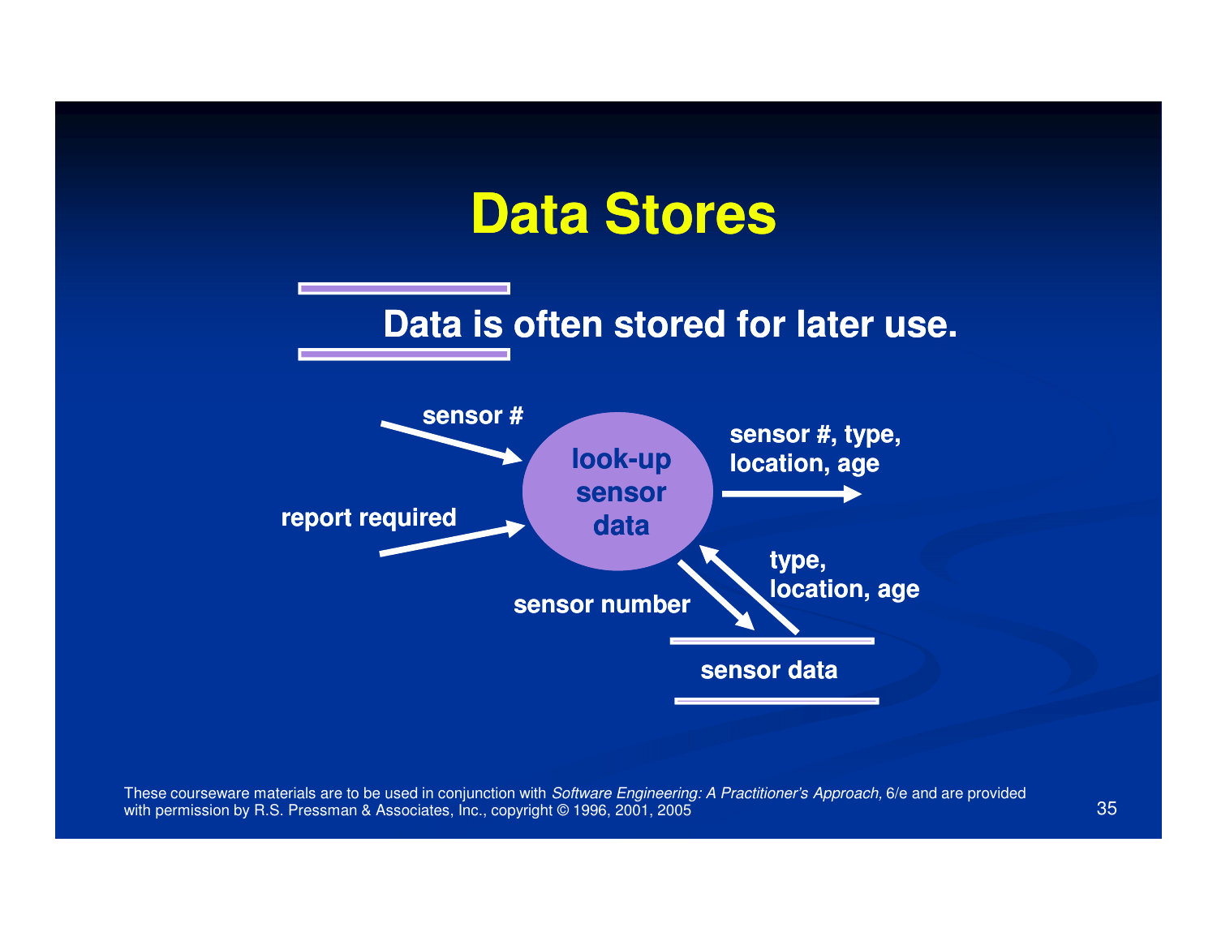# Data Stores

**Data is often stored for later use.**

sensor #

report required

look-up sensor data

sensor #, type, location, age

sensor number

type, location, age

sensor data

These courseware materials are to be used in conjunction with *Software Engineering: A Practitioner's Approach,* 6/e and are provided with permission by R.S. Pressman & Associates, Inc., copyright © 1996, 2001, 2005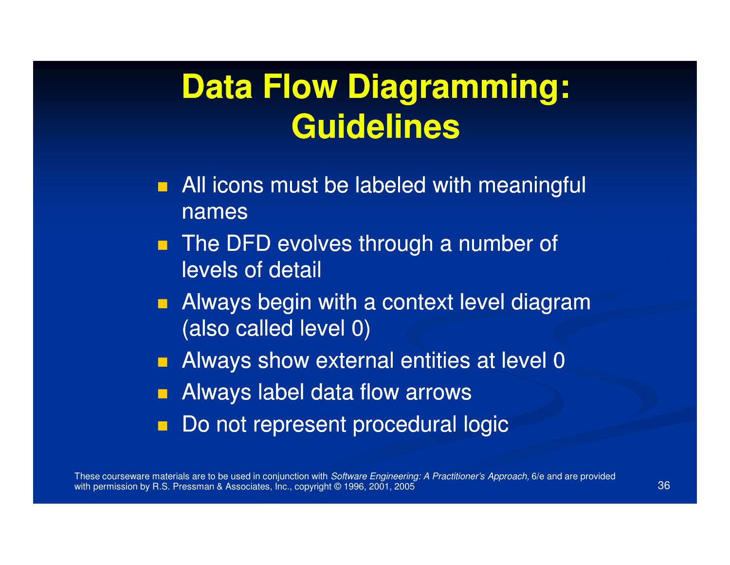# Data Flow Diagramming: Guidelines

- All icons must be labeled with meaningful names
- The DFD evolves through a number of levels of detail
- Always begin with a context level diagram (also called level 0)
- Always show external entities at level 0
- Always label data flow arrows
- Do not represent procedural logic

These courseware materials are to be used in conjunction with *Software Engineering: A Practitioner's Approach,* 6/e and are provided with permission by R.S. Pressman & Associates, Inc., copyright © 1996, 2001, 2005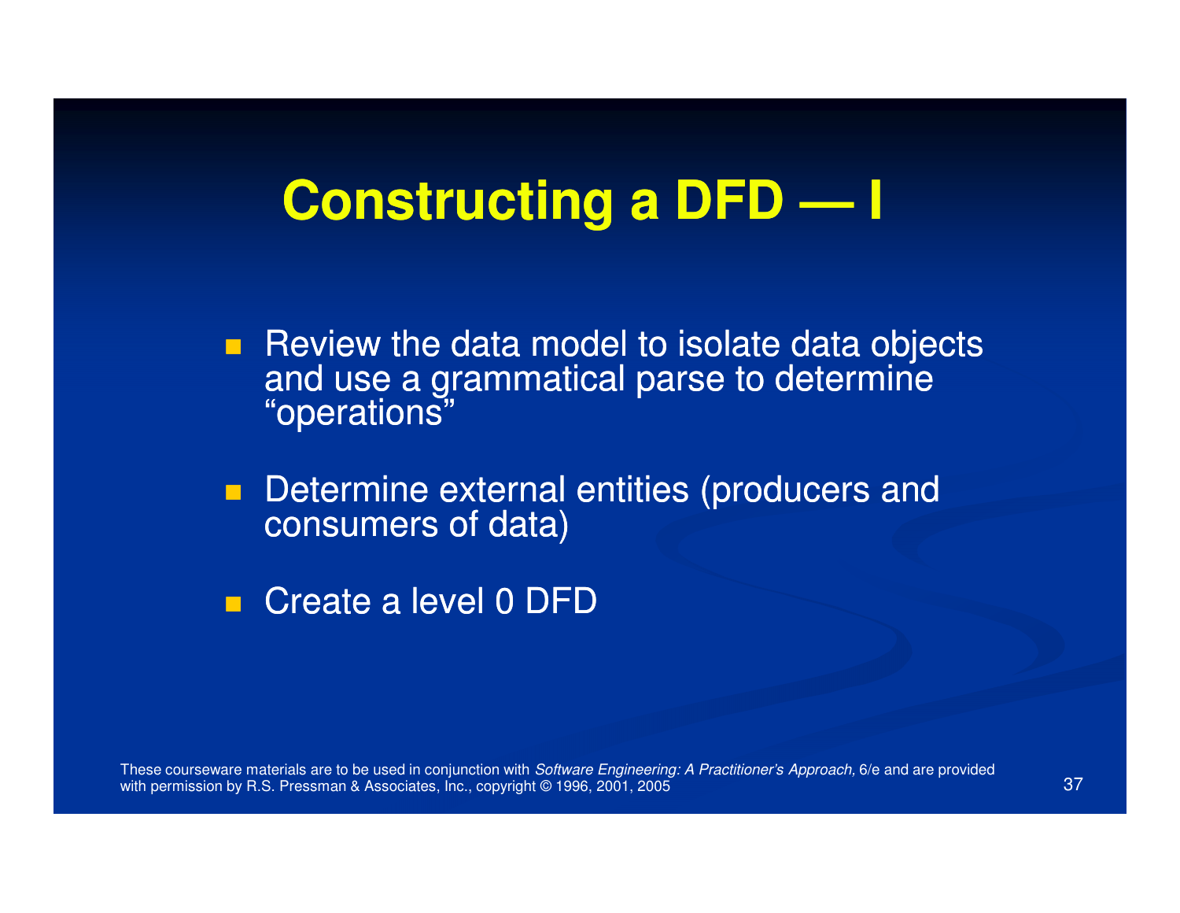# Constructing a DFD — I

- Review the data model to isolate data objects and use a grammatical parse to determine "operations"
- Determine external entities (producers and consumers of data)
- Create a level 0 DFD

These courseware materials are to be used in conjunction with *Software Engineering: A Practitioner's Approach,* 6/e and are provided with permission by R.S. Pressman & Associates, Inc., copyright © 1996, 2001, 2005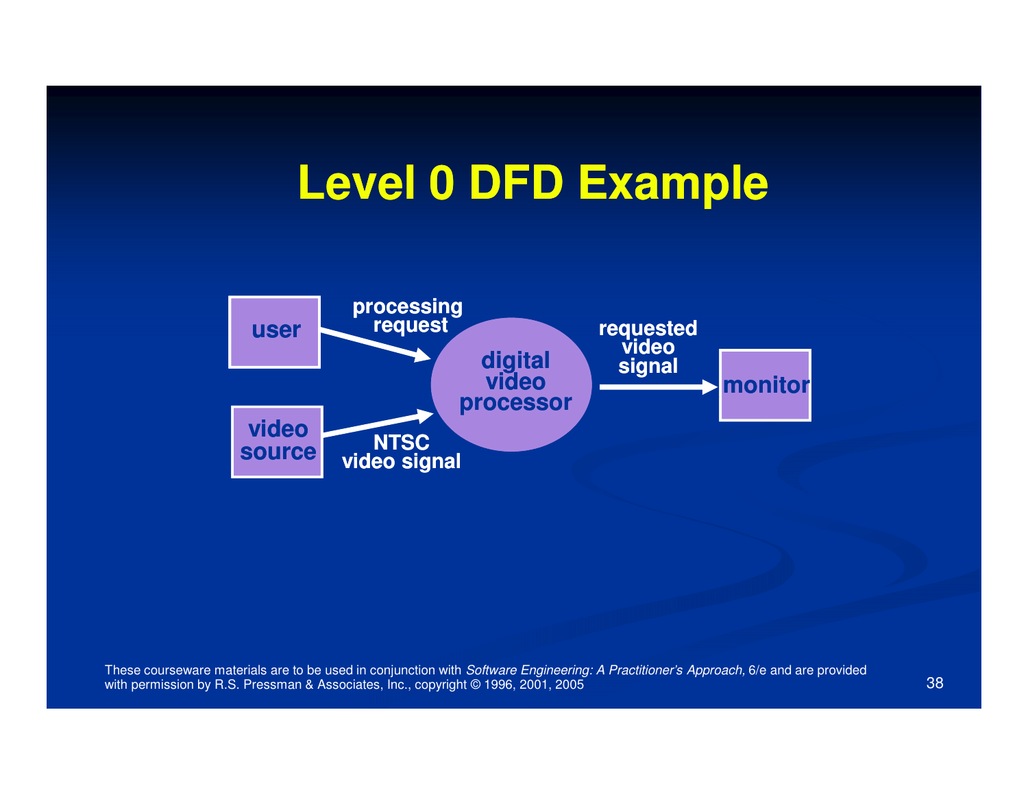# Level 0 DFD Example

user

processing request

video source

NTSC video signal

digital video processor

requested video signal

monitor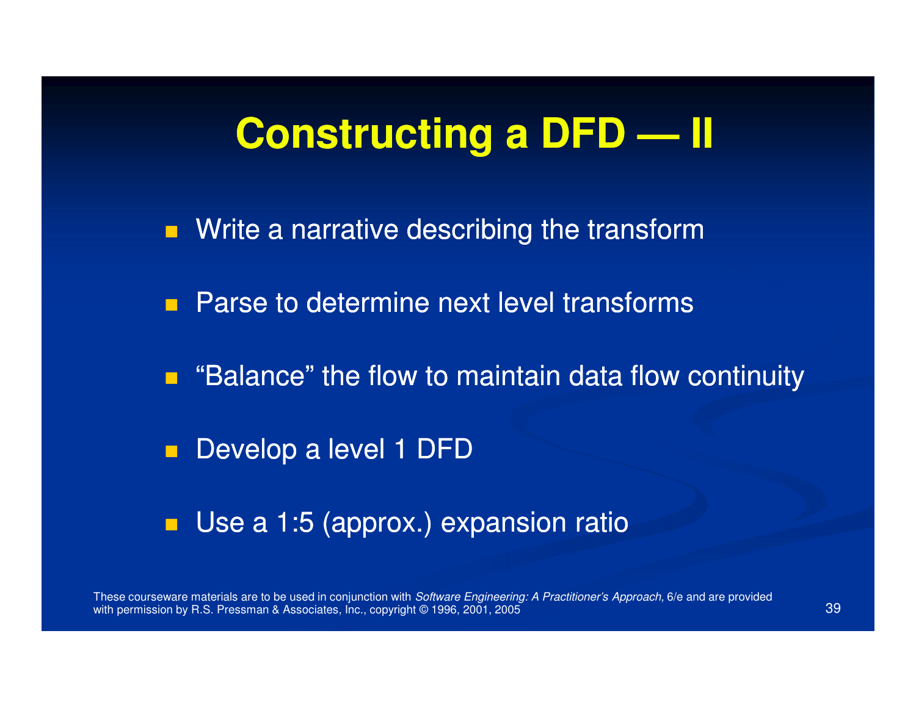# Constructing a DFD — II

- Write a narrative describing the transform
- Parse to determine next level transforms
- "Balance" the flow to maintain data flow continuity
- Develop a level 1 DFD
- Use a 1:5 (approx.) expansion ratio

These courseware materials are to be used in conjunction with *Software Engineering: A Practitioner's Approach,* 6/e and are provided with permission by R.S. Pressman & Associates, Inc., copyright © 1996, 2001, 2005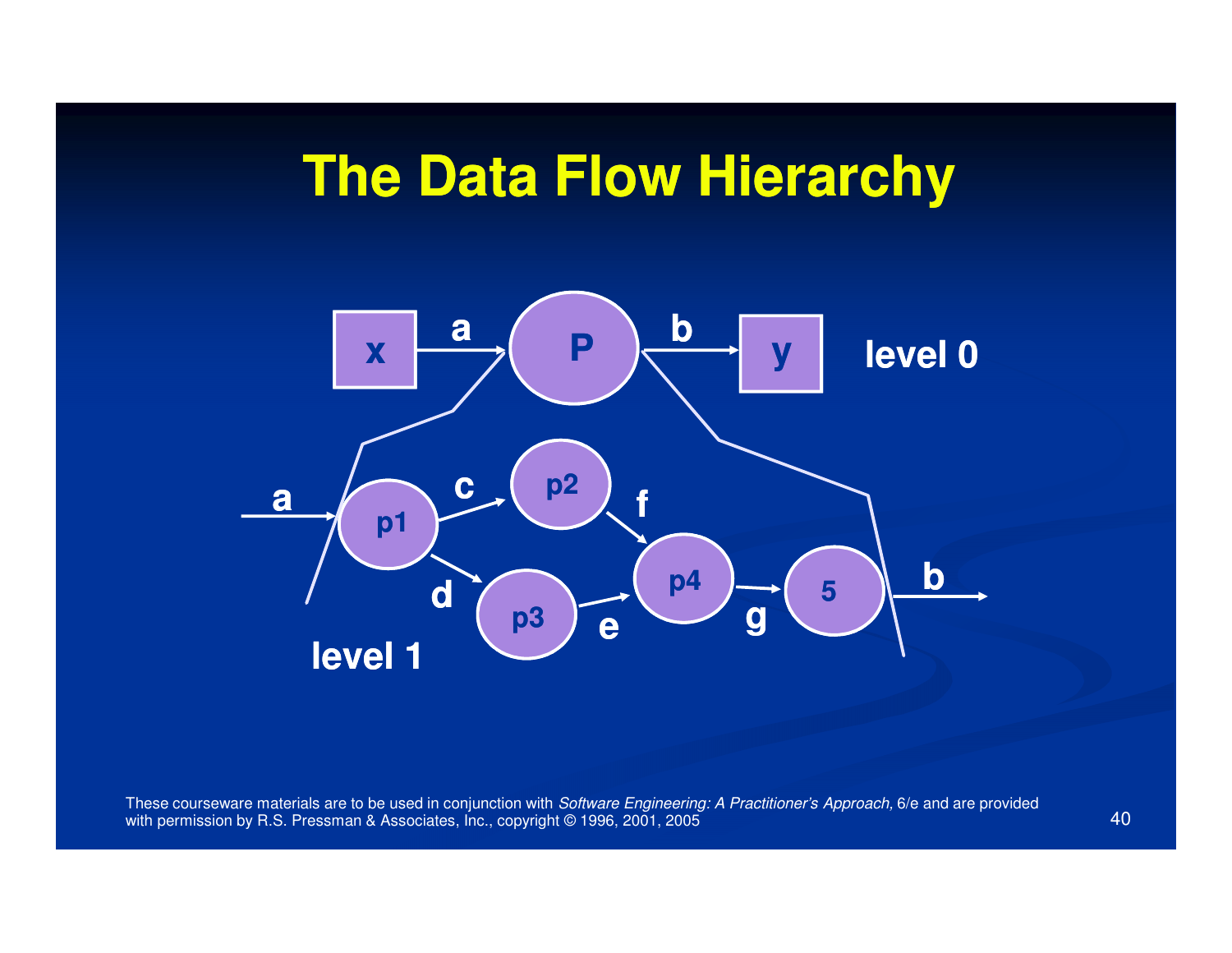# The Data Flow Hierarchy

x → a → P → b → y — level 0

a → p1; p1 → c → p2; p1 → d → p3; p2 → f → p4; p3 → e → p4; p4 → g → 5; 5 → b — level 1

These courseware materials are to be used in conjunction with *Software Engineering: A Practitioner's Approach,* 6/e and are provided with permission by R.S. Pressman & Associates, Inc., copyright © 1996, 2001, 2005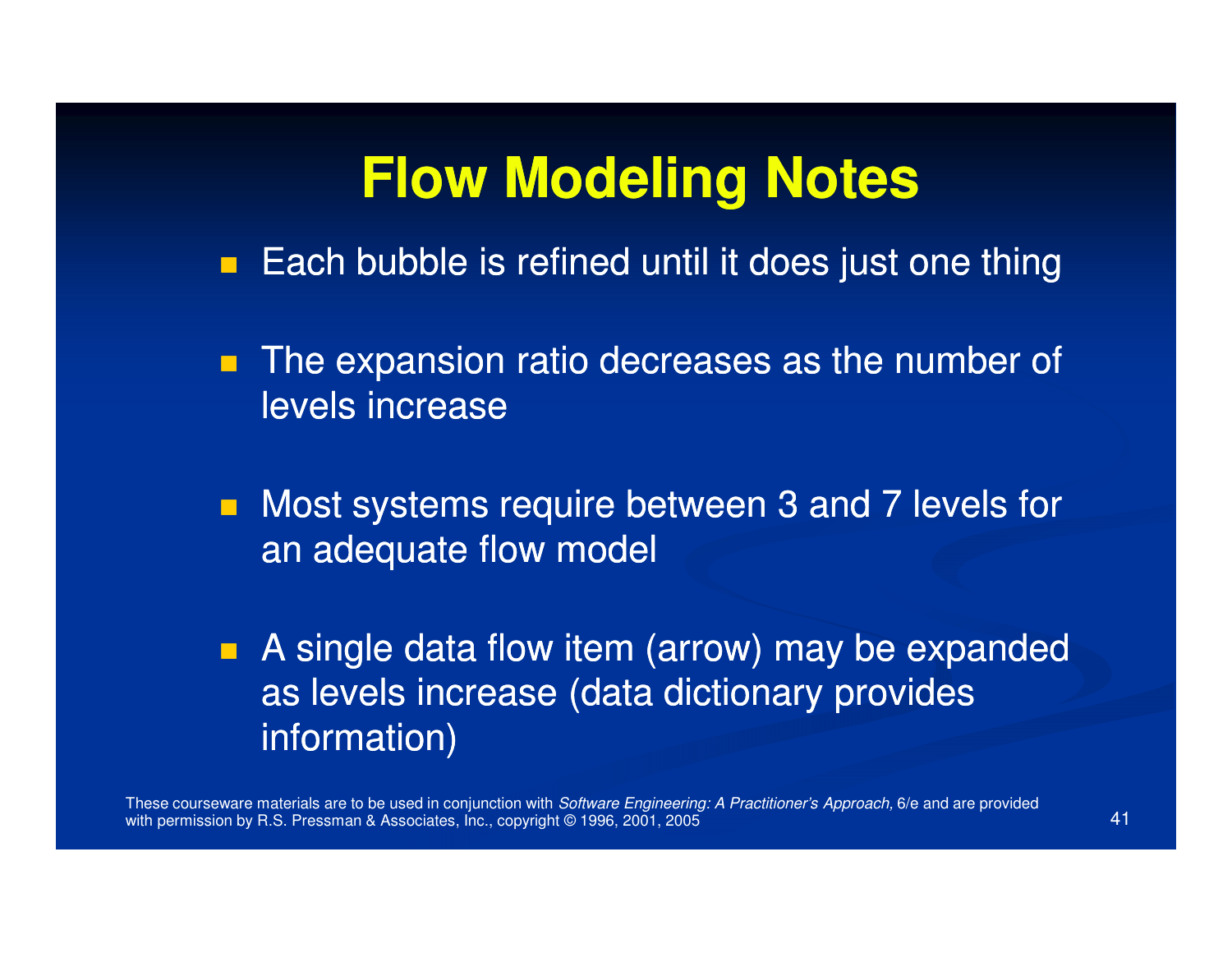# Flow Modeling Notes

- Each bubble is refined until it does just one thing
- The expansion ratio decreases as the number of levels increase
- Most systems require between 3 and 7 levels for an adequate flow model
- A single data flow item (arrow) may be expanded as levels increase (data dictionary provides information)

These courseware materials are to be used in conjunction with *Software Engineering: A Practitioner's Approach,* 6/e and are provided with permission by R.S. Pressman & Associates, Inc., copyright © 1996, 2001, 2005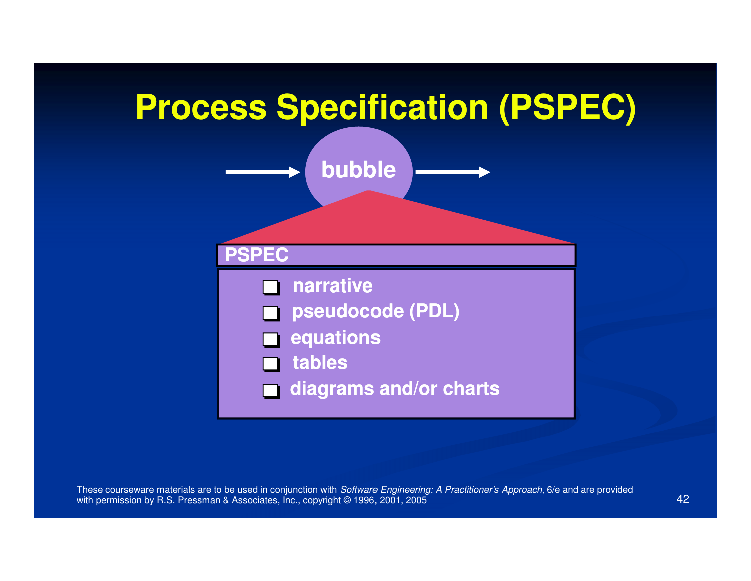# Process Specification (PSPEC)

bubble

**PSPEC**

- narrative
- pseudocode (PDL)
- equations
- tables
- diagrams and/or charts

These courseware materials are to be used in conjunction with *Software Engineering: A Practitioner's Approach,* 6/e and are provided with permission by R.S. Pressman & Associates, Inc., copyright © 1996, 2001, 2005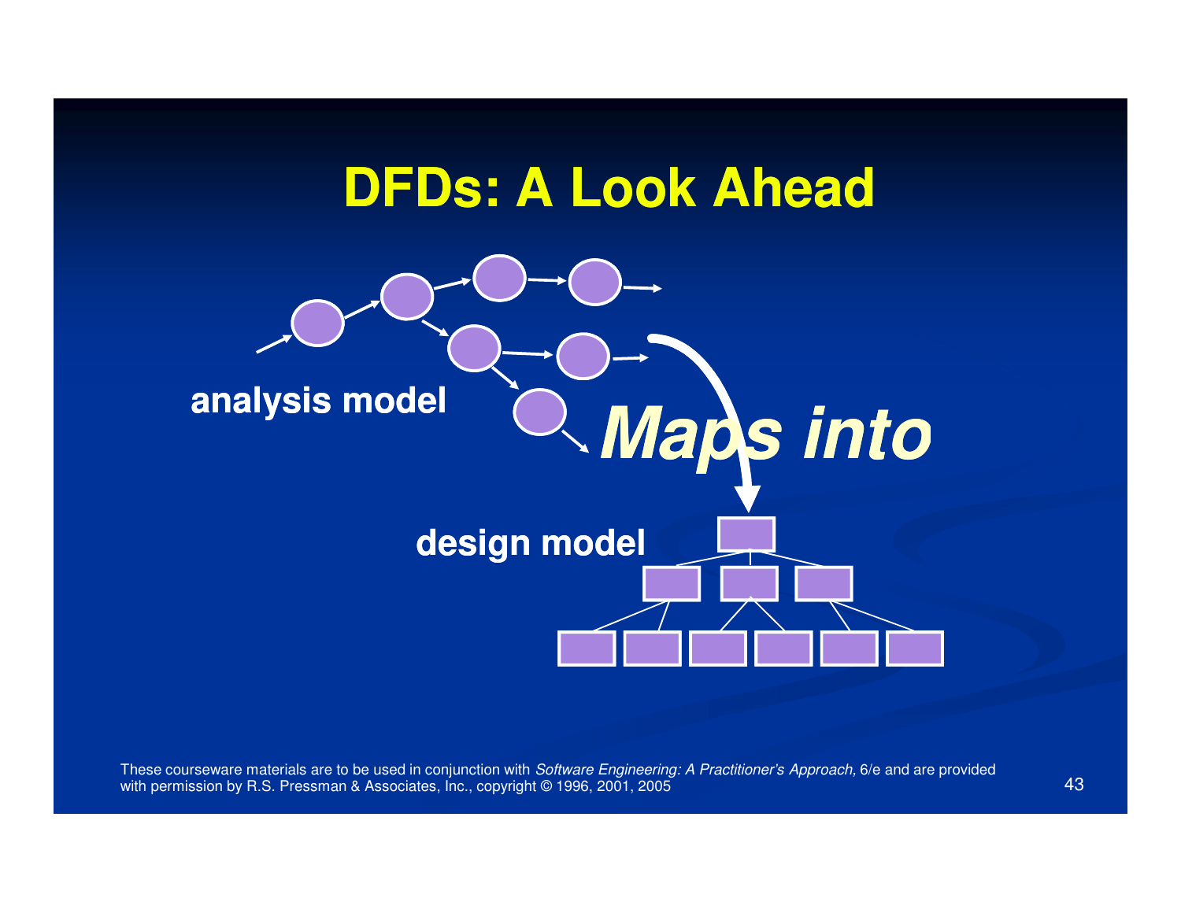# DFDs: A Look Ahead

analysis model

**Maps into**

design model

These courseware materials are to be used in conjunction with *Software Engineering: A Practitioner's Approach,* 6/e and are provided with permission by R.S. Pressman & Associates, Inc., copyright © 1996, 2001, 2005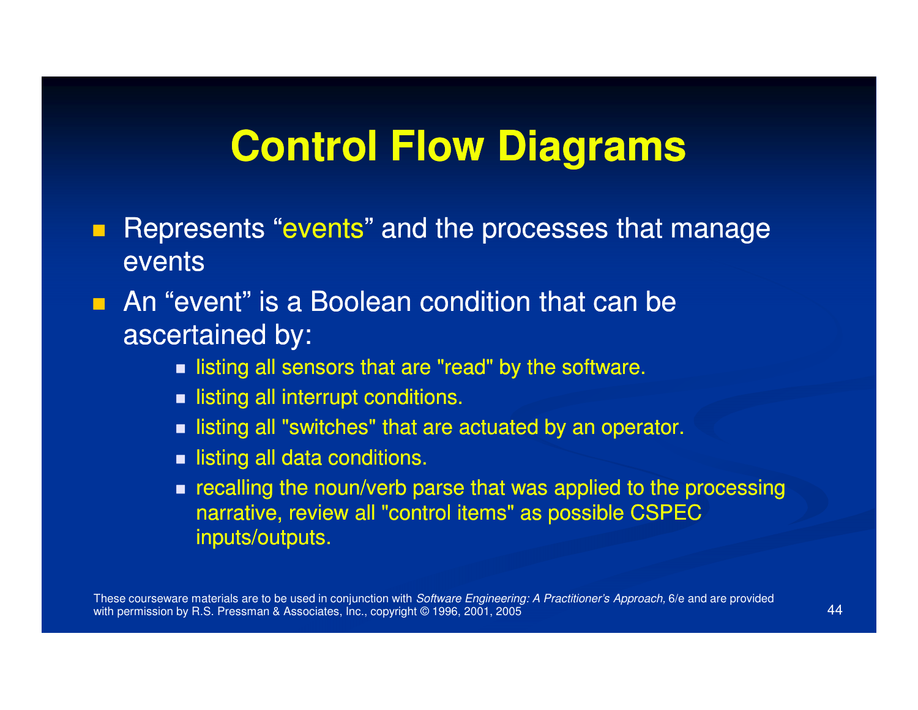# Control Flow Diagrams

- Represents “events” and the processes that manage events
- An “event” is a Boolean condition that can be ascertained by:
  - listing all sensors that are "read" by the software.
  - listing all interrupt conditions.
  - listing all "switches" that are actuated by an operator.
  - listing all data conditions.
  - recalling the noun/verb parse that was applied to the processing narrative, review all "control items" as possible CSPEC inputs/outputs.

These courseware materials are to be used in conjunction with *Software Engineering: A Practitioner's Approach,* 6/e and are provided with permission by R.S. Pressman & Associates, Inc., copyright © 1996, 2001, 2005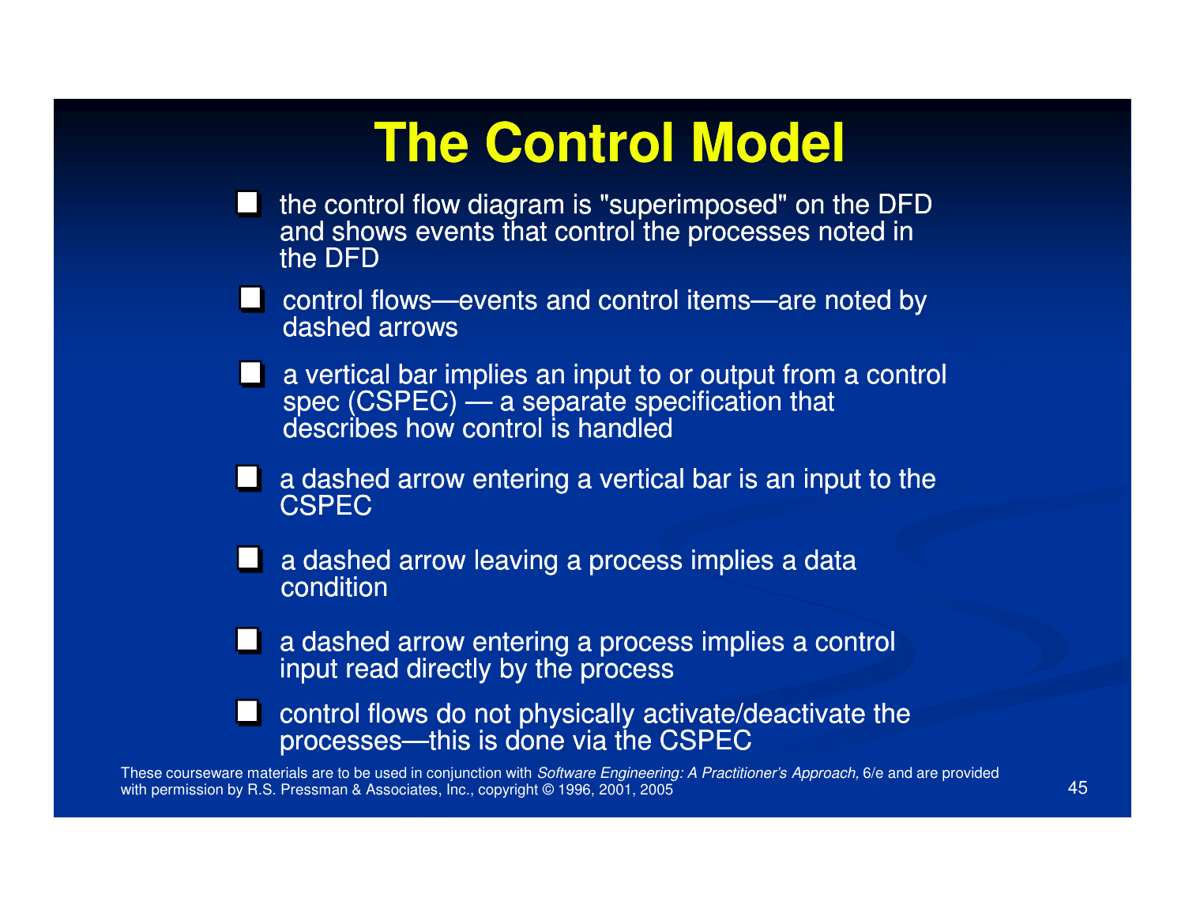# The Control Model

- the control flow diagram is "superimposed" on the DFD and shows events that control the processes noted in the DFD
- control flows—events and control items—are noted by dashed arrows
- a vertical bar implies an input to or output from a control spec (CSPEC) — a separate specification that describes how control is handled
- a dashed arrow entering a vertical bar is an input to the CSPEC
- a dashed arrow leaving a process implies a data condition
- a dashed arrow entering a process implies a control input read directly by the process
- control flows do not physically activate/deactivate the processes—this is done via the CSPEC

These courseware materials are to be used in conjunction with *Software Engineering: A Practitioner's Approach,* 6/e and are provided with permission by R.S. Pressman & Associates, Inc., copyright © 1996, 2001, 2005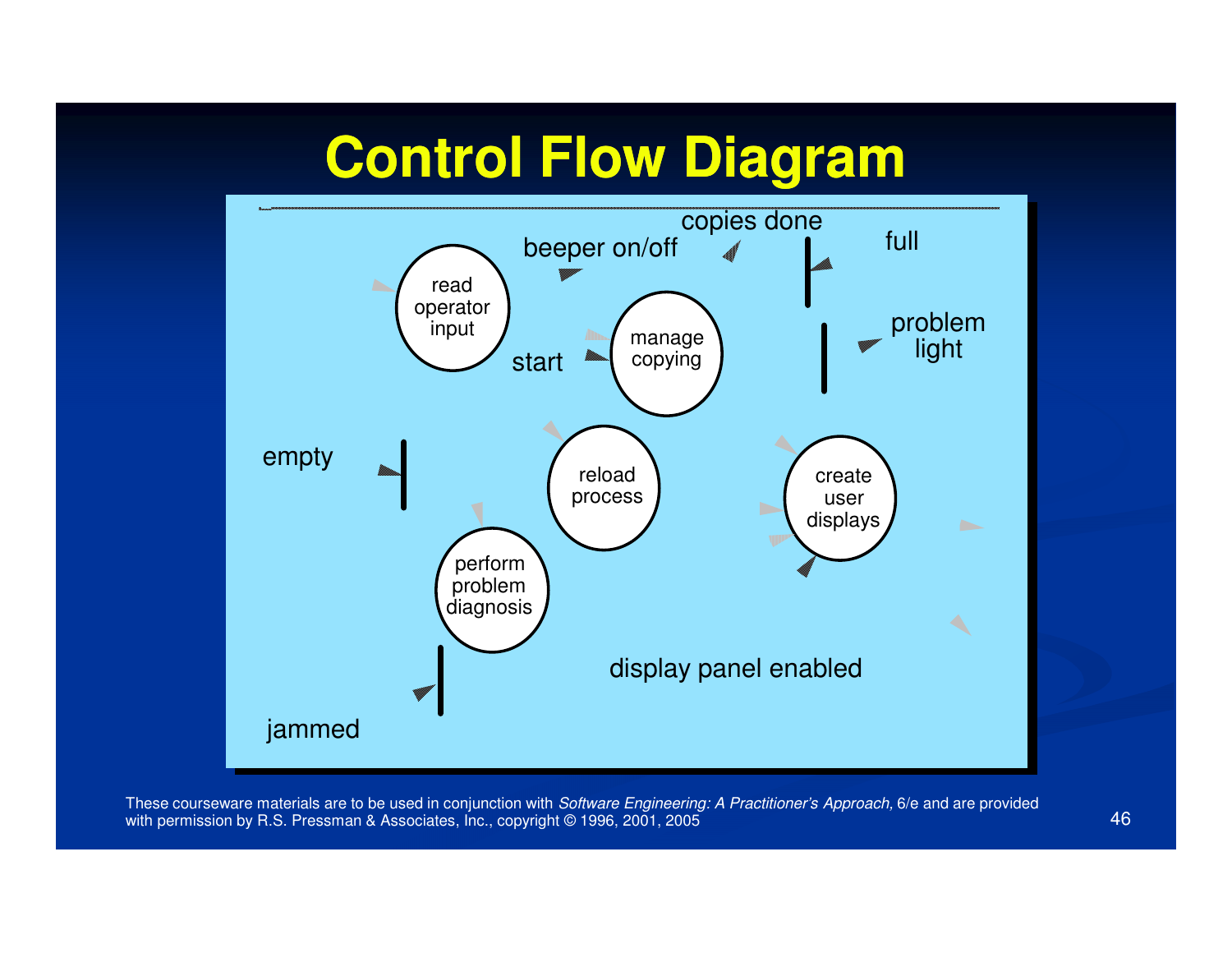# Control Flow Diagram

read operator input

beeper on/off

copies done

full

start

manage copying

problem light

empty

reload process

create user displays

perform problem diagnosis

display panel enabled

jammed

These courseware materials are to be used in conjunction with *Software Engineering: A Practitioner's Approach,* 6/e and are provided with permission by R.S. Pressman & Associates, Inc., copyright © 1996, 2001, 2005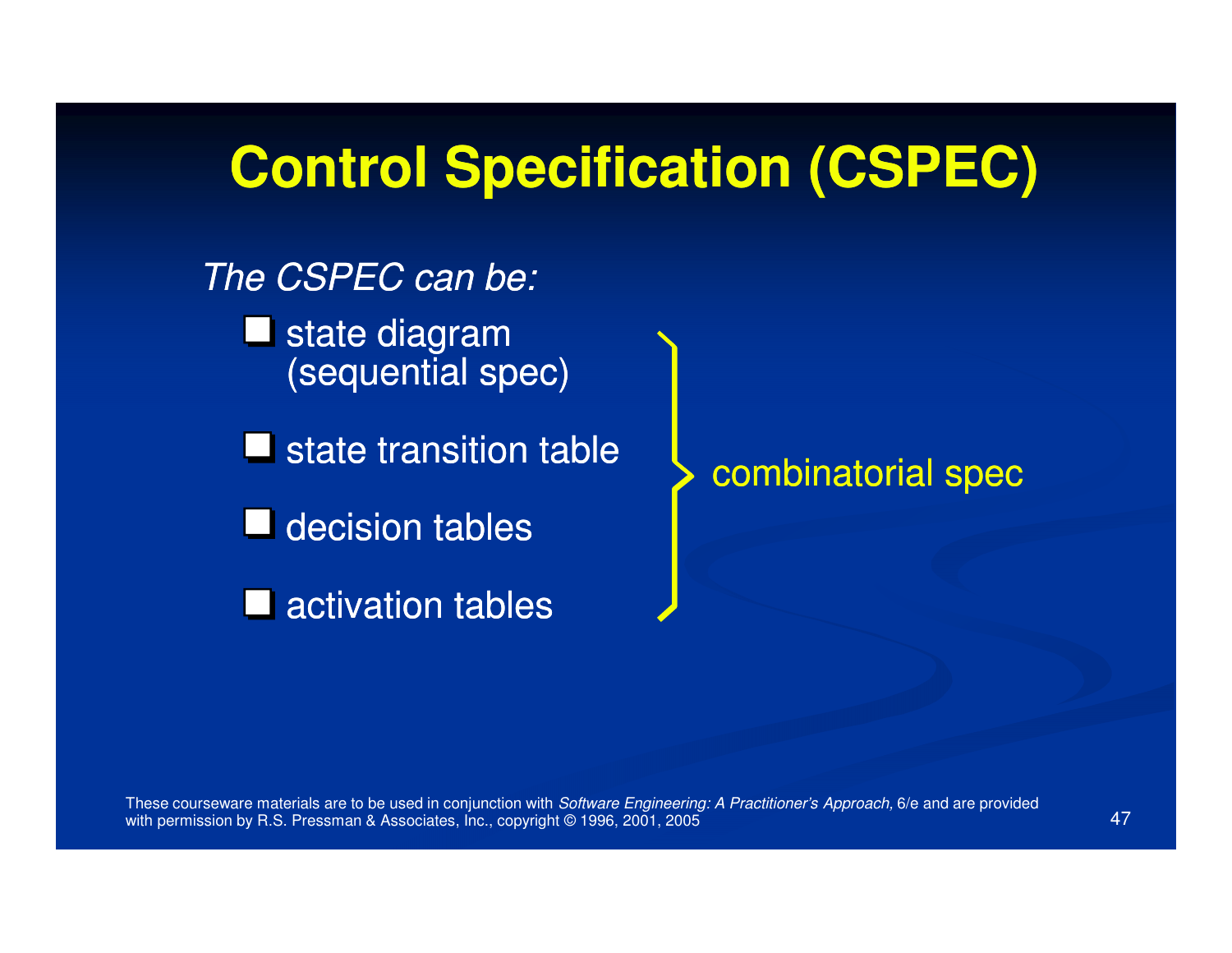# Control Specification (CSPEC)

*The CSPEC can be:*

- state diagram (sequential spec)
- state transition table
- decision tables
- activation tables

} combinatorial spec

These courseware materials are to be used in conjunction with *Software Engineering: A Practitioner's Approach,* 6/e and are provided with permission by R.S. Pressman & Associates, Inc., copyright © 1996, 2001, 2005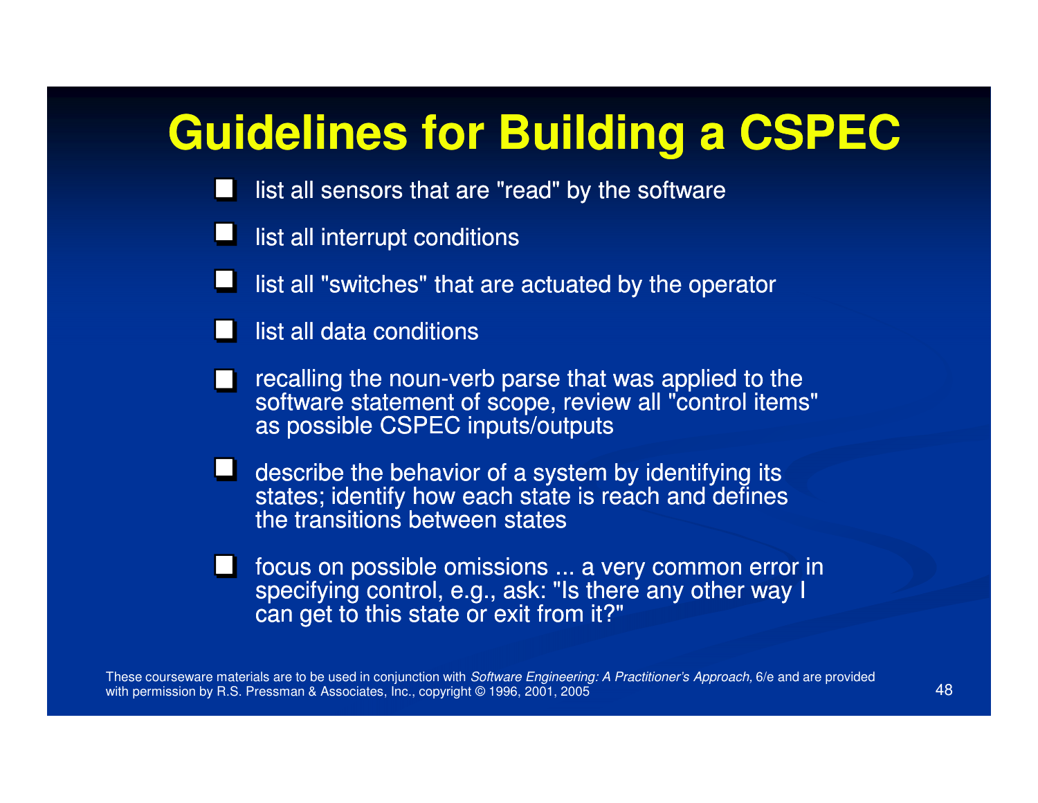# Guidelines for Building a CSPEC

- list all sensors that are "read" by the software
- list all interrupt conditions
- list all "switches" that are actuated by the operator
- list all data conditions
- recalling the noun-verb parse that was applied to the software statement of scope, review all "control items" as possible CSPEC inputs/outputs
- describe the behavior of a system by identifying its states; identify how each state is reach and defines the transitions between states
- focus on possible omissions ... a very common error in specifying control, e.g., ask: "Is there any other way I can get to this state or exit from it?"

These courseware materials are to be used in conjunction with *Software Engineering: A Practitioner's Approach,* 6/e and are provided with permission by R.S. Pressman & Associates, Inc., copyright © 1996, 2001, 2005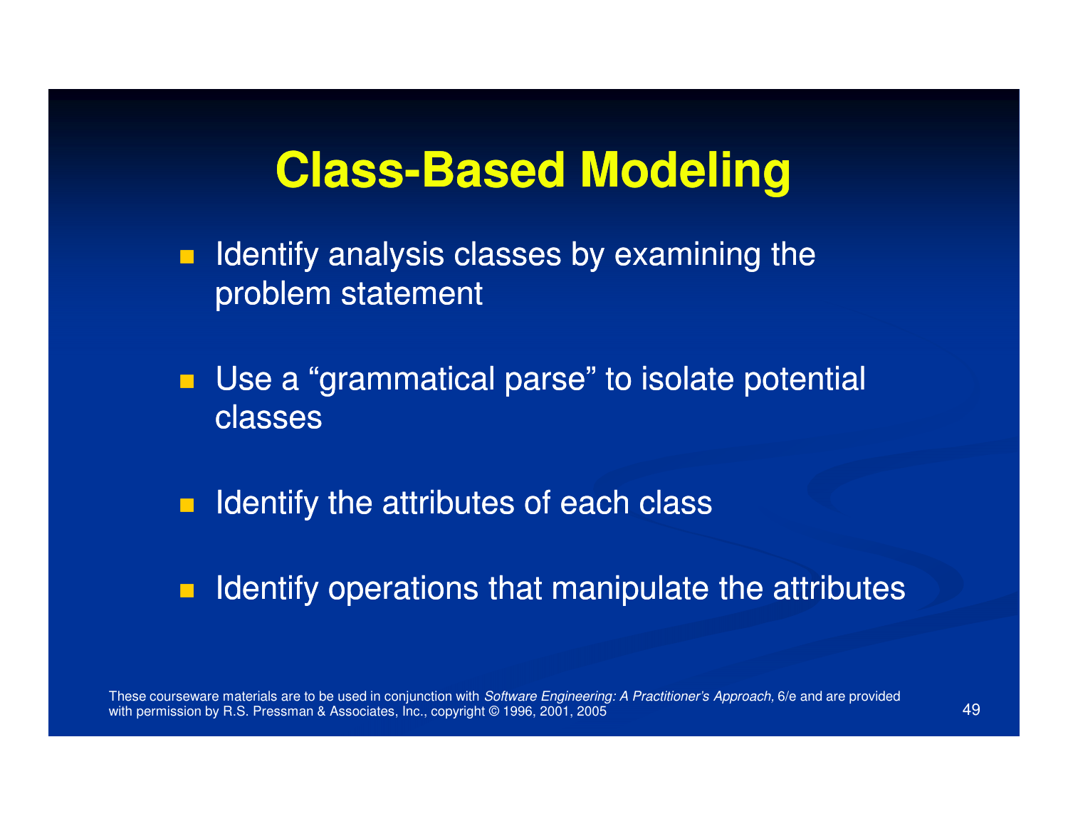# Class-Based Modeling

- Identify analysis classes by examining the problem statement
- Use a "grammatical parse" to isolate potential classes
- Identify the attributes of each class
- Identify operations that manipulate the attributes

These courseware materials are to be used in conjunction with *Software Engineering: A Practitioner's Approach,* 6/e and are provided with permission by R.S. Pressman & Associates, Inc., copyright © 1996, 2001, 2005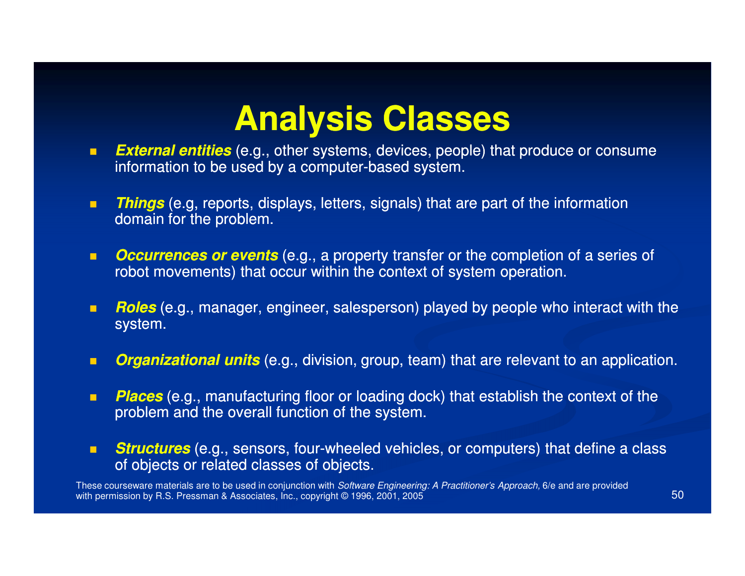# Analysis Classes

- ***External entities*** (e.g., other systems, devices, people) that produce or consume information to be used by a computer-based system.
- ***Things*** (e.g, reports, displays, letters, signals) that are part of the information domain for the problem.
- ***Occurrences or events*** (e.g., a property transfer or the completion of a series of robot movements) that occur within the context of system operation.
- ***Roles*** (e.g., manager, engineer, salesperson) played by people who interact with the system.
- ***Organizational units*** (e.g., division, group, team) that are relevant to an application.
- ***Places*** (e.g., manufacturing floor or loading dock) that establish the context of the problem and the overall function of the system.
- ***Structures*** (e.g., sensors, four-wheeled vehicles, or computers) that define a class of objects or related classes of objects.

These courseware materials are to be used in conjunction with *Software Engineering: A Practitioner's Approach,* 6/e and are provided with permission by R.S. Pressman & Associates, Inc., copyright © 1996, 2001, 2005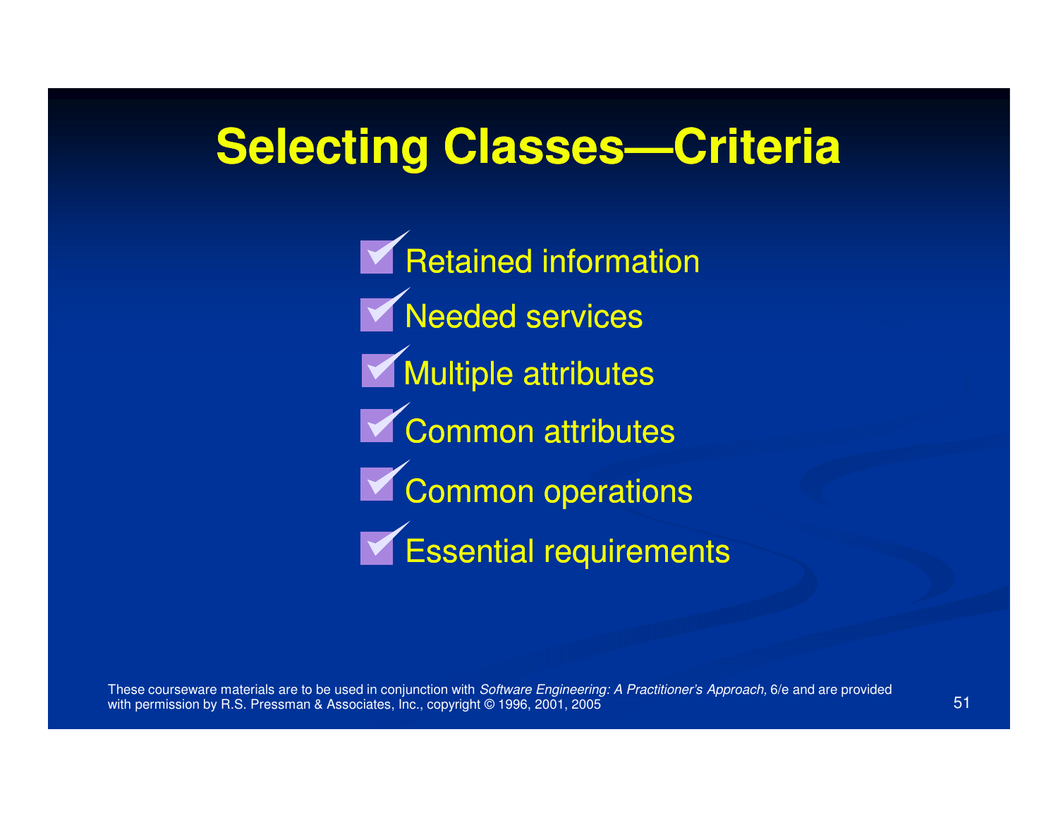# Selecting Classes—Criteria

- Retained information
- Needed services
- Multiple attributes
- Common attributes
- Common operations
- Essential requirements

These courseware materials are to be used in conjunction with *Software Engineering: A Practitioner's Approach,* 6/e and are provided with permission by R.S. Pressman & Associates, Inc., copyright © 1996, 2001, 2005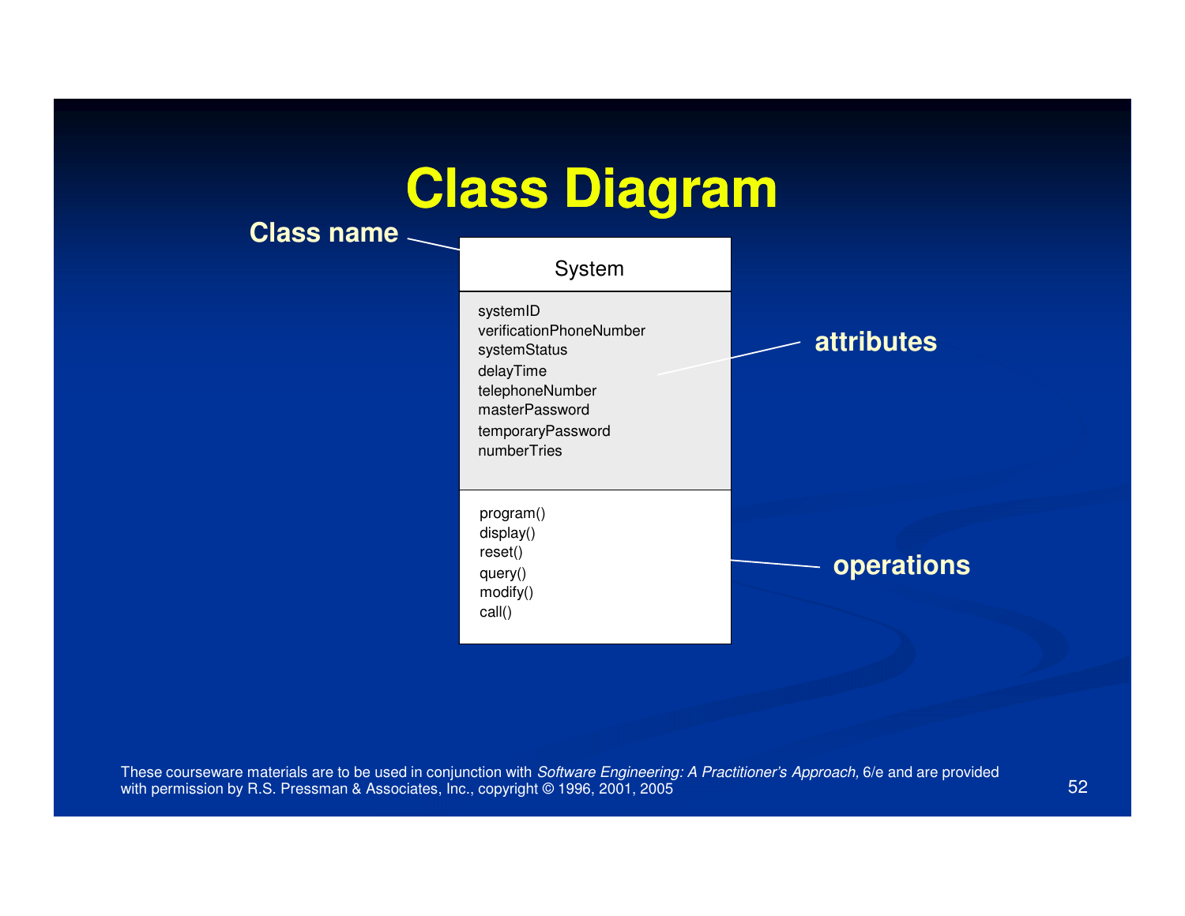# Class Diagram

Class name

| System |
| --- |
| systemID<br>verificationPhoneNumber<br>systemStatus<br>delayTime<br>telephoneNumber<br>masterPassword<br>temporaryPassword<br>numberTries |
| program()<br>display()<br>reset()<br>query()<br>modify()<br>call() |

attributes

operations

These courseware materials are to be used in conjunction with *Software Engineering: A Practitioner's Approach,* 6/e and are provided with permission by R.S. Pressman & Associates, Inc., copyright © 1996, 2001, 2005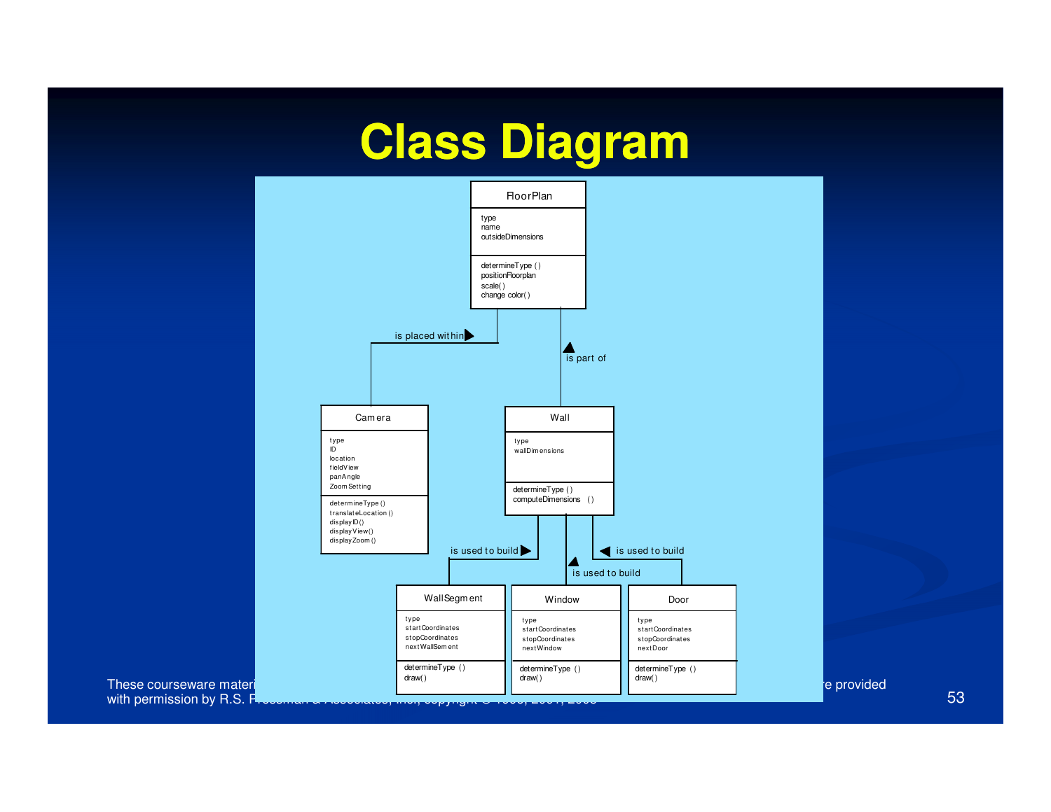# Class Diagram

**FloorPlan**
- Attributes: type, name, outsideDimensions
- Operations: determineType ( ), positionFloorplan, scale( ), change color( )

**Camera**
- Attributes: type, ID, location, fieldView, panAngle, ZoomSetting
- Operations: determineType (), translateLocation (), displayID (), displayView(), displayZoom ()

**Wall**
- Attributes: type, wallDimensions
- Operations: determineType ( ), computeDimensions ( )

**WallSegment**
- Attributes: type, startCoordinates, stopCoordinates, nextWallSement
- Operations: determineType ( ), draw( )

**Window**
- Attributes: type, startCoordinates, stopCoordinates, nextWindow
- Operations: determineType ( ), draw( )

**Door**
- Attributes: type, startCoordinates, stopCoordinates, nextDoor
- Operations: determineType ( ), draw( )

**Relationships**
- Camera — is placed within ▶ — FloorPlan
- Wall — is part of ▲ — FloorPlan
- WallSegment — is used to build ▶ — Wall
- Window — is used to build ▲ — Wall
- Door — ◀ is used to build — Wall

These courseware materi[...]re provided with permission by R.S. P[...]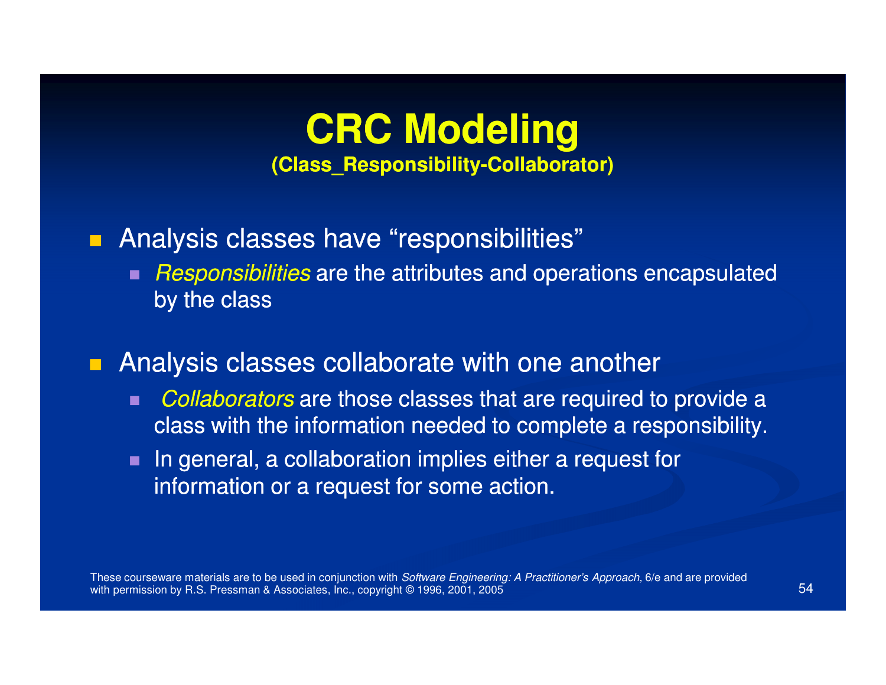# CRC Modeling

**(Class_Responsibility-Collaborator)**

- Analysis classes have "responsibilities"
  - *Responsibilities* are the attributes and operations encapsulated by the class
- Analysis classes collaborate with one another
  - *Collaborators* are those classes that are required to provide a class with the information needed to complete a responsibility.
  - In general, a collaboration implies either a request for information or a request for some action.

These courseware materials are to be used in conjunction with *Software Engineering: A Practitioner's Approach,* 6/e and are provided with permission by R.S. Pressman & Associates, Inc., copyright © 1996, 2001, 2005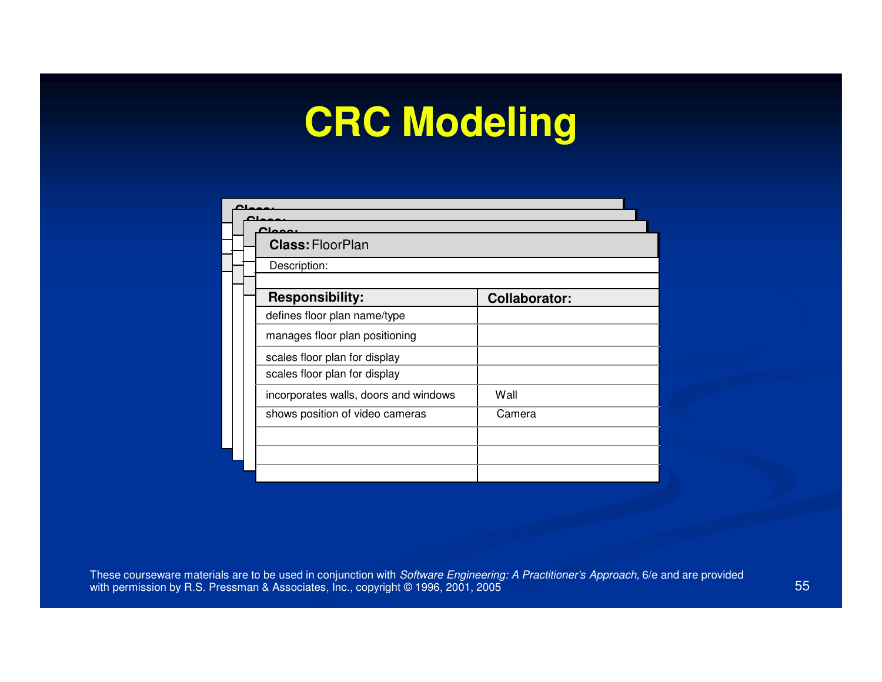# CRC Modeling

**Class:** FloorPlan

Description:

| Responsibility: | Collaborator: |
| --- | --- |
| defines floor plan name/type | |
| manages floor plan positioning | |
| scales floor plan for display | |
| scales floor plan for display | |
| incorporates walls, doors and windows | Wall |
| shows position of video cameras | Camera |
| | |
| | |
| | |

These courseware materials are to be used in conjunction with *Software Engineering: A Practitioner's Approach,* 6/e and are provided with permission by R.S. Pressman & Associates, Inc., copyright © 1996, 2001, 2005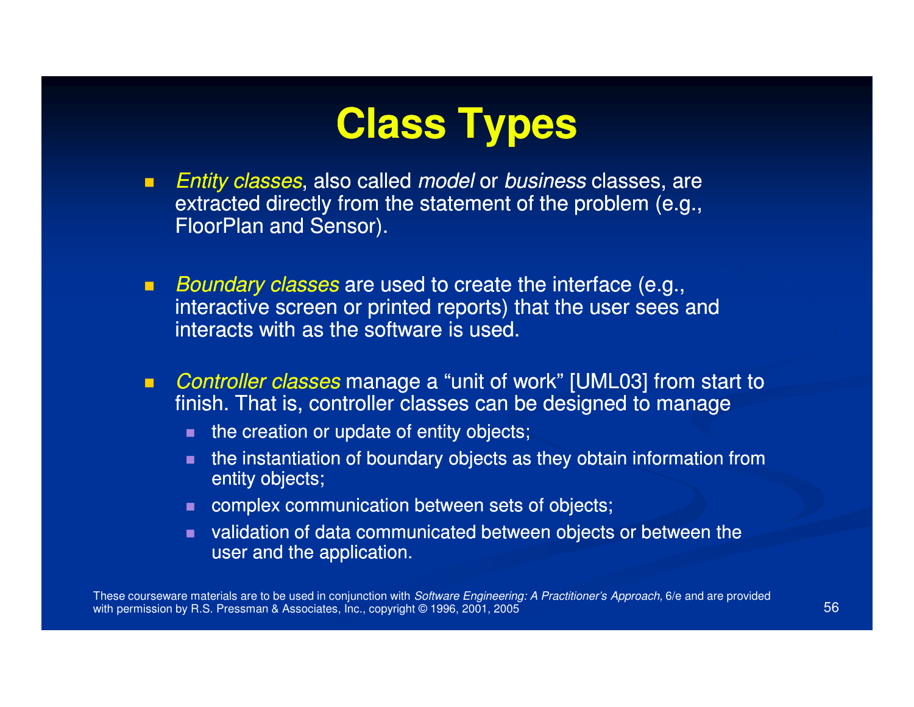# Class Types

- *Entity classes*, also called *model* or *business* classes, are extracted directly from the statement of the problem (e.g., FloorPlan and Sensor).

- *Boundary classes* are used to create the interface (e.g., interactive screen or printed reports) that the user sees and interacts with as the software is used.

- *Controller classes* manage a “unit of work” [UML03] from start to finish. That is, controller classes can be designed to manage
  - the creation or update of entity objects;
  - the instantiation of boundary objects as they obtain information from entity objects;
  - complex communication between sets of objects;
  - validation of data communicated between objects or between the user and the application.

These courseware materials are to be used in conjunction with *Software Engineering: A Practitioner's Approach,* 6/e and are provided with permission by R.S. Pressman & Associates, Inc., copyright © 1996, 2001, 2005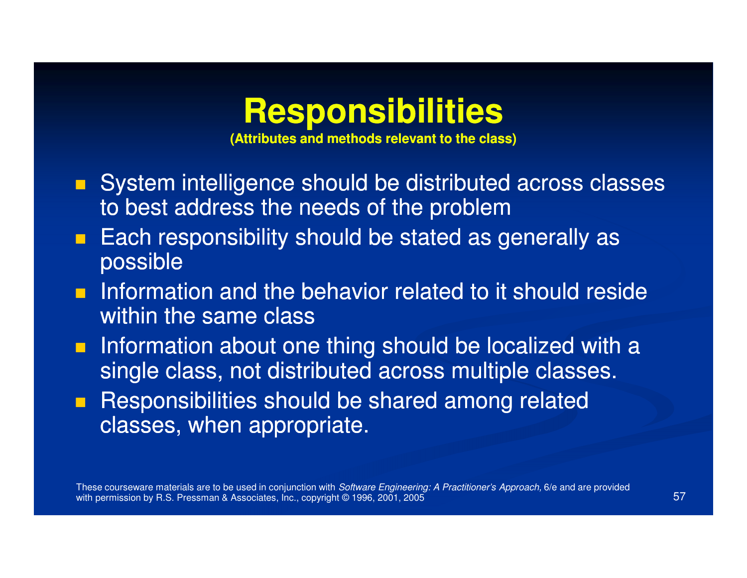# Responsibilities

**(Attributes and methods relevant to the class)**

- System intelligence should be distributed across classes to best address the needs of the problem
- Each responsibility should be stated as generally as possible
- Information and the behavior related to it should reside within the same class
- Information about one thing should be localized with a single class, not distributed across multiple classes.
- Responsibilities should be shared among related classes, when appropriate.

These courseware materials are to be used in conjunction with *Software Engineering: A Practitioner's Approach,* 6/e and are provided with permission by R.S. Pressman & Associates, Inc., copyright © 1996, 2001, 2005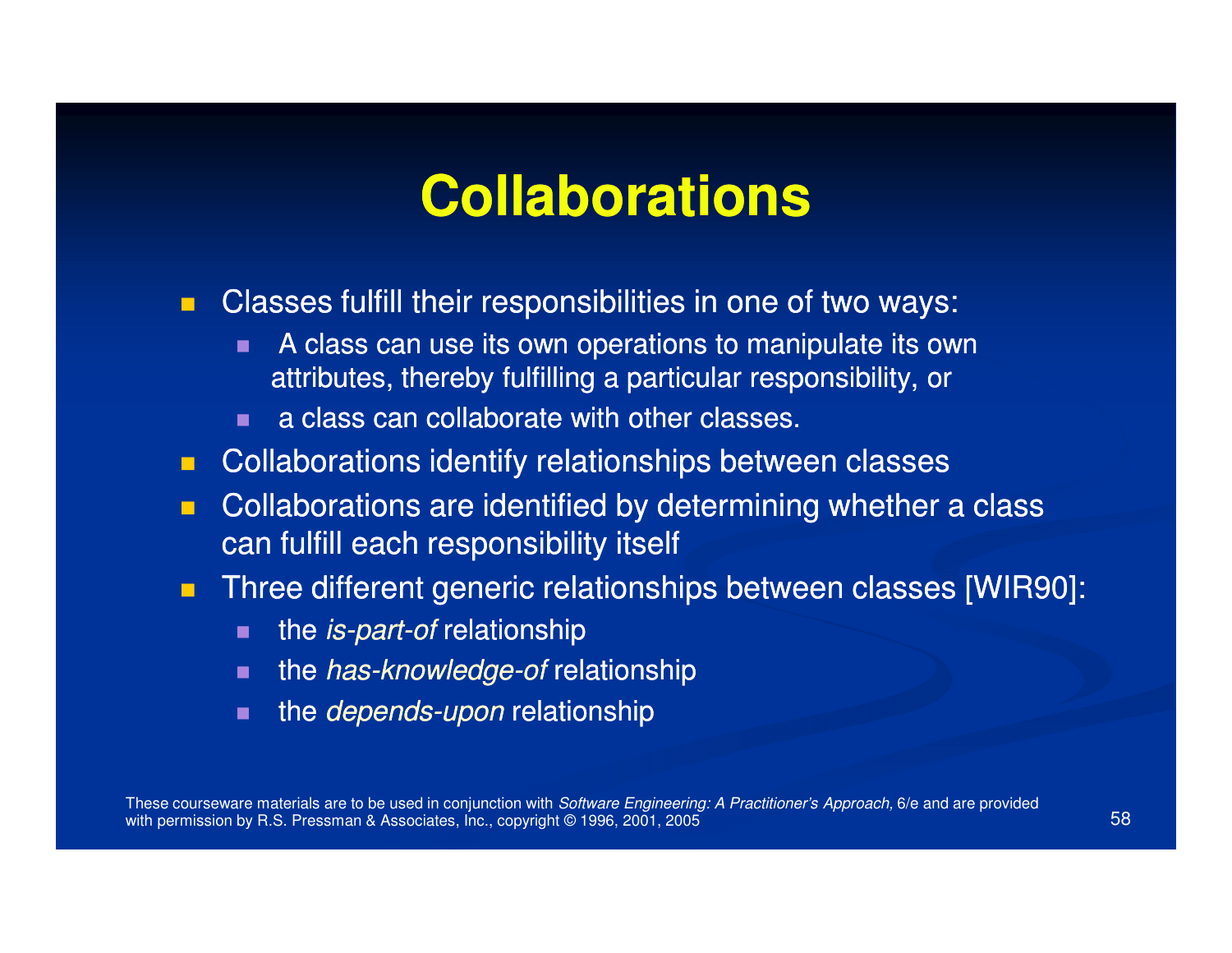# Collaborations

- Classes fulfill their responsibilities in one of two ways:
  - A class can use its own operations to manipulate its own attributes, thereby fulfilling a particular responsibility, or
  - a class can collaborate with other classes.
- Collaborations identify relationships between classes
- Collaborations are identified by determining whether a class can fulfill each responsibility itself
- Three different generic relationships between classes [WIR90]:
  - the *is-part-of* relationship
  - the *has-knowledge-of* relationship
  - the *depends-upon* relationship

These courseware materials are to be used in conjunction with *Software Engineering: A Practitioner's Approach,* 6/e and are provided with permission by R.S. Pressman & Associates, Inc., copyright © 1996, 2001, 2005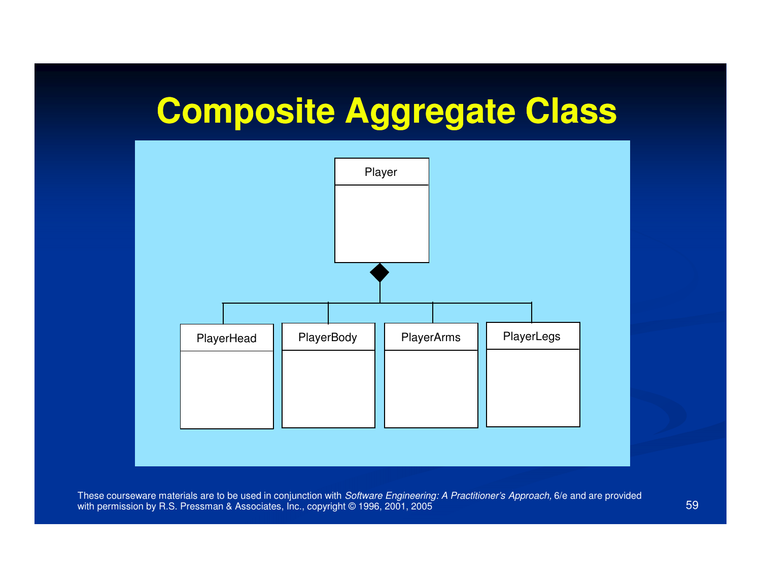# Composite Aggregate Class

Player

PlayerHead

PlayerBody

PlayerArms

PlayerLegs

These courseware materials are to be used in conjunction with *Software Engineering: A Practitioner's Approach,* 6/e and are provided with permission by R.S. Pressman & Associates, Inc., copyright © 1996, 2001, 2005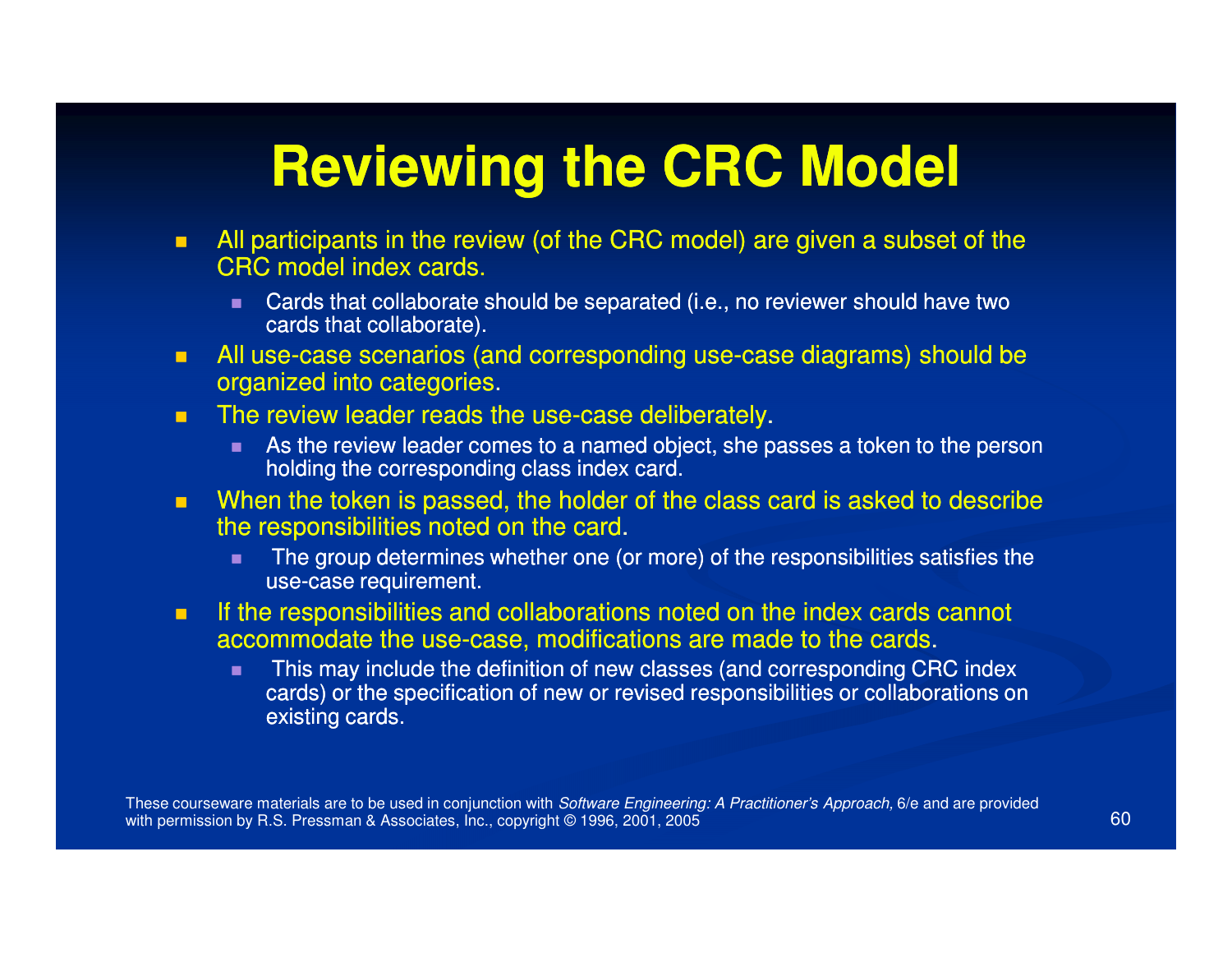# Reviewing the CRC Model

- All participants in the review (of the CRC model) are given a subset of the CRC model index cards.
  - Cards that collaborate should be separated (i.e., no reviewer should have two cards that collaborate).
- All use-case scenarios (and corresponding use-case diagrams) should be organized into categories.
- The review leader reads the use-case deliberately.
  - As the review leader comes to a named object, she passes a token to the person holding the corresponding class index card.
- When the token is passed, the holder of the class card is asked to describe the responsibilities noted on the card.
  - The group determines whether one (or more) of the responsibilities satisfies the use-case requirement.
- If the responsibilities and collaborations noted on the index cards cannot accommodate the use-case, modifications are made to the cards.
  - This may include the definition of new classes (and corresponding CRC index cards) or the specification of new or revised responsibilities or collaborations on existing cards.

These courseware materials are to be used in conjunction with *Software Engineering: A Practitioner's Approach,* 6/e and are provided with permission by R.S. Pressman & Associates, Inc., copyright © 1996, 2001, 2005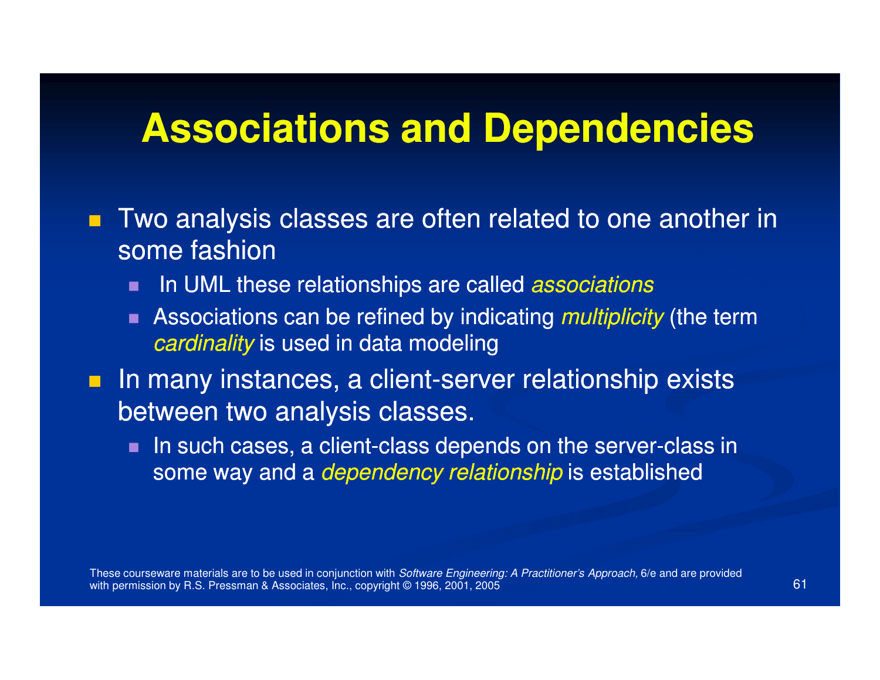# Associations and Dependencies

- Two analysis classes are often related to one another in some fashion
  - In UML these relationships are called *associations*
  - Associations can be refined by indicating *multiplicity* (the term *cardinality* is used in data modeling
- In many instances, a client-server relationship exists between two analysis classes.
  - In such cases, a client-class depends on the server-class in some way and a *dependency relationship* is established

These courseware materials are to be used in conjunction with *Software Engineering: A Practitioner's Approach,* 6/e and are provided with permission by R.S. Pressman & Associates, Inc., copyright © 1996, 2001, 2005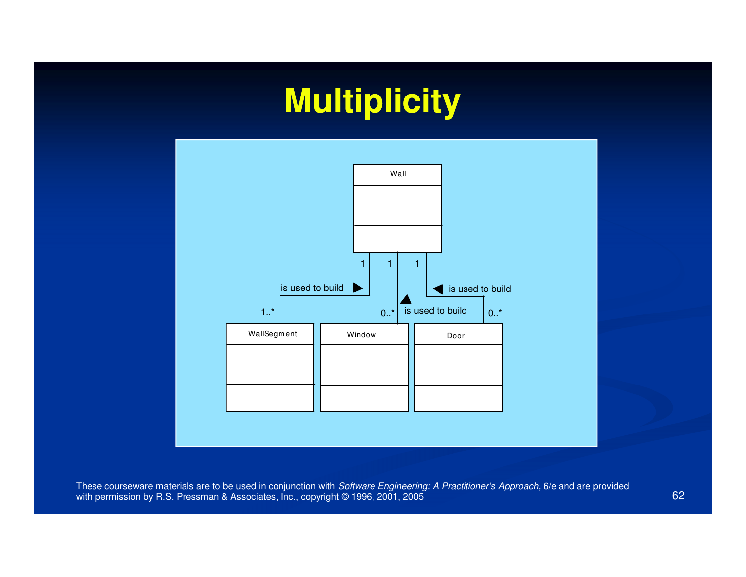# Multiplicity

Wall

1 1 1

is used to build ▶

◀ is used to build

▲ is used to build

1..* 0..* 0..*

WallSegment

Window

Door

These courseware materials are to be used in conjunction with *Software Engineering: A Practitioner's Approach,* 6/e and are provided with permission by R.S. Pressman & Associates, Inc., copyright © 1996, 2001, 2005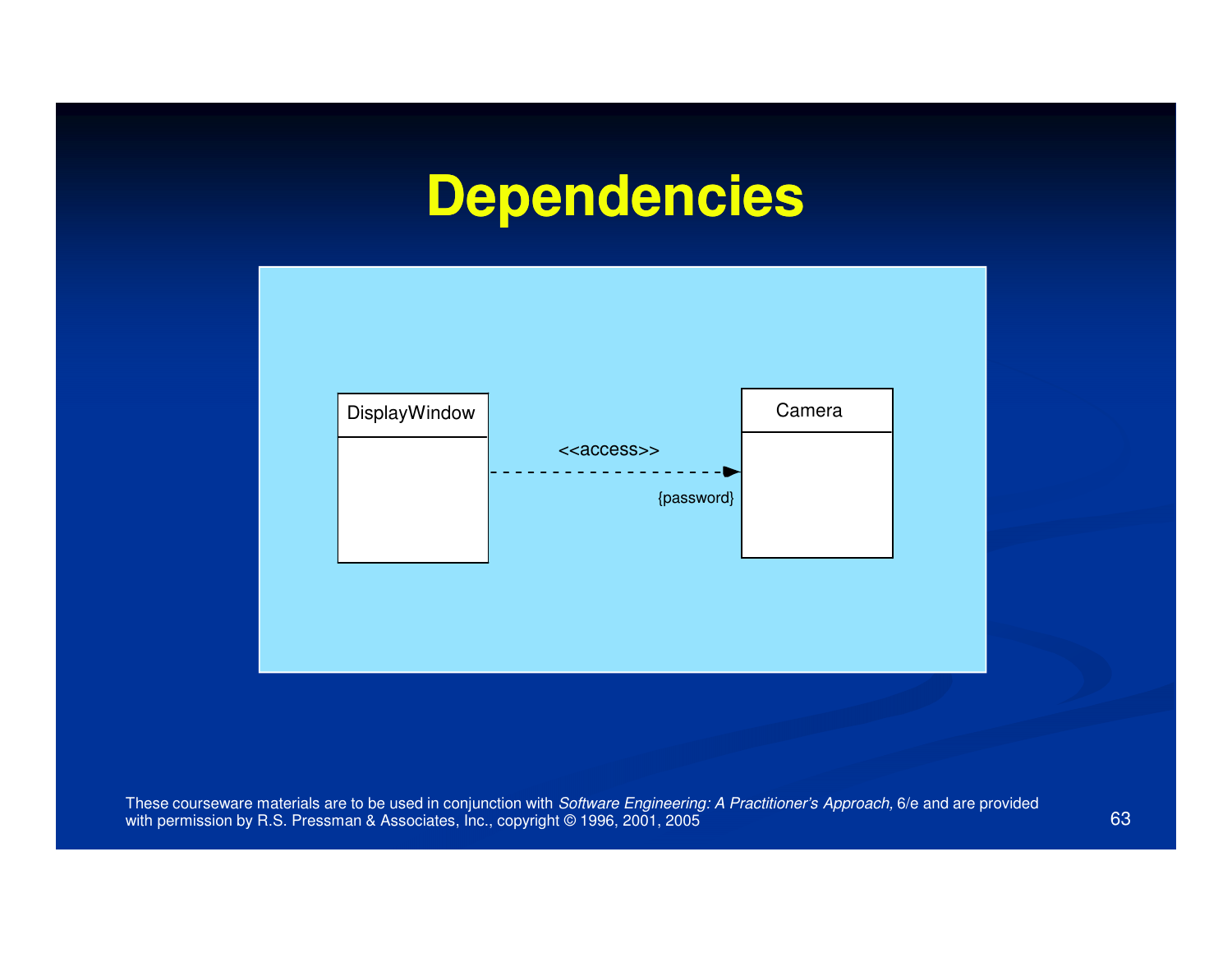# Dependencies

DisplayWindow

<<access>>

{password}

Camera

These courseware materials are to be used in conjunction with *Software Engineering: A Practitioner's Approach,* 6/e and are provided with permission by R.S. Pressman & Associates, Inc., copyright © 1996, 2001, 2005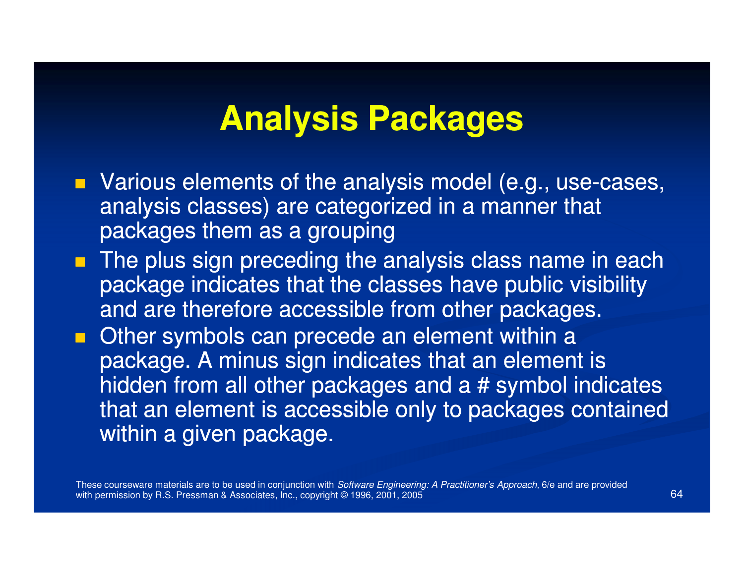# Analysis Packages

- Various elements of the analysis model (e.g., use-cases, analysis classes) are categorized in a manner that packages them as a grouping
- The plus sign preceding the analysis class name in each package indicates that the classes have public visibility and are therefore accessible from other packages.
- Other symbols can precede an element within a package. A minus sign indicates that an element is hidden from all other packages and a # symbol indicates that an element is accessible only to packages contained within a given package.

These courseware materials are to be used in conjunction with *Software Engineering: A Practitioner's Approach,* 6/e and are provided with permission by R.S. Pressman & Associates, Inc., copyright © 1996, 2001, 2005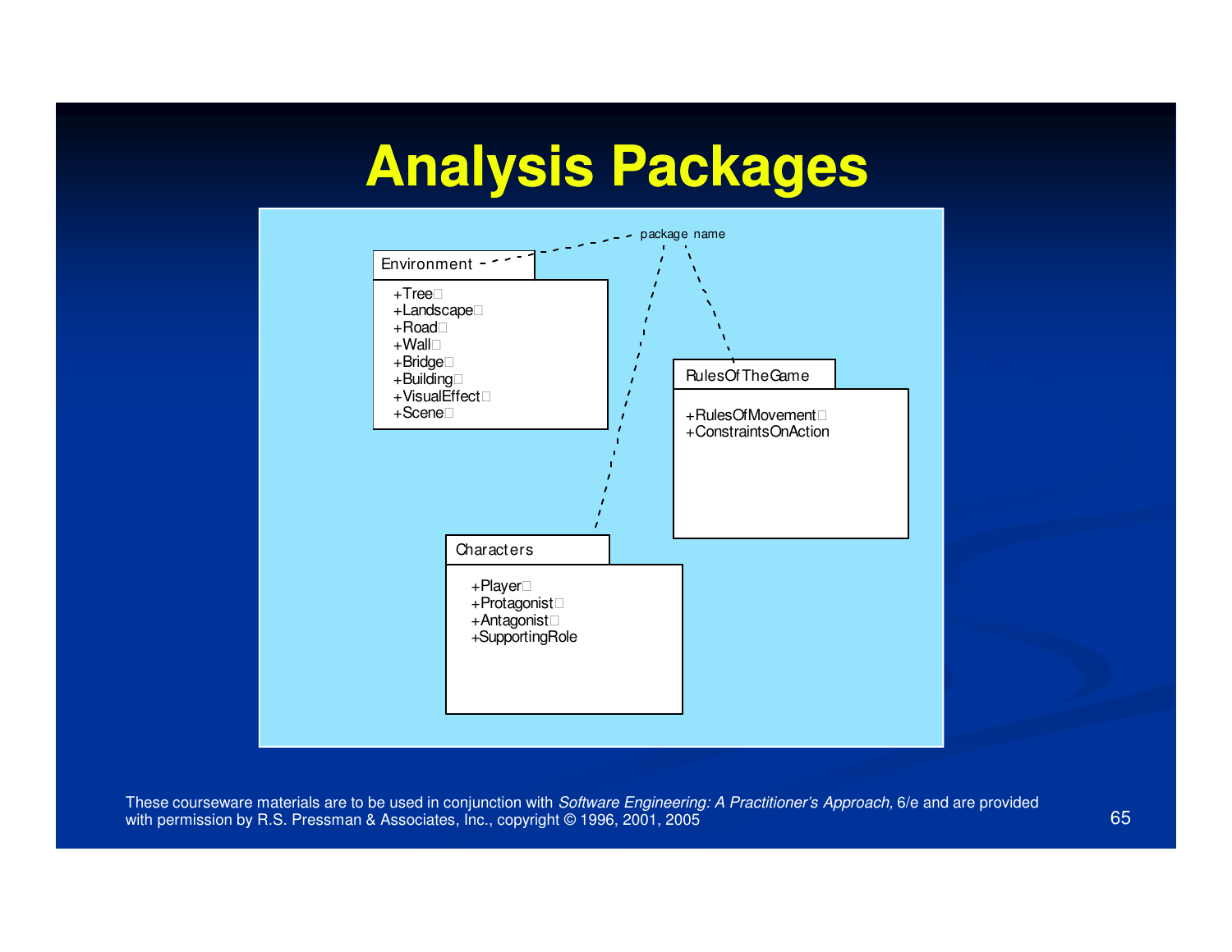# Analysis Packages

package name

**Environment**

- +Tree
- +Landscape
- +Road
- +Wall
- +Bridge
- +Building
- +VisualEffect
- +Scene

**RulesOfTheGame**

- +RulesOfMovement
- +ConstraintsOnAction

**Characters**

- +Player
- +Protagonist
- +Antagonist
- +SupportingRole

These courseware materials are to be used in conjunction with *Software Engineering: A Practitioner's Approach,* 6/e and are provided with permission by R.S. Pressman & Associates, Inc., copyright © 1996, 2001, 2005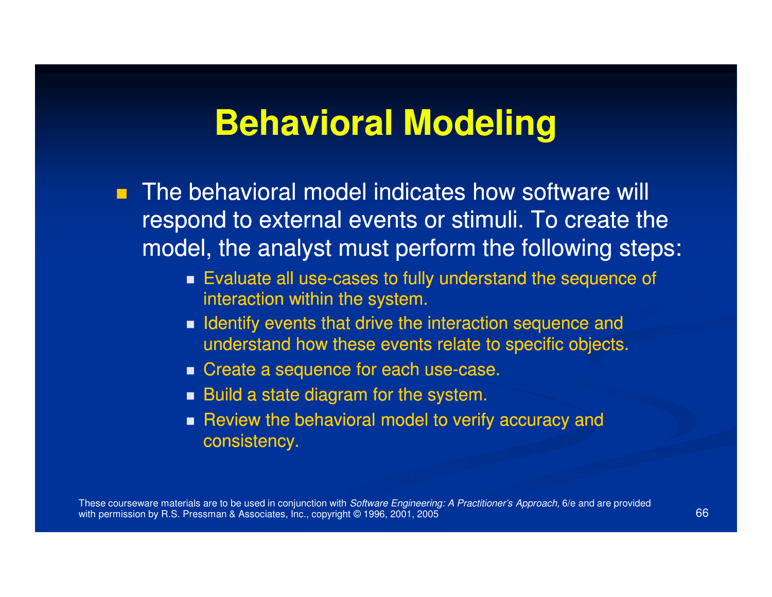# Behavioral Modeling

- The behavioral model indicates how software will respond to external events or stimuli. To create the model, the analyst must perform the following steps:
  - Evaluate all use-cases to fully understand the sequence of interaction within the system.
  - Identify events that drive the interaction sequence and understand how these events relate to specific objects.
  - Create a sequence for each use-case.
  - Build a state diagram for the system.
  - Review the behavioral model to verify accuracy and consistency.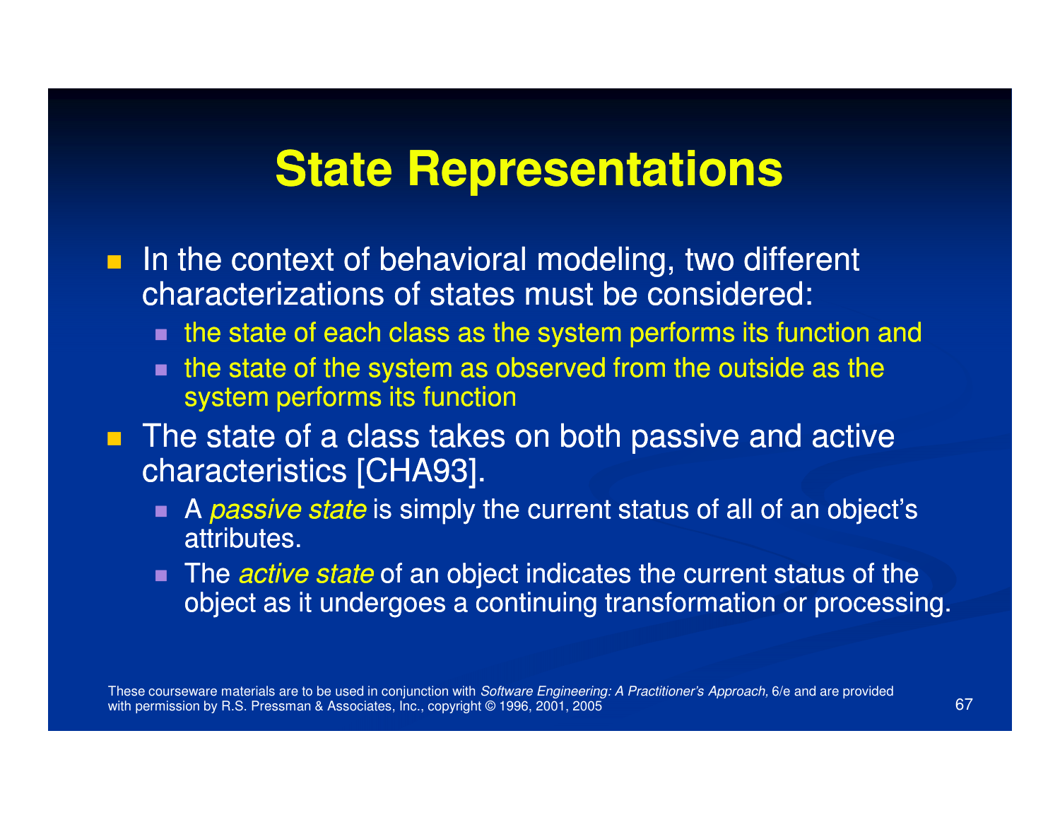# State Representations

- In the context of behavioral modeling, two different characterizations of states must be considered:
  - the state of each class as the system performs its function and
  - the state of the system as observed from the outside as the system performs its function
- The state of a class takes on both passive and active characteristics [CHA93].
  - A *passive state* is simply the current status of all of an object's attributes.
  - The *active state* of an object indicates the current status of the object as it undergoes a continuing transformation or processing.

These courseware materials are to be used in conjunction with *Software Engineering: A Practitioner's Approach,* 6/e and are provided with permission by R.S. Pressman & Associates, Inc., copyright © 1996, 2001, 2005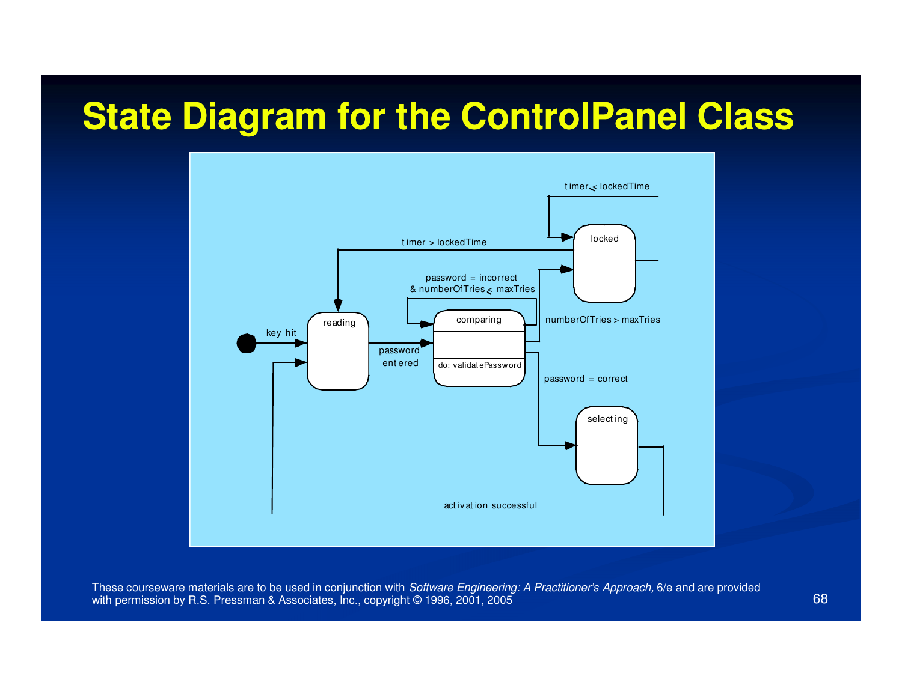# State Diagram for the ControlPanel Class

timer ≤ lockedTime

timer > lockedTime

locked

password = incorrect
& numberOfTries ≤ maxTries

numberOfTries > maxTries

key hit

reading

comparing

password entered

do: validatePassword

password = correct

selecting

activation successful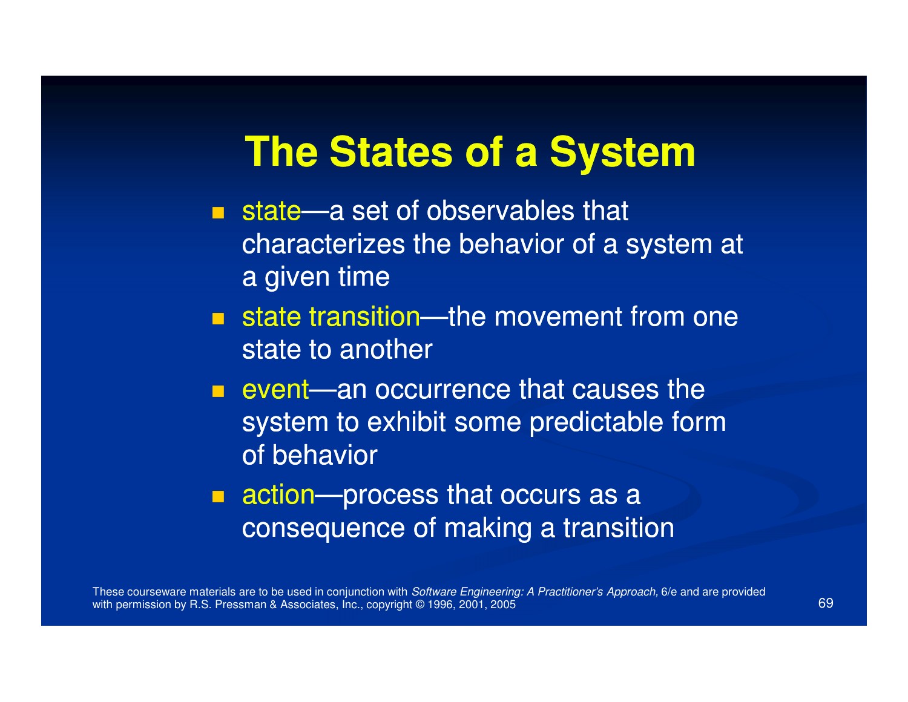# The States of a System

- state—a set of observables that characterizes the behavior of a system at a given time
- state transition—the movement from one state to another
- event—an occurrence that causes the system to exhibit some predictable form of behavior
- action—process that occurs as a consequence of making a transition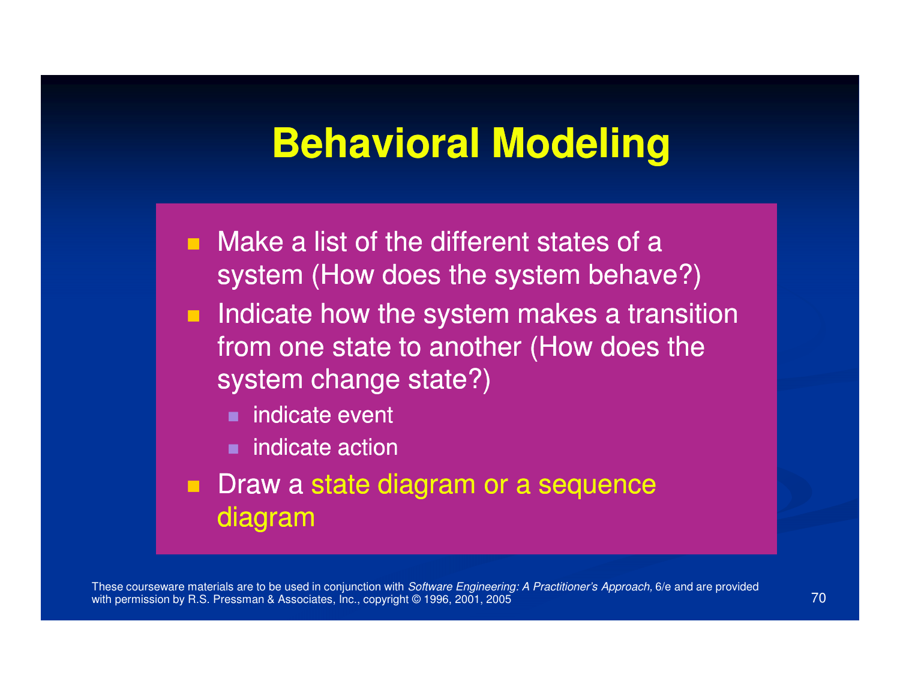# Behavioral Modeling

- Make a list of the different states of a system (How does the system behave?)
- Indicate how the system makes a transition from one state to another (How does the system change state?)
  - indicate event
  - indicate action
- Draw a state diagram or a sequence diagram

These courseware materials are to be used in conjunction with *Software Engineering: A Practitioner's Approach,* 6/e and are provided with permission by R.S. Pressman & Associates, Inc., copyright © 1996, 2001, 2005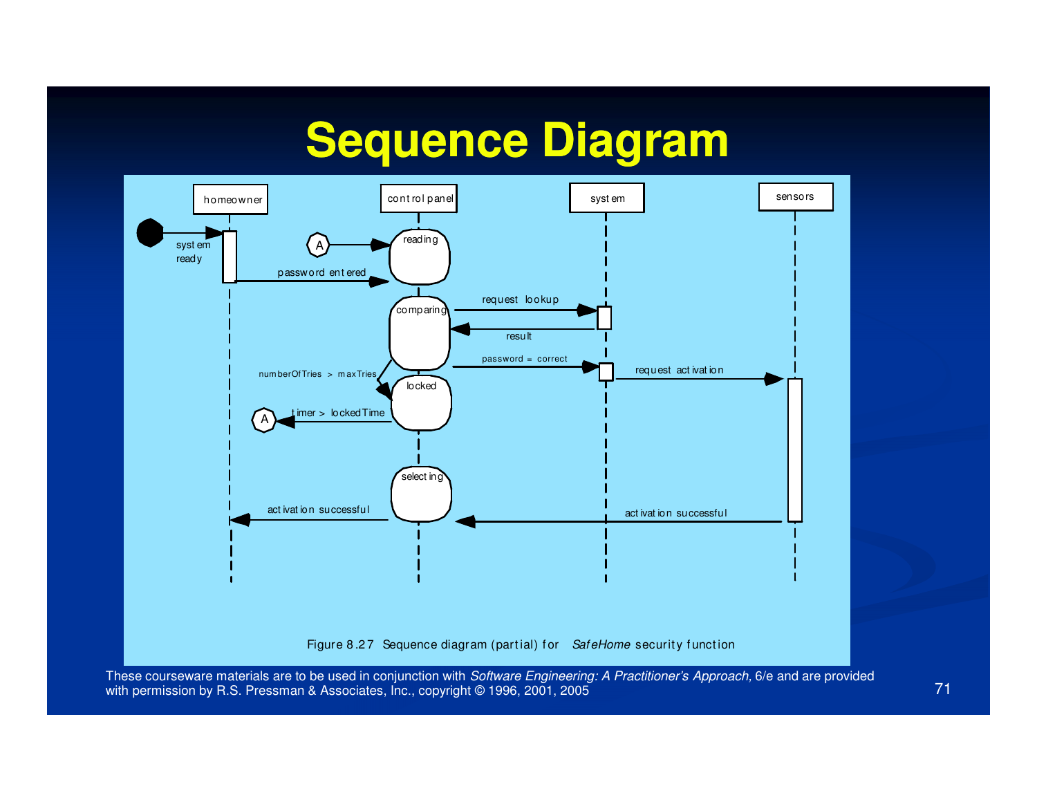# Sequence Diagram

homeowner | control panel | system | sensors

system ready

A → reading

password entered

comparing — request lookup → system; result ←

numberOfTries > maxTries

password = correct

request activation

locked

timer > lockedTime → A

selecting

activation successful

activation successful

Figure 8.27 Sequence diagram (partial) for *SafeHome* security function

These courseware materials are to be used in conjunction with *Software Engineering: A Practitioner's Approach,* 6/e and are provided with permission by R.S. Pressman & Associates, Inc., copyright © 1996, 2001, 2005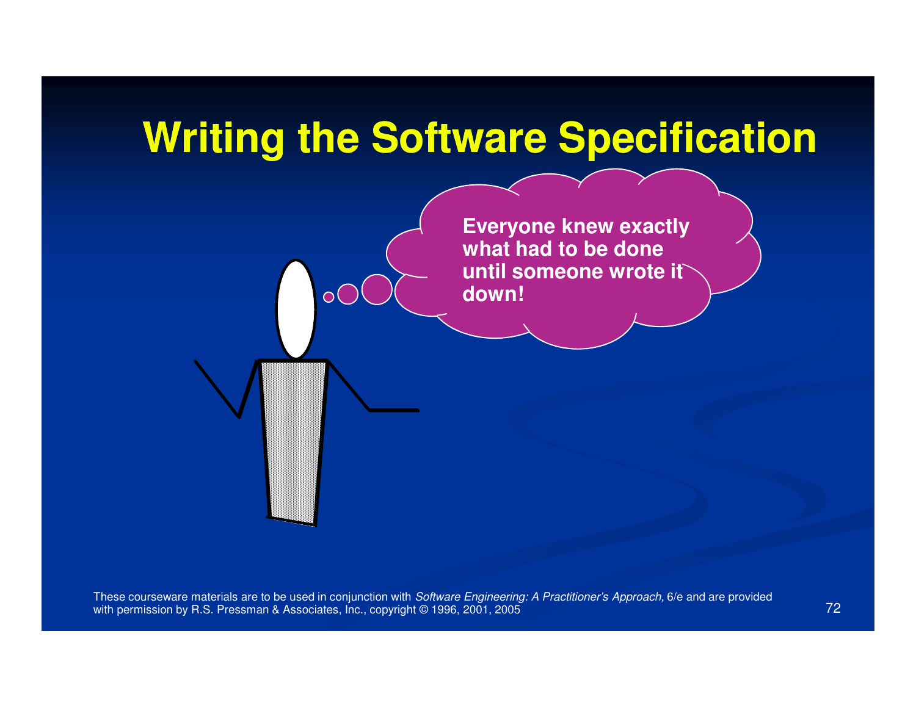# Writing the Software Specification

Everyone knew exactly what had to be done until someone wrote it down!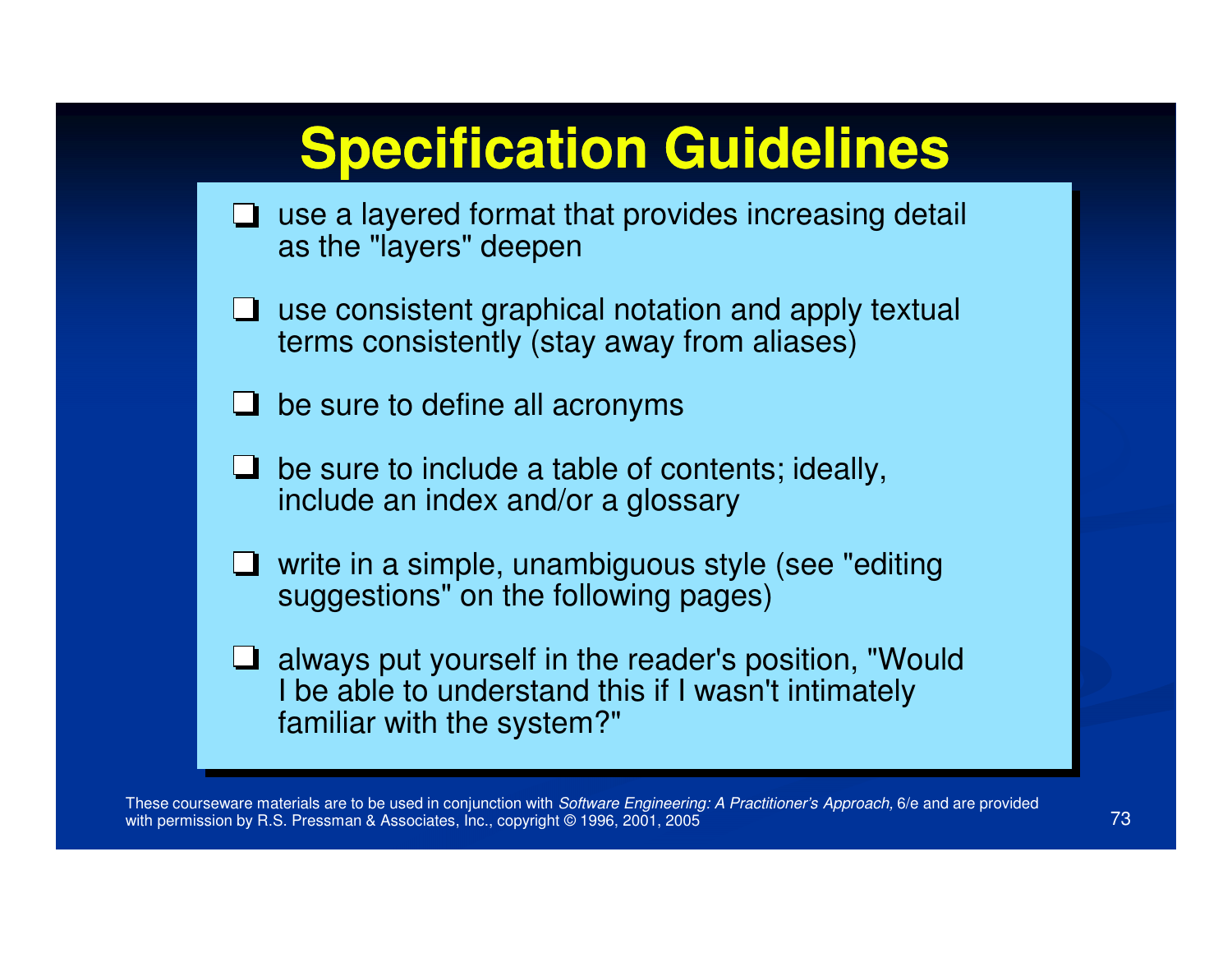# Specification Guidelines

- use a layered format that provides increasing detail as the "layers" deepen
- use consistent graphical notation and apply textual terms consistently (stay away from aliases)
- be sure to define all acronyms
- be sure to include a table of contents; ideally, include an index and/or a glossary
- write in a simple, unambiguous style (see "editing suggestions" on the following pages)
- always put yourself in the reader's position, "Would I be able to understand this if I wasn't intimately familiar with the system?"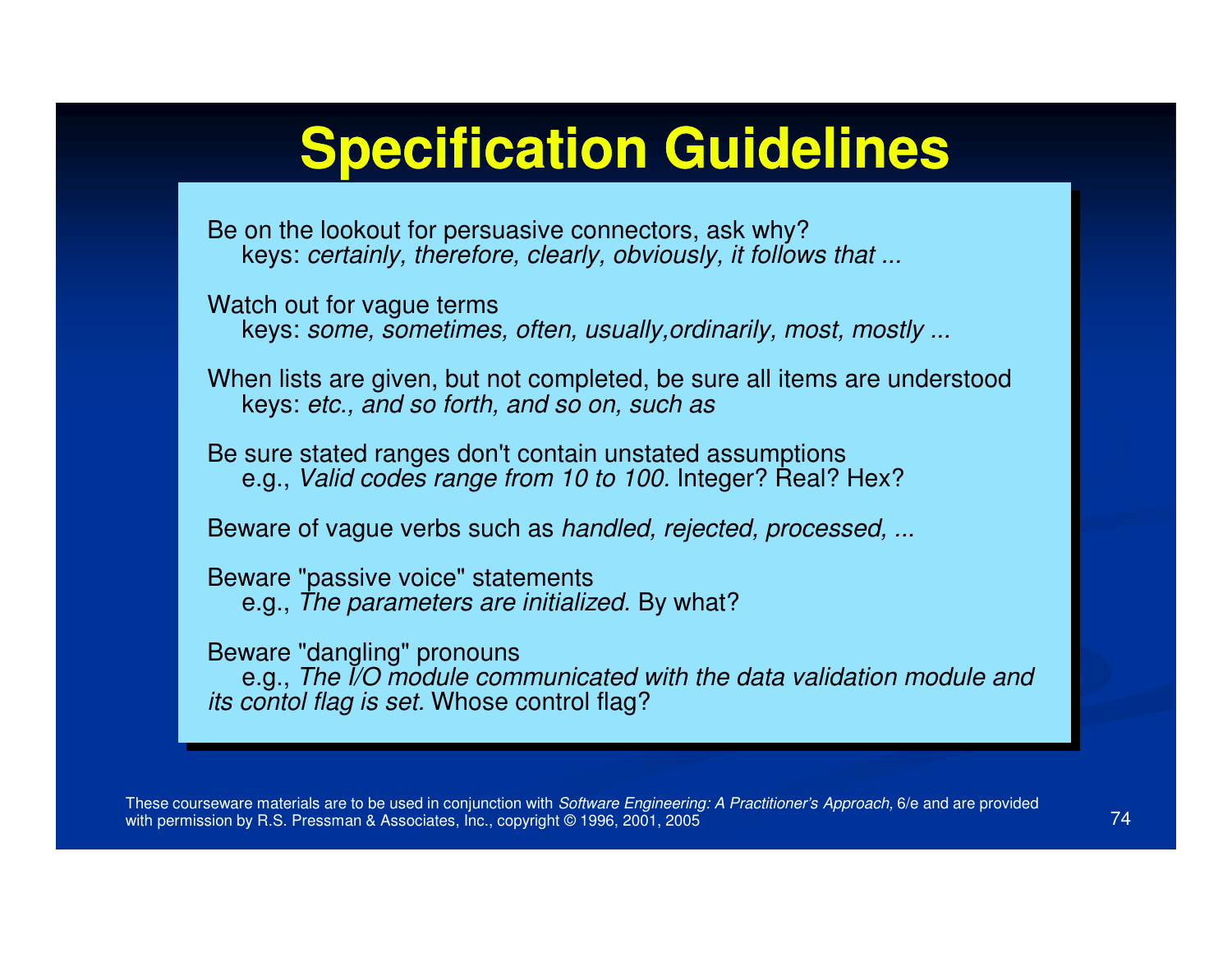# Specification Guidelines

Be on the lookout for persuasive connectors, ask why?
keys: *certainly, therefore, clearly, obviously, it follows that ...*

Watch out for vague terms
keys: *some, sometimes, often, usually,ordinarily, most, mostly ...*

When lists are given, but not completed, be sure all items are understood
keys: *etc., and so forth, and so on, such as*

Be sure stated ranges don't contain unstated assumptions
e.g., *Valid codes range from 10 to 100.* Integer? Real? Hex?

Beware of vague verbs such as *handled, rejected, processed, ...*

Beware "passive voice" statements
e.g., *The parameters are initialized.* By what?

Beware "dangling" pronouns
e.g., *The I/O module communicated with the data validation module and its contol flag is set.* Whose control flag?

These courseware materials are to be used in conjunction with *Software Engineering: A Practitioner's Approach,* 6/e and are provided with permission by R.S. Pressman & Associates, Inc., copyright © 1996, 2001, 2005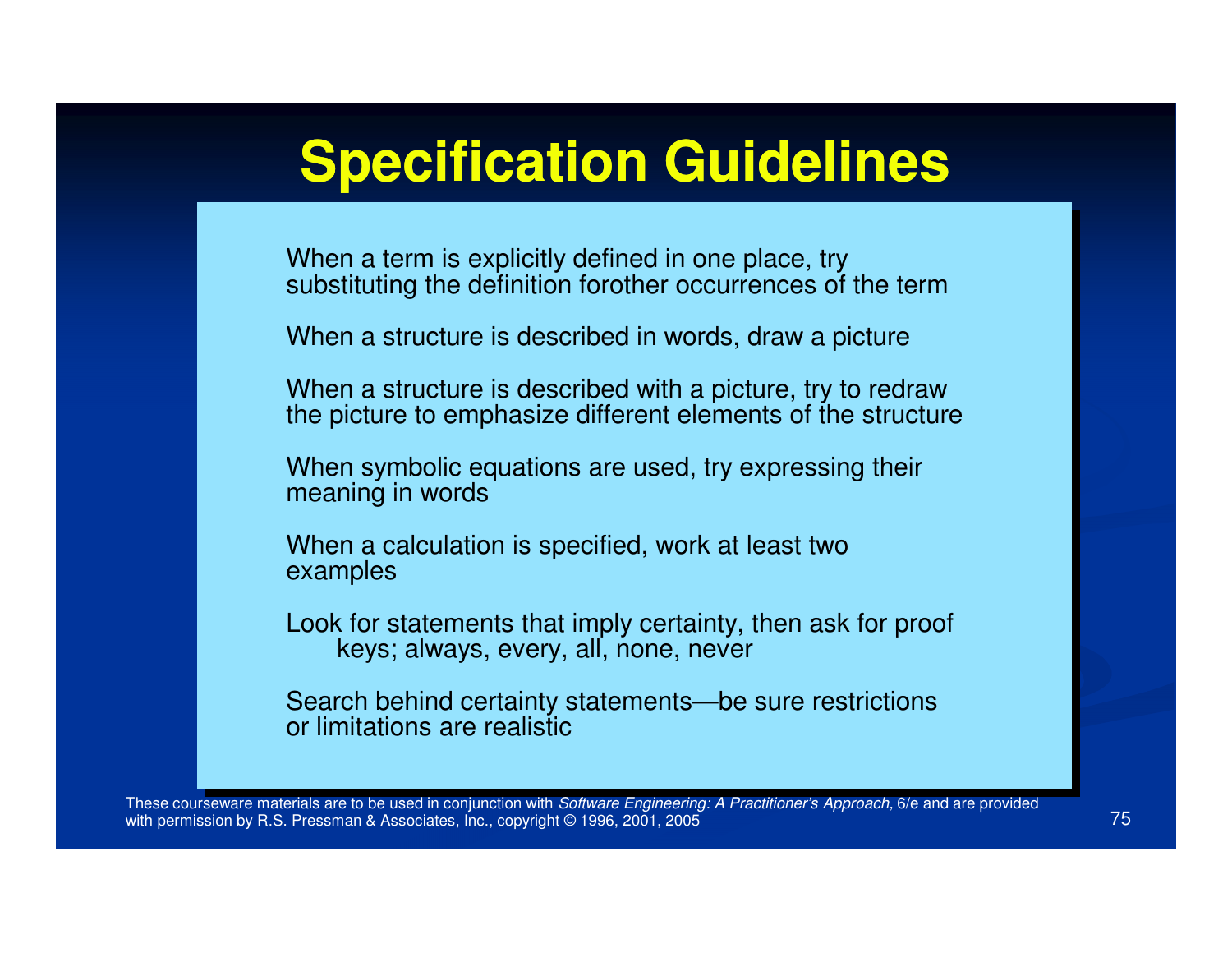# Specification Guidelines

When a term is explicitly defined in one place, try substituting the definition forother occurrences of the term

When a structure is described in words, draw a picture

When a structure is described with a picture, try to redraw the picture to emphasize different elements of the structure

When symbolic equations are used, try expressing their meaning in words

When a calculation is specified, work at least two examples

Look for statements that imply certainty, then ask for proof
    keys; always, every, all, none, never

Search behind certainty statements—be sure restrictions or limitations are realistic

These courseware materials are to be used in conjunction with *Software Engineering: A Practitioner's Approach,* 6/e and are provided with permission by R.S. Pressman & Associates, Inc., copyright © 1996, 2001, 2005